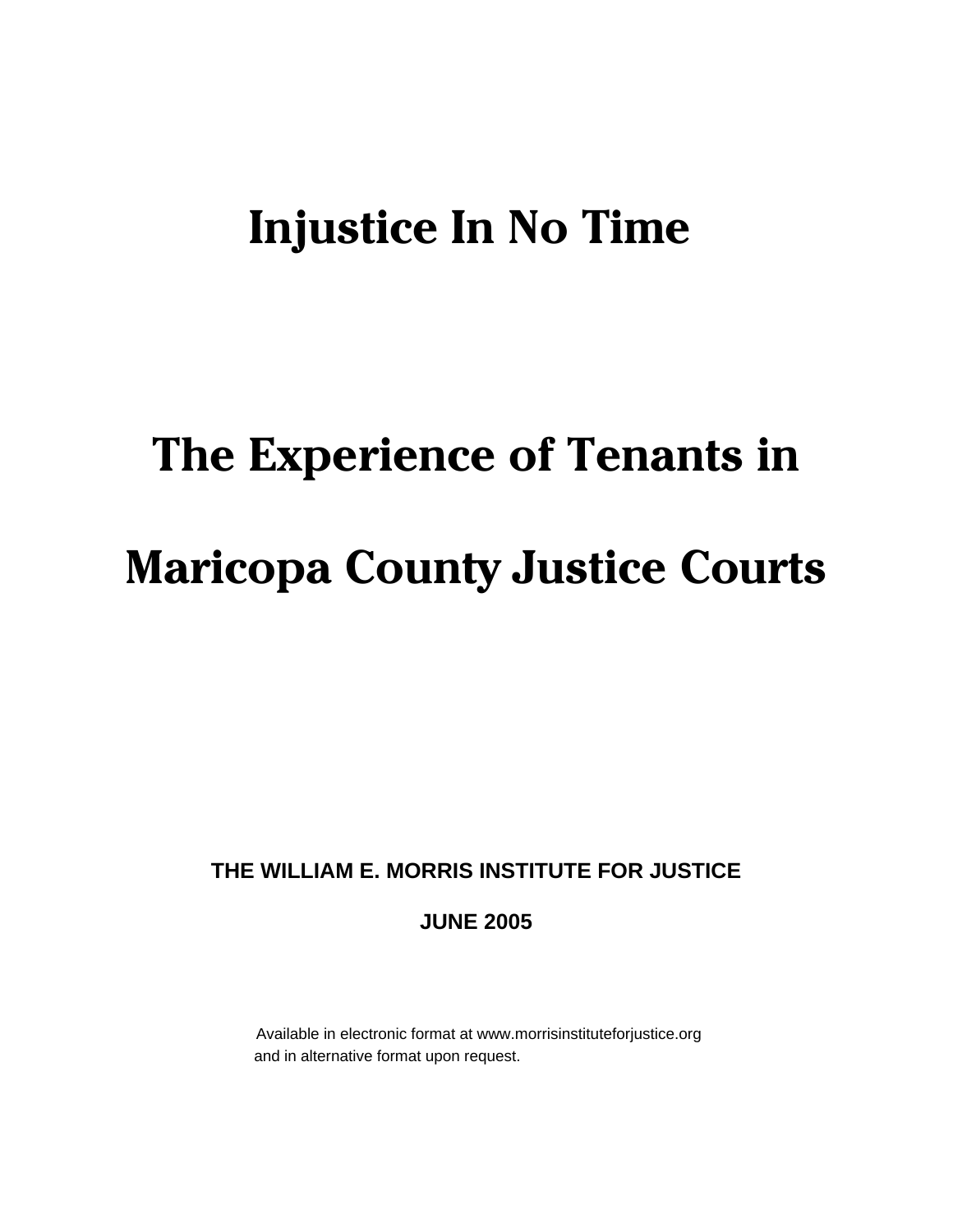# Injustice In No Time

# The Experience of Tenants in Maricopa County Justice Courts

**THE WILLIAM E. MORRIS INSTITUTE FOR JUSTICE**

**JUNE 2005**

Available in electronic format at www.morrisinstituteforjustice.org and in alternative format upon request.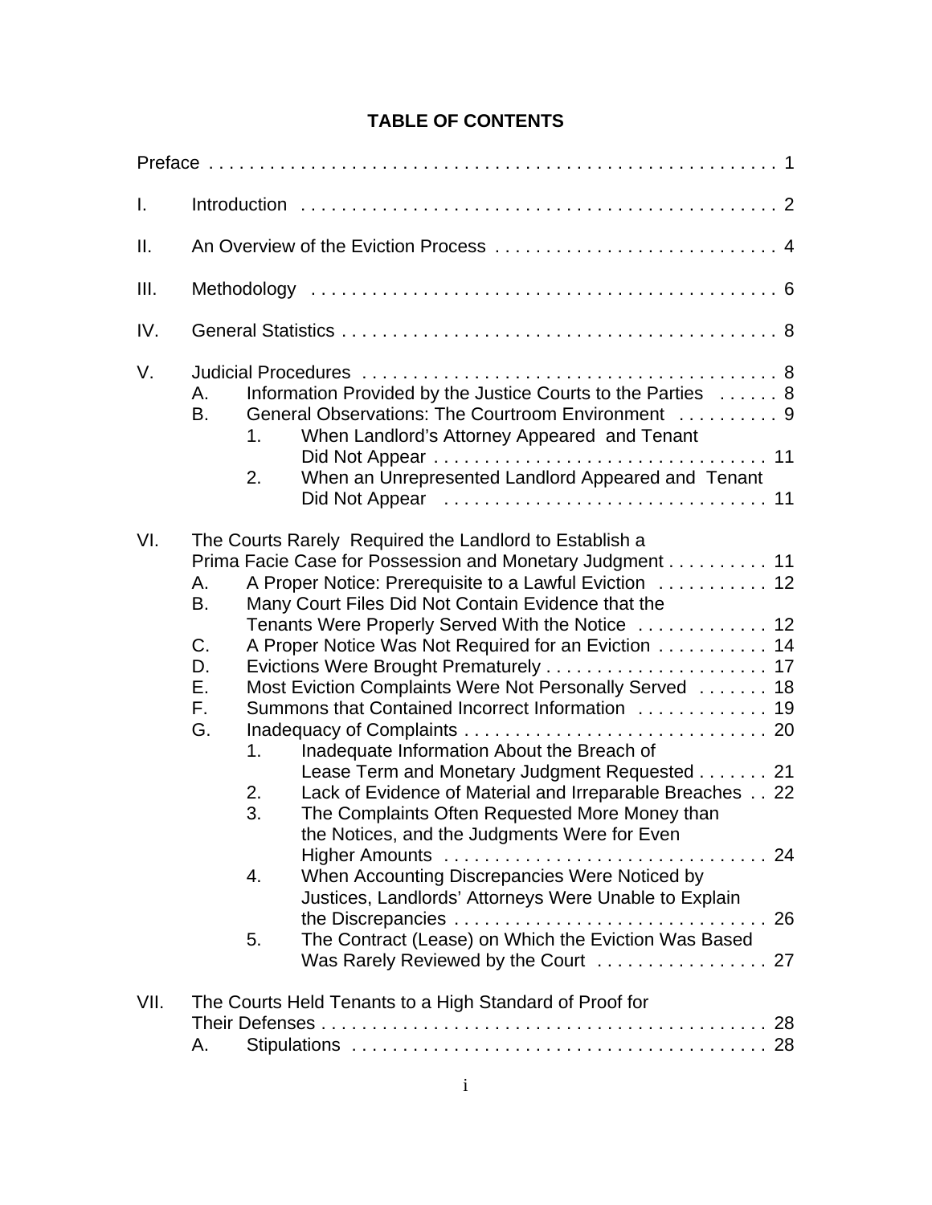# TABLE OF CONTENTS

Preface . . . . . . . . . . . . . . . . . . . . . . . . . . . . . . . . . . . . . . . . . . . . . . . . . . . . . . . 1

I. Introduction . . . . . . . . . . . . . . . . . . . . . . . . . . . . . . . . . . . . . . . . . . . . . . . 2

II. An Overview of the Eviction Process . . . . . . . . . . . . . . . . . . . . . . . . . . . . 4

III. Methodology . . . . . . . . . . . . . . . . . . . . . . . . . . . . . . . . . . . . . . . . . . . . . . 6

IV. General Statistics . . . . . . . . . . . . . . . . . . . . . . . . . . . . . . . . . . . . . . . . . . . 8

V. Judicial Procedures . . . . . . . . . . . . . . . . . . . . . . . . . . . . . . . . . . . . . . . . . 8
- A. Information Provided by the Justice Courts to the Parties . . . . . . 8
- B. General Observations: The Courtroom Environment . . . . . . . . . . 9
  - 1. When Landlord's Attorney Appeared and Tenant Did Not Appear . . . . . . . . . . . . . . . . . . . . . . . . . . . . . . . . . 11
  - 2. When an Unrepresented Landlord Appeared and Tenant Did Not Appear . . . . . . . . . . . . . . . . . . . . . . . . . . . . . . . . 11

VI. The Courts Rarely Required the Landlord to Establish a Prima Facie Case for Possession and Monetary Judgment . . . . . . . . . . 11
- A. A Proper Notice: Prerequisite to a Lawful Eviction . . . . . . . . . . . 12
- B. Many Court Files Did Not Contain Evidence that the Tenants Were Properly Served With the Notice . . . . . . . . . . . . . 12
- C. A Proper Notice Was Not Required for an Eviction . . . . . . . . . . . 14
- D. Evictions Were Brought Prematurely . . . . . . . . . . . . . . . . . . . . . . 17
- E. Most Eviction Complaints Were Not Personally Served . . . . . . . 18
- F. Summons that Contained Incorrect Information . . . . . . . . . . . . . 19
- G. Inadequacy of Complaints . . . . . . . . . . . . . . . . . . . . . . . . . . . . . . 20
  - 1. Inadequate Information About the Breach of Lease Term and Monetary Judgment Requested . . . . . . . 21
  - 2. Lack of Evidence of Material and Irreparable Breaches . . 22
  - 3. The Complaints Often Requested More Money than the Notices, and the Judgments Were for Even Higher Amounts . . . . . . . . . . . . . . . . . . . . . . . . . . . . . . . . 24
  - 4. When Accounting Discrepancies Were Noticed by Justices, Landlords' Attorneys Were Unable to Explain the Discrepancies . . . . . . . . . . . . . . . . . . . . . . . . . . . . . . . 26
  - 5. The Contract (Lease) on Which the Eviction Was Based Was Rarely Reviewed by the Court . . . . . . . . . . . . . . . . . 27

VII. The Courts Held Tenants to a High Standard of Proof for Their Defenses . . . . . . . . . . . . . . . . . . . . . . . . . . . . . . . . . . . . . . . . . . . . . 28
- A. Stipulations . . . . . . . . . . . . . . . . . . . . . . . . . . . . . . . . . . . . . . . . . 28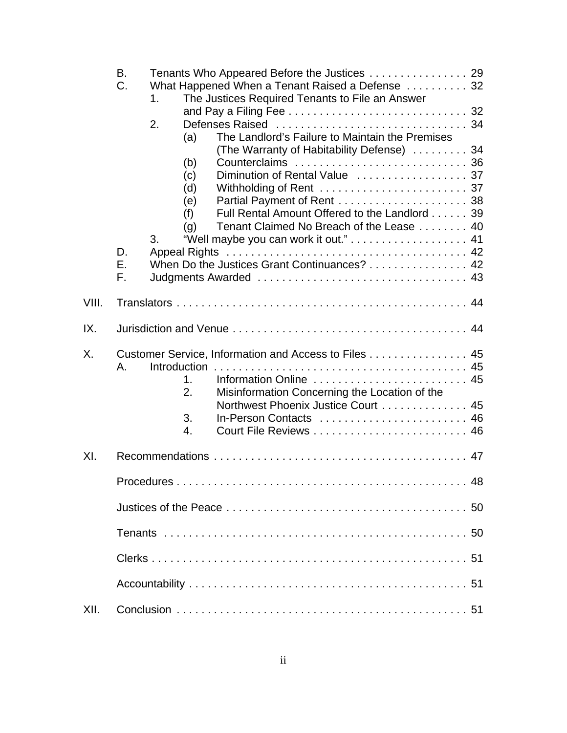- B. Tenants Who Appeared Before the Justices . . . . . . . . . . . . . . . . 29
- C. What Happened When a Tenant Raised a Defense . . . . . . . . . . 32
  - 1. The Justices Required Tenants to File an Answer and Pay a Filing Fee . . . . . . . . . . . . . . . . . . . . . . . . . . . . . 32
  - 2. Defenses Raised . . . . . . . . . . . . . . . . . . . . . . . . . . . . . . . 34
    - (a) The Landlord's Failure to Maintain the Premises (The Warranty of Habitability Defense) . . . . . . . . . 34
    - (b) Counterclaims . . . . . . . . . . . . . . . . . . . . . . . . . . . . 36
    - (c) Diminution of Rental Value . . . . . . . . . . . . . . . . . . 37
    - (d) Withholding of Rent . . . . . . . . . . . . . . . . . . . . . . . . 37
    - (e) Partial Payment of Rent . . . . . . . . . . . . . . . . . . . . . 38
    - (f) Full Rental Amount Offered to the Landlord . . . . . . 39
    - (g) Tenant Claimed No Breach of the Lease . . . . . . . . 40
  - 3. "Well maybe you can work it out." . . . . . . . . . . . . . . . . . . . 41
- D. Appeal Rights . . . . . . . . . . . . . . . . . . . . . . . . . . . . . . . . . . . . . . 42
- E. When Do the Justices Grant Continuances? . . . . . . . . . . . . . . . . 42
- F. Judgments Awarded . . . . . . . . . . . . . . . . . . . . . . . . . . . . . . . . . 43

VIII. Translators . . . . . . . . . . . . . . . . . . . . . . . . . . . . . . . . . . . . . . . . . . . . . . . 44

IX. Jurisdiction and Venue . . . . . . . . . . . . . . . . . . . . . . . . . . . . . . . . . . . . . . . 44

X. Customer Service, Information and Access to Files . . . . . . . . . . . . . . . . 45
- A. Introduction . . . . . . . . . . . . . . . . . . . . . . . . . . . . . . . . . . . . . . . . . 45
  - 1. Information Online . . . . . . . . . . . . . . . . . . . . . . . . . 45
  - 2. Misinformation Concerning the Location of the Northwest Phoenix Justice Court . . . . . . . . . . . . . . 45
  - 3. In-Person Contacts . . . . . . . . . . . . . . . . . . . . . . . . 46
  - 4. Court File Reviews . . . . . . . . . . . . . . . . . . . . . . . . . 46

XI. Recommendations . . . . . . . . . . . . . . . . . . . . . . . . . . . . . . . . . . . . . . . . . 47

Procedures . . . . . . . . . . . . . . . . . . . . . . . . . . . . . . . . . . . . . . . . . . . . . . . 48

Justices of the Peace . . . . . . . . . . . . . . . . . . . . . . . . . . . . . . . . . . . . . . . 50

Tenants . . . . . . . . . . . . . . . . . . . . . . . . . . . . . . . . . . . . . . . . . . . . . . . . . 50

Clerks . . . . . . . . . . . . . . . . . . . . . . . . . . . . . . . . . . . . . . . . . . . . . . . . . . . 51

Accountability . . . . . . . . . . . . . . . . . . . . . . . . . . . . . . . . . . . . . . . . . . . . . 51

XII. Conclusion . . . . . . . . . . . . . . . . . . . . . . . . . . . . . . . . . . . . . . . . . . . . . . . 51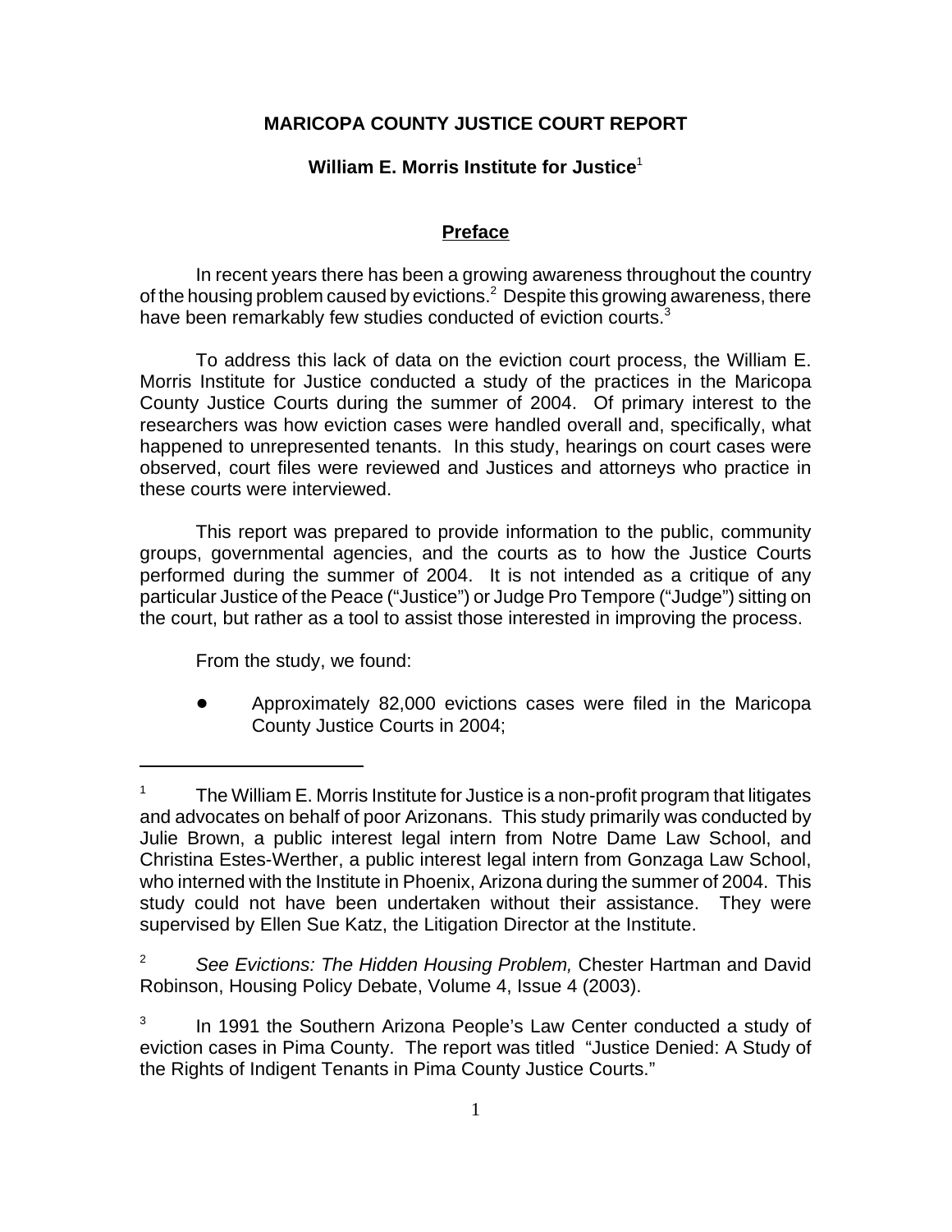**MARICOPA COUNTY JUSTICE COURT REPORT**

**William E. Morris Institute for Justice**[1]

## Preface

In recent years there has been a growing awareness throughout the country of the housing problem caused by evictions.[2] Despite this growing awareness, there have been remarkably few studies conducted of eviction courts.[3]

To address this lack of data on the eviction court process, the William E. Morris Institute for Justice conducted a study of the practices in the Maricopa County Justice Courts during the summer of 2004. Of primary interest to the researchers was how eviction cases were handled overall and, specifically, what happened to unrepresented tenants. In this study, hearings on court cases were observed, court files were reviewed and Justices and attorneys who practice in these courts were interviewed.

This report was prepared to provide information to the public, community groups, governmental agencies, and the courts as to how the Justice Courts performed during the summer of 2004. It is not intended as a critique of any particular Justice of the Peace ("Justice") or Judge Pro Tempore ("Judge") sitting on the court, but rather as a tool to assist those interested in improving the process.

From the study, we found:

- Approximately 82,000 evictions cases were filed in the Maricopa County Justice Courts in 2004;

---

[1] The William E. Morris Institute for Justice is a non-profit program that litigates and advocates on behalf of poor Arizonans. This study primarily was conducted by Julie Brown, a public interest legal intern from Notre Dame Law School, and Christina Estes-Werther, a public interest legal intern from Gonzaga Law School, who interned with the Institute in Phoenix, Arizona during the summer of 2004. This study could not have been undertaken without their assistance. They were supervised by Ellen Sue Katz, the Litigation Director at the Institute.

[2] *See Evictions: The Hidden Housing Problem,* Chester Hartman and David Robinson, Housing Policy Debate, Volume 4, Issue 4 (2003).

[3] In 1991 the Southern Arizona People's Law Center conducted a study of eviction cases in Pima County. The report was titled "Justice Denied: A Study of the Rights of Indigent Tenants in Pima County Justice Courts."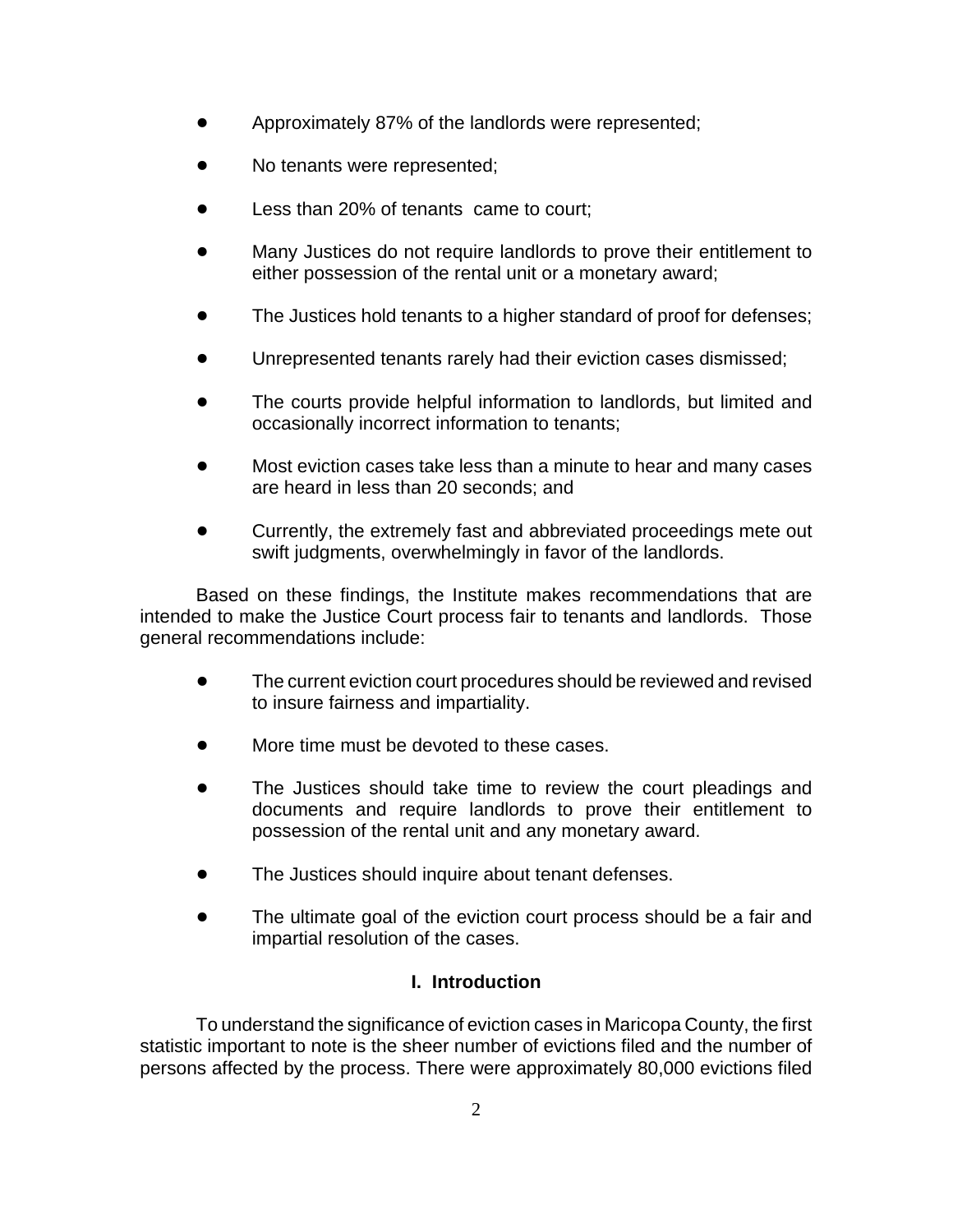- Approximately 87% of the landlords were represented;
- No tenants were represented;
- Less than 20% of tenants came to court;
- Many Justices do not require landlords to prove their entitlement to either possession of the rental unit or a monetary award;
- The Justices hold tenants to a higher standard of proof for defenses;
- Unrepresented tenants rarely had their eviction cases dismissed;
- The courts provide helpful information to landlords, but limited and occasionally incorrect information to tenants;
- Most eviction cases take less than a minute to hear and many cases are heard in less than 20 seconds; and
- Currently, the extremely fast and abbreviated proceedings mete out swift judgments, overwhelmingly in favor of the landlords.

Based on these findings, the Institute makes recommendations that are intended to make the Justice Court process fair to tenants and landlords. Those general recommendations include:

- The current eviction court procedures should be reviewed and revised to insure fairness and impartiality.
- More time must be devoted to these cases.
- The Justices should take time to review the court pleadings and documents and require landlords to prove their entitlement to possession of the rental unit and any monetary award.
- The Justices should inquire about tenant defenses.
- The ultimate goal of the eviction court process should be a fair and impartial resolution of the cases.

## I. Introduction

To understand the significance of eviction cases in Maricopa County, the first statistic important to note is the sheer number of evictions filed and the number of persons affected by the process. There were approximately 80,000 evictions filed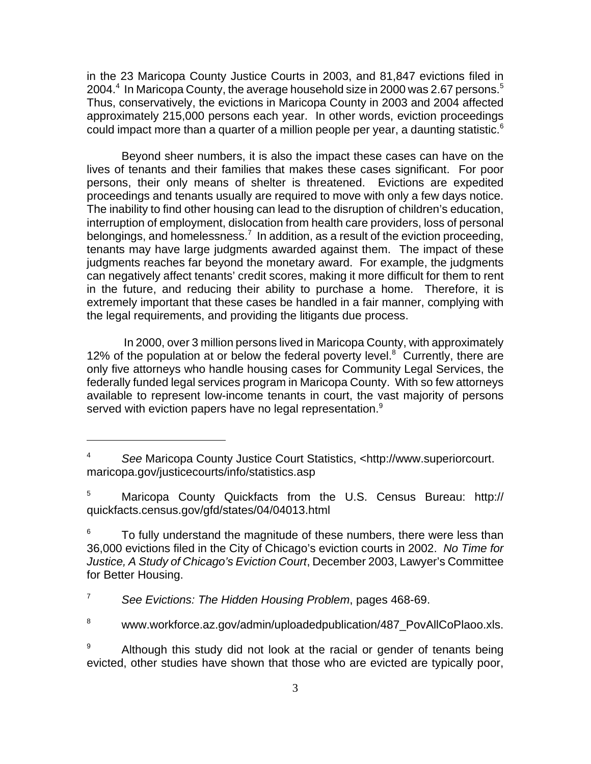in the 23 Maricopa County Justice Courts in 2003, and 81,847 evictions filed in 2004.[4] In Maricopa County, the average household size in 2000 was 2.67 persons.[5] Thus, conservatively, the evictions in Maricopa County in 2003 and 2004 affected approximately 215,000 persons each year. In other words, eviction proceedings could impact more than a quarter of a million people per year, a daunting statistic.[6]

Beyond sheer numbers, it is also the impact these cases can have on the lives of tenants and their families that makes these cases significant. For poor persons, their only means of shelter is threatened. Evictions are expedited proceedings and tenants usually are required to move with only a few days notice. The inability to find other housing can lead to the disruption of children's education, interruption of employment, dislocation from health care providers, loss of personal belongings, and homelessness.[7] In addition, as a result of the eviction proceeding, tenants may have large judgments awarded against them. The impact of these judgments reaches far beyond the monetary award. For example, the judgments can negatively affect tenants' credit scores, making it more difficult for them to rent in the future, and reducing their ability to purchase a home. Therefore, it is extremely important that these cases be handled in a fair manner, complying with the legal requirements, and providing the litigants due process.

In 2000, over 3 million persons lived in Maricopa County, with approximately 12% of the population at or below the federal poverty level.[8] Currently, there are only five attorneys who handle housing cases for Community Legal Services, the federally funded legal services program in Maricopa County. With so few attorneys available to represent low-income tenants in court, the vast majority of persons served with eviction papers have no legal representation.[9]

---

[4] *See* Maricopa County Justice Court Statistics, <http://www.superiorcourt.maricopa.gov/justicecourts/info/statistics.asp

[5] Maricopa County Quickfacts from the U.S. Census Bureau: http://quickfacts.census.gov/gfd/states/04/04013.html

[6] To fully understand the magnitude of these numbers, there were less than 36,000 evictions filed in the City of Chicago's eviction courts in 2002. *No Time for Justice, A Study of Chicago's Eviction Court*, December 2003, Lawyer's Committee for Better Housing.

[7] *See Evictions: The Hidden Housing Problem*, pages 468-69.

[8] www.workforce.az.gov/admin/uploadedpublication/487_PovAllCoPlaoo.xls.

[9] Although this study did not look at the racial or gender of tenants being evicted, other studies have shown that those who are evicted are typically poor,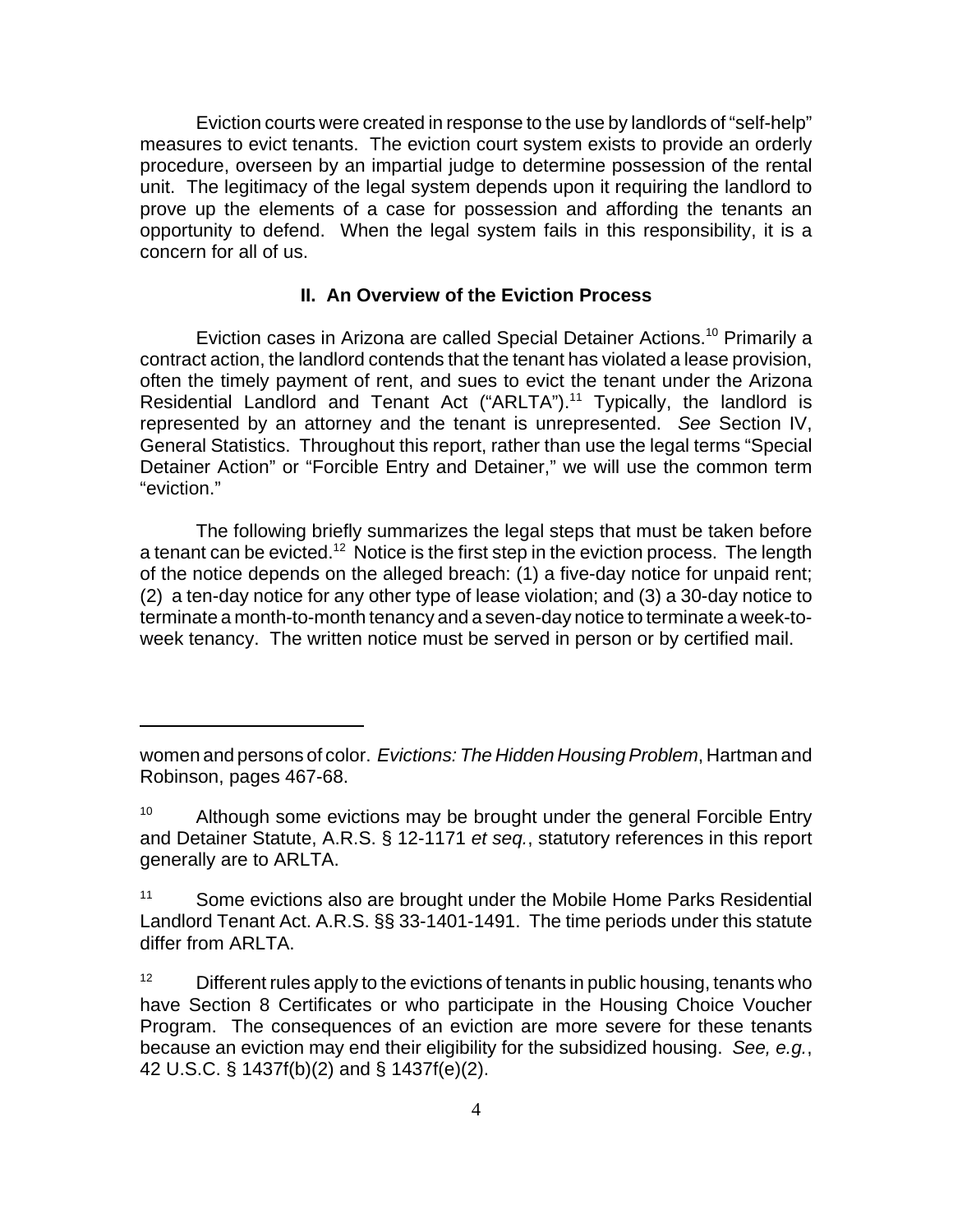Eviction courts were created in response to the use by landlords of "self-help" measures to evict tenants. The eviction court system exists to provide an orderly procedure, overseen by an impartial judge to determine possession of the rental unit. The legitimacy of the legal system depends upon it requiring the landlord to prove up the elements of a case for possession and affording the tenants an opportunity to defend. When the legal system fails in this responsibility, it is a concern for all of us.

## II. An Overview of the Eviction Process

Eviction cases in Arizona are called Special Detainer Actions.[10] Primarily a contract action, the landlord contends that the tenant has violated a lease provision, often the timely payment of rent, and sues to evict the tenant under the Arizona Residential Landlord and Tenant Act ("ARLTA").[11] Typically, the landlord is represented by an attorney and the tenant is unrepresented. *See* Section IV, General Statistics. Throughout this report, rather than use the legal terms "Special Detainer Action" or "Forcible Entry and Detainer," we will use the common term "eviction."

The following briefly summarizes the legal steps that must be taken before a tenant can be evicted.[12] Notice is the first step in the eviction process. The length of the notice depends on the alleged breach: (1) a five-day notice for unpaid rent; (2) a ten-day notice for any other type of lease violation; and (3) a 30-day notice to terminate a month-to-month tenancy and a seven-day notice to terminate a week-to-week tenancy. The written notice must be served in person or by certified mail.

---

women and persons of color. *Evictions: The Hidden Housing Problem*, Hartman and Robinson, pages 467-68.

[10] Although some evictions may be brought under the general Forcible Entry and Detainer Statute, A.R.S. § 12-1171 *et seq.*, statutory references in this report generally are to ARLTA.

[11] Some evictions also are brought under the Mobile Home Parks Residential Landlord Tenant Act. A.R.S. §§ 33-1401-1491. The time periods under this statute differ from ARLTA.

[12] Different rules apply to the evictions of tenants in public housing, tenants who have Section 8 Certificates or who participate in the Housing Choice Voucher Program. The consequences of an eviction are more severe for these tenants because an eviction may end their eligibility for the subsidized housing. *See, e.g.*, 42 U.S.C. § 1437f(b)(2) and § 1437f(e)(2).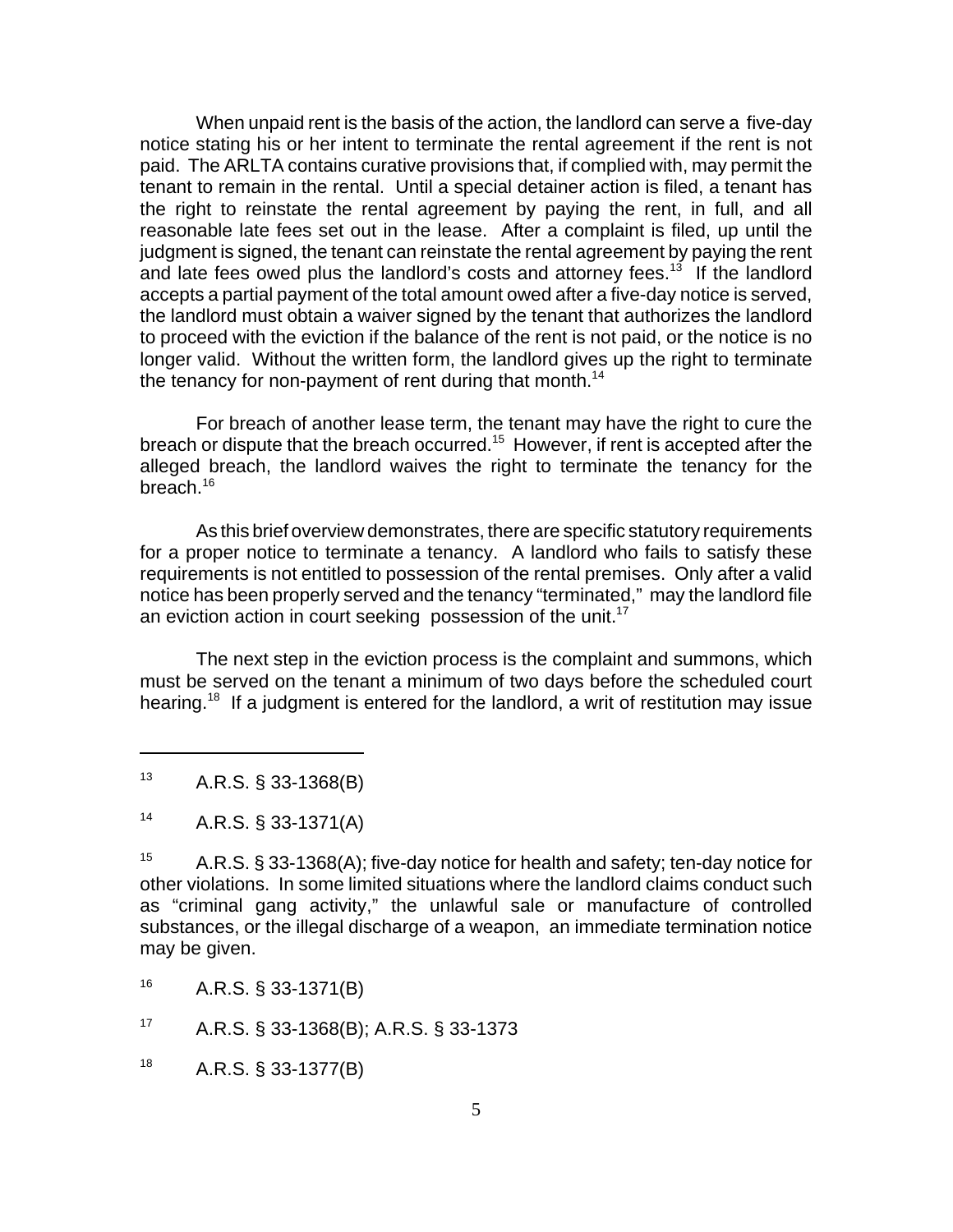When unpaid rent is the basis of the action, the landlord can serve a five-day notice stating his or her intent to terminate the rental agreement if the rent is not paid. The ARLTA contains curative provisions that, if complied with, may permit the tenant to remain in the rental. Until a special detainer action is filed, a tenant has the right to reinstate the rental agreement by paying the rent, in full, and all reasonable late fees set out in the lease. After a complaint is filed, up until the judgment is signed, the tenant can reinstate the rental agreement by paying the rent and late fees owed plus the landlord's costs and attorney fees.[13] If the landlord accepts a partial payment of the total amount owed after a five-day notice is served, the landlord must obtain a waiver signed by the tenant that authorizes the landlord to proceed with the eviction if the balance of the rent is not paid, or the notice is no longer valid. Without the written form, the landlord gives up the right to terminate the tenancy for non-payment of rent during that month.[14]

For breach of another lease term, the tenant may have the right to cure the breach or dispute that the breach occurred.[15] However, if rent is accepted after the alleged breach, the landlord waives the right to terminate the tenancy for the breach.[16]

As this brief overview demonstrates, there are specific statutory requirements for a proper notice to terminate a tenancy. A landlord who fails to satisfy these requirements is not entitled to possession of the rental premises. Only after a valid notice has been properly served and the tenancy "terminated," may the landlord file an eviction action in court seeking possession of the unit.[17]

The next step in the eviction process is the complaint and summons, which must be served on the tenant a minimum of two days before the scheduled court hearing.[18] If a judgment is entered for the landlord, a writ of restitution may issue

---

[13] A.R.S. § 33-1368(B)

[14] A.R.S. § 33-1371(A)

[15] A.R.S. § 33-1368(A); five-day notice for health and safety; ten-day notice for other violations. In some limited situations where the landlord claims conduct such as "criminal gang activity," the unlawful sale or manufacture of controlled substances, or the illegal discharge of a weapon, an immediate termination notice may be given.

[16] A.R.S. § 33-1371(B)

[17] A.R.S. § 33-1368(B); A.R.S. § 33-1373

[18] A.R.S. § 33-1377(B)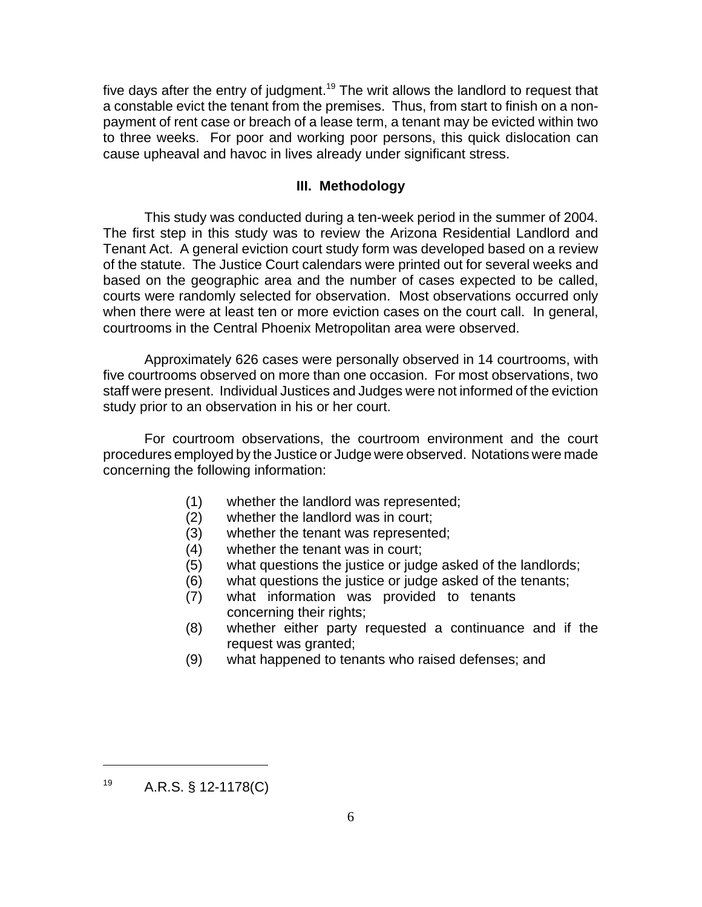five days after the entry of judgment.[19] The writ allows the landlord to request that a constable evict the tenant from the premises. Thus, from start to finish on a non-payment of rent case or breach of a lease term, a tenant may be evicted within two to three weeks. For poor and working poor persons, this quick dislocation can cause upheaval and havoc in lives already under significant stress.

## III. Methodology

This study was conducted during a ten-week period in the summer of 2004. The first step in this study was to review the Arizona Residential Landlord and Tenant Act. A general eviction court study form was developed based on a review of the statute. The Justice Court calendars were printed out for several weeks and based on the geographic area and the number of cases expected to be called, courts were randomly selected for observation. Most observations occurred only when there were at least ten or more eviction cases on the court call. In general, courtrooms in the Central Phoenix Metropolitan area were observed.

Approximately 626 cases were personally observed in 14 courtrooms, with five courtrooms observed on more than one occasion. For most observations, two staff were present. Individual Justices and Judges were not informed of the eviction study prior to an observation in his or her court.

For courtroom observations, the courtroom environment and the court procedures employed by the Justice or Judge were observed. Notations were made concerning the following information:

(1) whether the landlord was represented;
(2) whether the landlord was in court;
(3) whether the tenant was represented;
(4) whether the tenant was in court;
(5) what questions the justice or judge asked of the landlords;
(6) what questions the justice or judge asked of the tenants;
(7) what information was provided to tenants concerning their rights;
(8) whether either party requested a continuance and if the request was granted;
(9) what happened to tenants who raised defenses; and

---

[19] A.R.S. § 12-1178(C)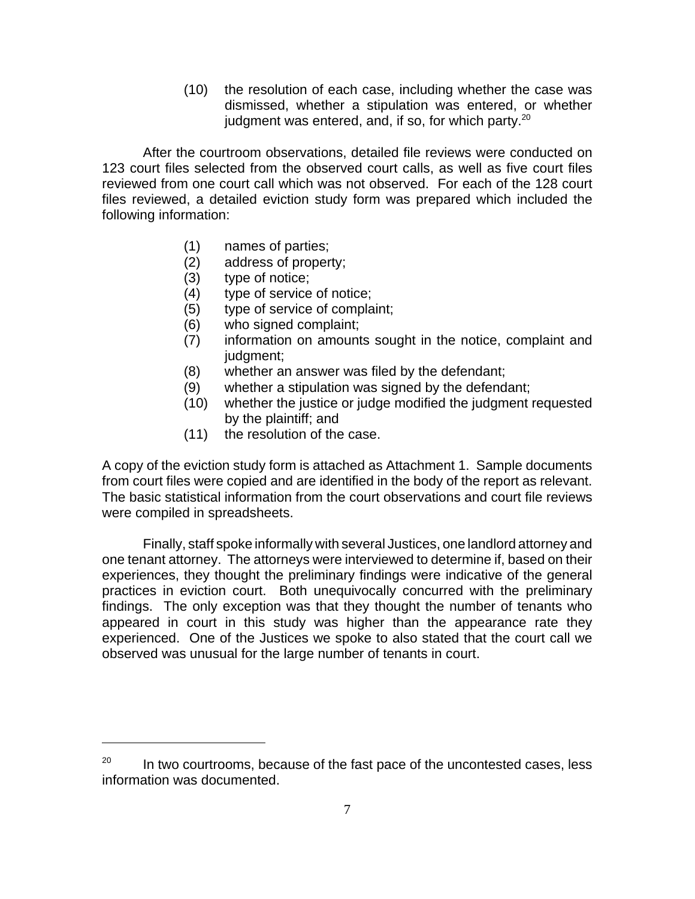(10) the resolution of each case, including whether the case was dismissed, whether a stipulation was entered, or whether judgment was entered, and, if so, for which party.[20]

After the courtroom observations, detailed file reviews were conducted on 123 court files selected from the observed court calls, as well as five court files reviewed from one court call which was not observed. For each of the 128 court files reviewed, a detailed eviction study form was prepared which included the following information:

(1) names of parties;
(2) address of property;
(3) type of notice;
(4) type of service of notice;
(5) type of service of complaint;
(6) who signed complaint;
(7) information on amounts sought in the notice, complaint and judgment;
(8) whether an answer was filed by the defendant;
(9) whether a stipulation was signed by the defendant;
(10) whether the justice or judge modified the judgment requested by the plaintiff; and
(11) the resolution of the case.

A copy of the eviction study form is attached as Attachment 1. Sample documents from court files were copied and are identified in the body of the report as relevant. The basic statistical information from the court observations and court file reviews were compiled in spreadsheets.

Finally, staff spoke informally with several Justices, one landlord attorney and one tenant attorney. The attorneys were interviewed to determine if, based on their experiences, they thought the preliminary findings were indicative of the general practices in eviction court. Both unequivocally concurred with the preliminary findings. The only exception was that they thought the number of tenants who appeared in court in this study was higher than the appearance rate they experienced. One of the Justices we spoke to also stated that the court call we observed was unusual for the large number of tenants in court.

---

[20] In two courtrooms, because of the fast pace of the uncontested cases, less information was documented.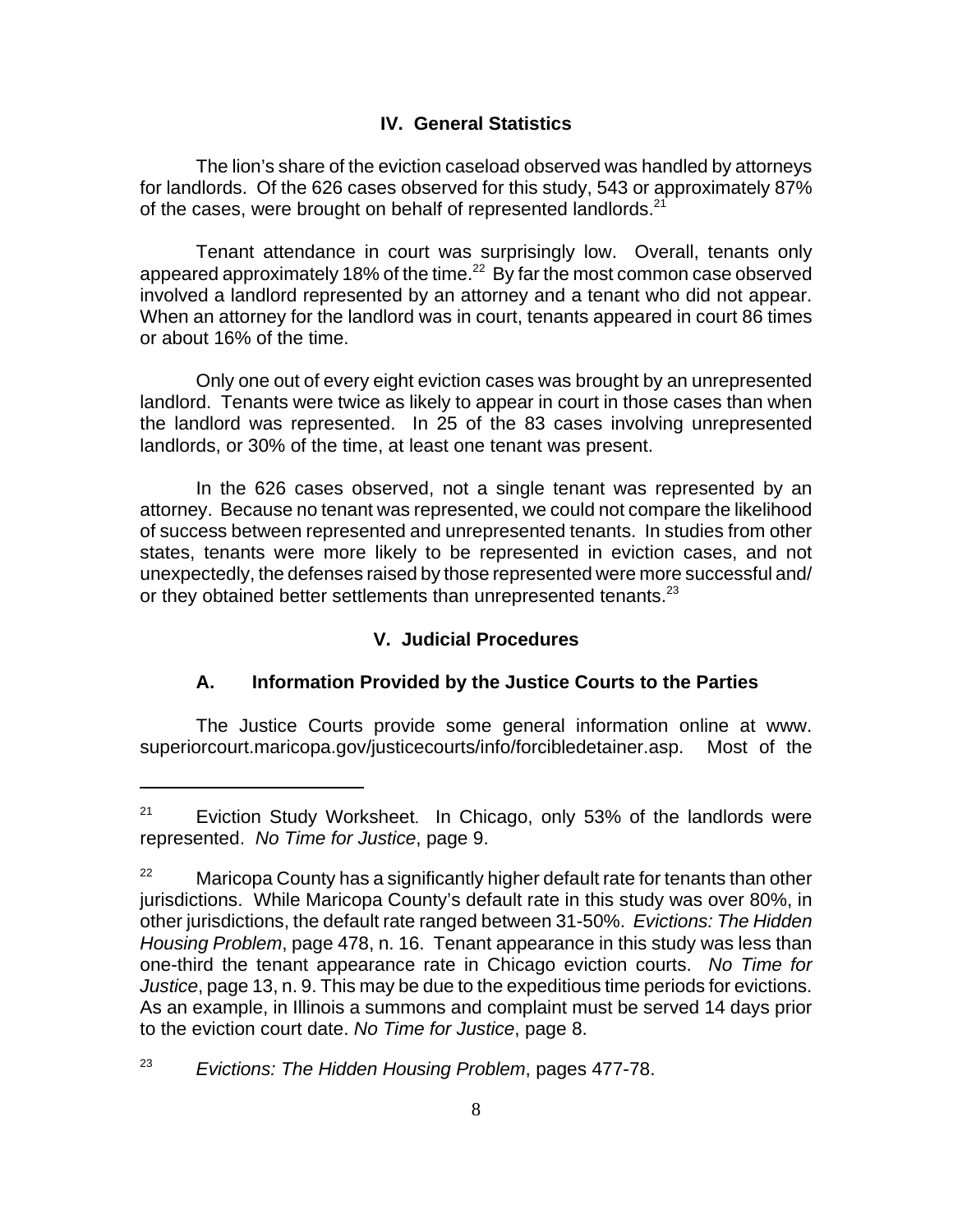## IV. General Statistics

The lion's share of the eviction caseload observed was handled by attorneys for landlords. Of the 626 cases observed for this study, 543 or approximately 87% of the cases, were brought on behalf of represented landlords.[21]

Tenant attendance in court was surprisingly low. Overall, tenants only appeared approximately 18% of the time.[22] By far the most common case observed involved a landlord represented by an attorney and a tenant who did not appear. When an attorney for the landlord was in court, tenants appeared in court 86 times or about 16% of the time.

Only one out of every eight eviction cases was brought by an unrepresented landlord. Tenants were twice as likely to appear in court in those cases than when the landlord was represented. In 25 of the 83 cases involving unrepresented landlords, or 30% of the time, at least one tenant was present.

In the 626 cases observed, not a single tenant was represented by an attorney. Because no tenant was represented, we could not compare the likelihood of success between represented and unrepresented tenants. In studies from other states, tenants were more likely to be represented in eviction cases, and not unexpectedly, the defenses raised by those represented were more successful and/or they obtained better settlements than unrepresented tenants.[23]

## V. Judicial Procedures

### A. Information Provided by the Justice Courts to the Parties

The Justice Courts provide some general information online at www.superiorcourt.maricopa.gov/justicecourts/info/forcibledetainer.asp. Most of the

---

[21] Eviction Study Worksheet. In Chicago, only 53% of the landlords were represented. *No Time for Justice*, page 9.

[22] Maricopa County has a significantly higher default rate for tenants than other jurisdictions. While Maricopa County's default rate in this study was over 80%, in other jurisdictions, the default rate ranged between 31-50%. *Evictions: The Hidden Housing Problem*, page 478, n. 16. Tenant appearance in this study was less than one-third the tenant appearance rate in Chicago eviction courts. *No Time for Justice*, page 13, n. 9. This may be due to the expeditious time periods for evictions. As an example, in Illinois a summons and complaint must be served 14 days prior to the eviction court date. *No Time for Justice*, page 8.

[23] *Evictions: The Hidden Housing Problem*, pages 477-78.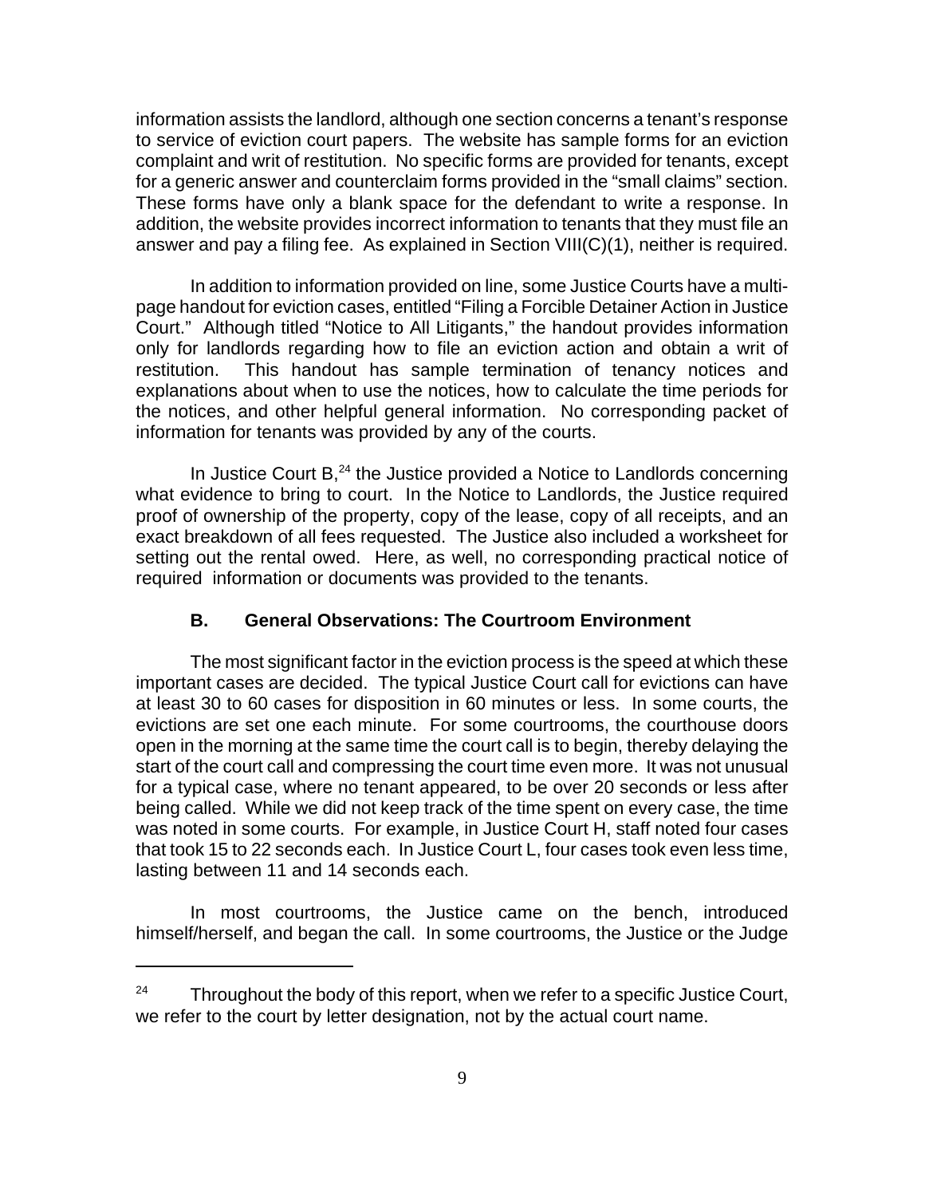information assists the landlord, although one section concerns a tenant's response to service of eviction court papers. The website has sample forms for an eviction complaint and writ of restitution. No specific forms are provided for tenants, except for a generic answer and counterclaim forms provided in the "small claims" section. These forms have only a blank space for the defendant to write a response. In addition, the website provides incorrect information to tenants that they must file an answer and pay a filing fee. As explained in Section VIII(C)(1), neither is required.

In addition to information provided on line, some Justice Courts have a multi-page handout for eviction cases, entitled "Filing a Forcible Detainer Action in Justice Court." Although titled "Notice to All Litigants," the handout provides information only for landlords regarding how to file an eviction action and obtain a writ of restitution. This handout has sample termination of tenancy notices and explanations about when to use the notices, how to calculate the time periods for the notices, and other helpful general information. No corresponding packet of information for tenants was provided by any of the courts.

In Justice Court B,[24] the Justice provided a Notice to Landlords concerning what evidence to bring to court. In the Notice to Landlords, the Justice required proof of ownership of the property, copy of the lease, copy of all receipts, and an exact breakdown of all fees requested. The Justice also included a worksheet for setting out the rental owed. Here, as well, no corresponding practical notice of required information or documents was provided to the tenants.

### B. General Observations: The Courtroom Environment

The most significant factor in the eviction process is the speed at which these important cases are decided. The typical Justice Court call for evictions can have at least 30 to 60 cases for disposition in 60 minutes or less. In some courts, the evictions are set one each minute. For some courtrooms, the courthouse doors open in the morning at the same time the court call is to begin, thereby delaying the start of the court call and compressing the court time even more. It was not unusual for a typical case, where no tenant appeared, to be over 20 seconds or less after being called. While we did not keep track of the time spent on every case, the time was noted in some courts. For example, in Justice Court H, staff noted four cases that took 15 to 22 seconds each. In Justice Court L, four cases took even less time, lasting between 11 and 14 seconds each.

In most courtrooms, the Justice came on the bench, introduced himself/herself, and began the call. In some courtrooms, the Justice or the Judge

---

[24] Throughout the body of this report, when we refer to a specific Justice Court, we refer to the court by letter designation, not by the actual court name.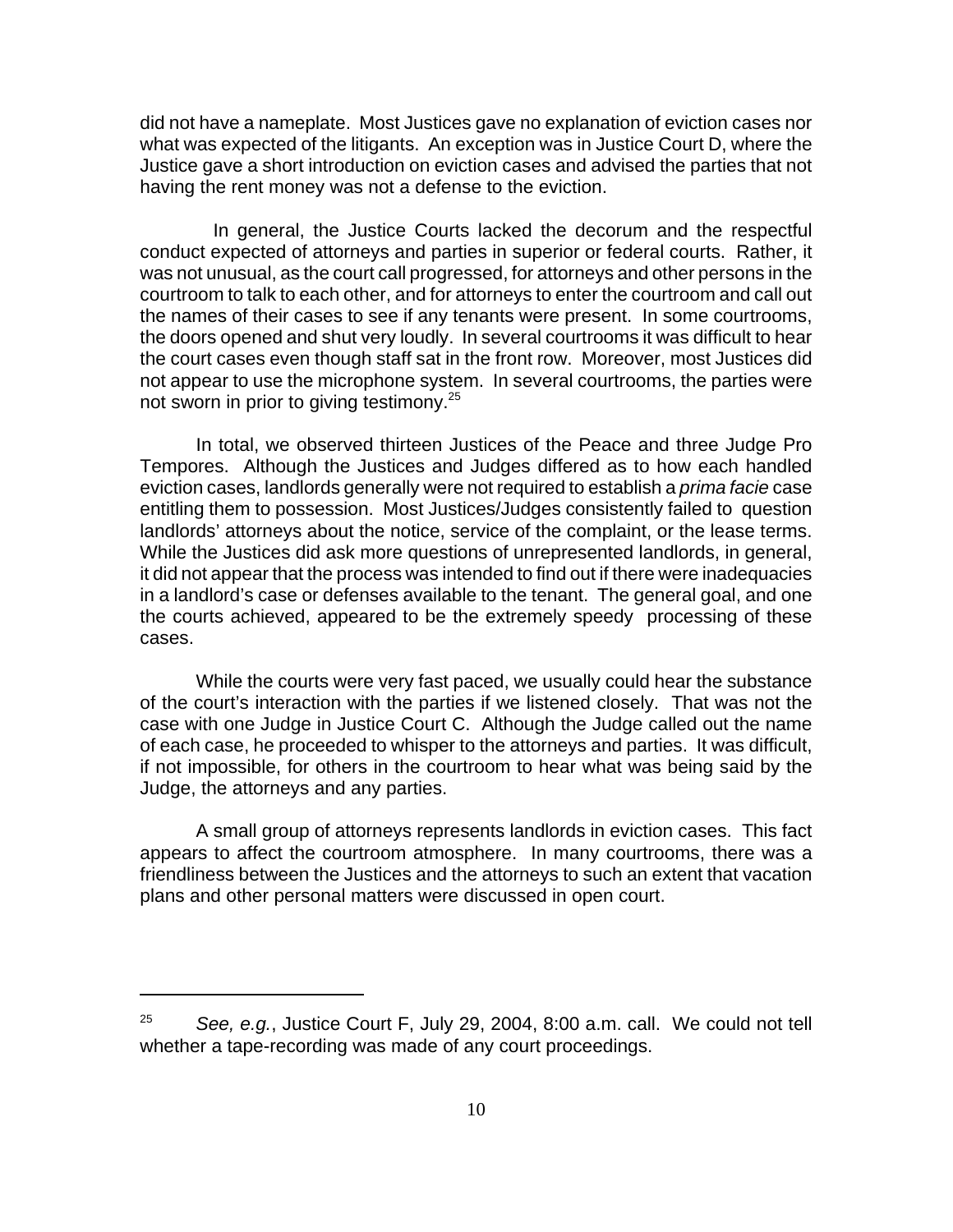did not have a nameplate. Most Justices gave no explanation of eviction cases nor what was expected of the litigants. An exception was in Justice Court D, where the Justice gave a short introduction on eviction cases and advised the parties that not having the rent money was not a defense to the eviction.

In general, the Justice Courts lacked the decorum and the respectful conduct expected of attorneys and parties in superior or federal courts. Rather, it was not unusual, as the court call progressed, for attorneys and other persons in the courtroom to talk to each other, and for attorneys to enter the courtroom and call out the names of their cases to see if any tenants were present. In some courtrooms, the doors opened and shut very loudly. In several courtrooms it was difficult to hear the court cases even though staff sat in the front row. Moreover, most Justices did not appear to use the microphone system. In several courtrooms, the parties were not sworn in prior to giving testimony.[25]

In total, we observed thirteen Justices of the Peace and three Judge Pro Tempores. Although the Justices and Judges differed as to how each handled eviction cases, landlords generally were not required to establish a *prima facie* case entitling them to possession. Most Justices/Judges consistently failed to question landlords' attorneys about the notice, service of the complaint, or the lease terms. While the Justices did ask more questions of unrepresented landlords, in general, it did not appear that the process was intended to find out if there were inadequacies in a landlord's case or defenses available to the tenant. The general goal, and one the courts achieved, appeared to be the extremely speedy processing of these cases.

While the courts were very fast paced, we usually could hear the substance of the court's interaction with the parties if we listened closely. That was not the case with one Judge in Justice Court C. Although the Judge called out the name of each case, he proceeded to whisper to the attorneys and parties. It was difficult, if not impossible, for others in the courtroom to hear what was being said by the Judge, the attorneys and any parties.

A small group of attorneys represents landlords in eviction cases. This fact appears to affect the courtroom atmosphere. In many courtrooms, there was a friendliness between the Justices and the attorneys to such an extent that vacation plans and other personal matters were discussed in open court.

---

[25] *See, e.g.*, Justice Court F, July 29, 2004, 8:00 a.m. call. We could not tell whether a tape-recording was made of any court proceedings.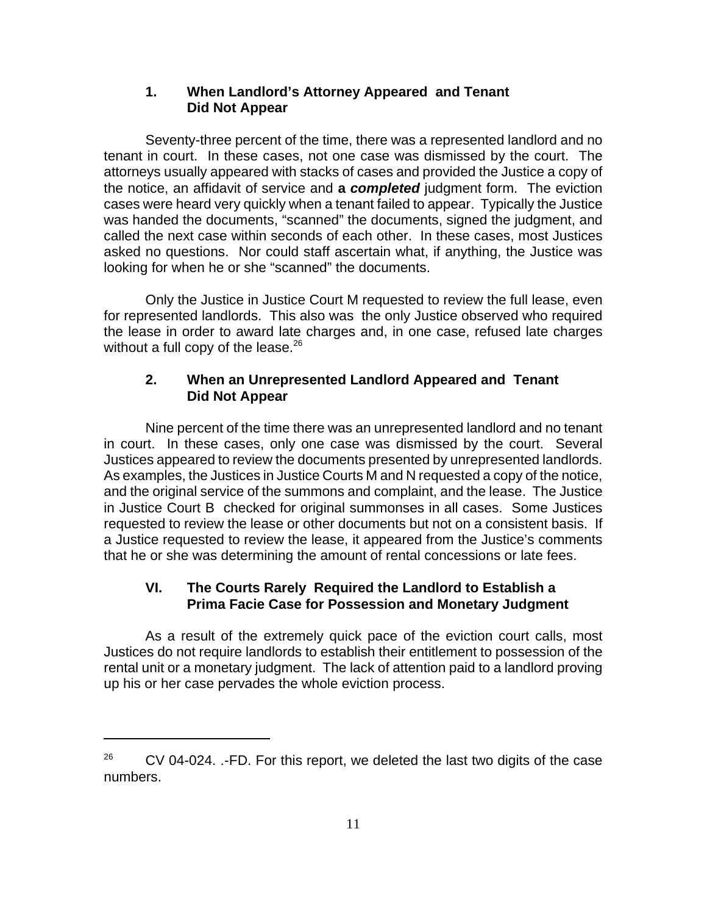### 1. When Landlord's Attorney Appeared and Tenant Did Not Appear

Seventy-three percent of the time, there was a represented landlord and no tenant in court. In these cases, not one case was dismissed by the court. The attorneys usually appeared with stacks of cases and provided the Justice a copy of the notice, an affidavit of service and **a *completed*** judgment form. The eviction cases were heard very quickly when a tenant failed to appear. Typically the Justice was handed the documents, "scanned" the documents, signed the judgment, and called the next case within seconds of each other. In these cases, most Justices asked no questions. Nor could staff ascertain what, if anything, the Justice was looking for when he or she "scanned" the documents.

Only the Justice in Justice Court M requested to review the full lease, even for represented landlords. This also was the only Justice observed who required the lease in order to award late charges and, in one case, refused late charges without a full copy of the lease.[26]

### 2. When an Unrepresented Landlord Appeared and Tenant Did Not Appear

Nine percent of the time there was an unrepresented landlord and no tenant in court. In these cases, only one case was dismissed by the court. Several Justices appeared to review the documents presented by unrepresented landlords. As examples, the Justices in Justice Courts M and N requested a copy of the notice, and the original service of the summons and complaint, and the lease. The Justice in Justice Court B checked for original summonses in all cases. Some Justices requested to review the lease or other documents but not on a consistent basis. If a Justice requested to review the lease, it appeared from the Justice's comments that he or she was determining the amount of rental concessions or late fees.

## VI. The Courts Rarely Required the Landlord to Establish a Prima Facie Case for Possession and Monetary Judgment

As a result of the extremely quick pace of the eviction court calls, most Justices do not require landlords to establish their entitlement to possession of the rental unit or a monetary judgment. The lack of attention paid to a landlord proving up his or her case pervades the whole eviction process.

---

[26] CV 04-024. .-FD. For this report, we deleted the last two digits of the case numbers.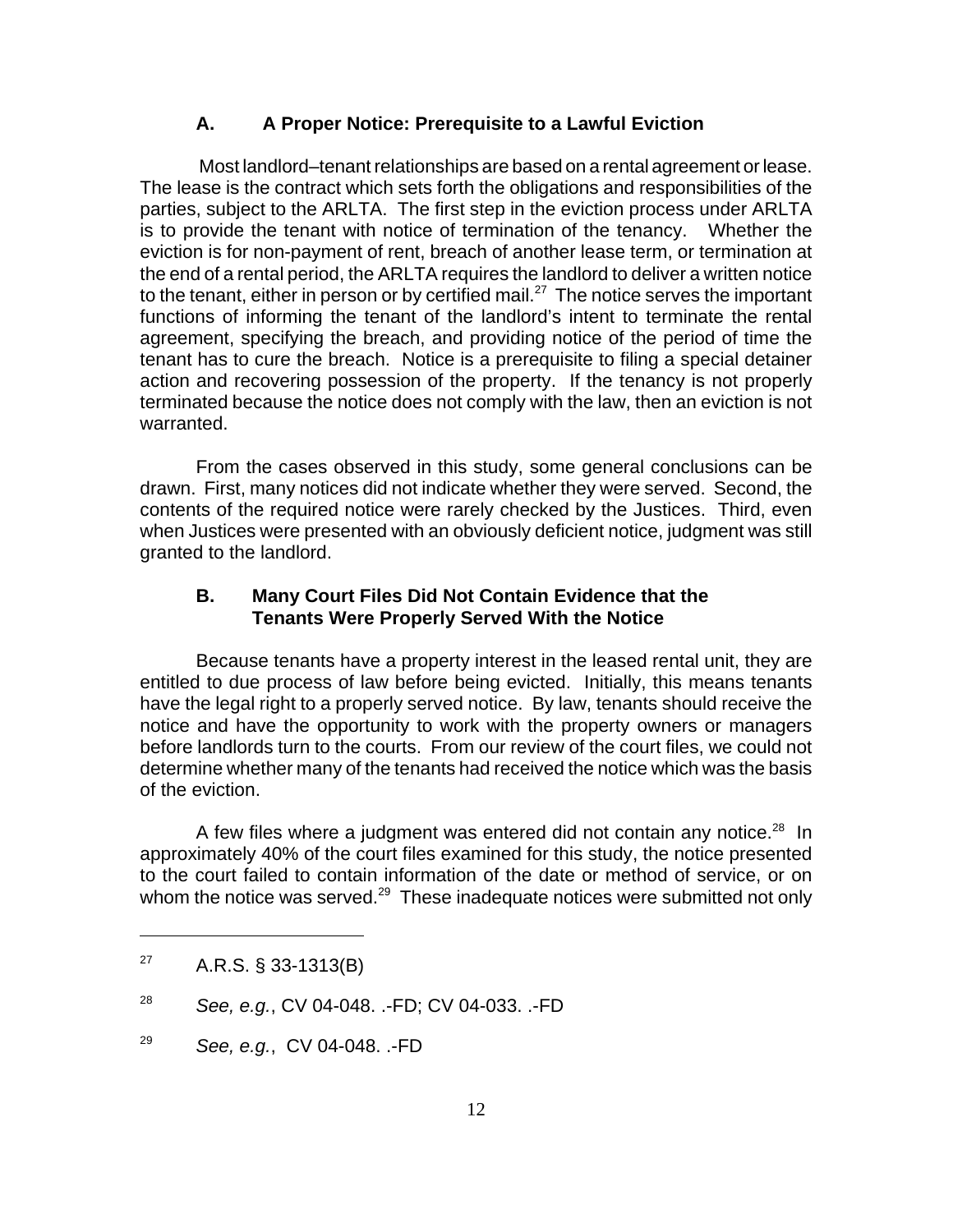### A. A Proper Notice: Prerequisite to a Lawful Eviction

Most landlord–tenant relationships are based on a rental agreement or lease. The lease is the contract which sets forth the obligations and responsibilities of the parties, subject to the ARLTA. The first step in the eviction process under ARLTA is to provide the tenant with notice of termination of the tenancy. Whether the eviction is for non-payment of rent, breach of another lease term, or termination at the end of a rental period, the ARLTA requires the landlord to deliver a written notice to the tenant, either in person or by certified mail.[27] The notice serves the important functions of informing the tenant of the landlord's intent to terminate the rental agreement, specifying the breach, and providing notice of the period of time the tenant has to cure the breach. Notice is a prerequisite to filing a special detainer action and recovering possession of the property. If the tenancy is not properly terminated because the notice does not comply with the law, then an eviction is not warranted.

From the cases observed in this study, some general conclusions can be drawn. First, many notices did not indicate whether they were served. Second, the contents of the required notice were rarely checked by the Justices. Third, even when Justices were presented with an obviously deficient notice, judgment was still granted to the landlord.

### B. Many Court Files Did Not Contain Evidence that the Tenants Were Properly Served With the Notice

Because tenants have a property interest in the leased rental unit, they are entitled to due process of law before being evicted. Initially, this means tenants have the legal right to a properly served notice. By law, tenants should receive the notice and have the opportunity to work with the property owners or managers before landlords turn to the courts. From our review of the court files, we could not determine whether many of the tenants had received the notice which was the basis of the eviction.

A few files where a judgment was entered did not contain any notice.[28] In approximately 40% of the court files examined for this study, the notice presented to the court failed to contain information of the date or method of service, or on whom the notice was served.[29] These inadequate notices were submitted not only

---

[27] A.R.S. § 33-1313(B)

[28] *See, e.g.*, CV 04-048. .-FD; CV 04-033. .-FD

[29] *See, e.g.*, CV 04-048. .-FD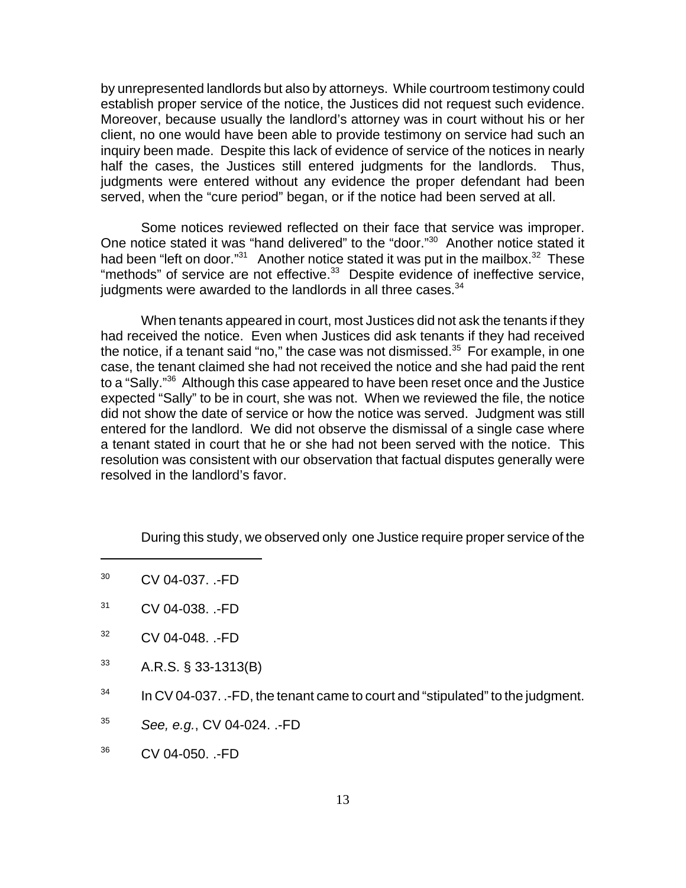by unrepresented landlords but also by attorneys. While courtroom testimony could establish proper service of the notice, the Justices did not request such evidence. Moreover, because usually the landlord's attorney was in court without his or her client, no one would have been able to provide testimony on service had such an inquiry been made. Despite this lack of evidence of service of the notices in nearly half the cases, the Justices still entered judgments for the landlords. Thus, judgments were entered without any evidence the proper defendant had been served, when the "cure period" began, or if the notice had been served at all.

Some notices reviewed reflected on their face that service was improper. One notice stated it was "hand delivered" to the "door."[30] Another notice stated it had been "left on door."[31] Another notice stated it was put in the mailbox.[32] These "methods" of service are not effective.[33] Despite evidence of ineffective service, judgments were awarded to the landlords in all three cases.[34]

When tenants appeared in court, most Justices did not ask the tenants if they had received the notice. Even when Justices did ask tenants if they had received the notice, if a tenant said "no," the case was not dismissed.[35] For example, in one case, the tenant claimed she had not received the notice and she had paid the rent to a "Sally."[36] Although this case appeared to have been reset once and the Justice expected "Sally" to be in court, she was not. When we reviewed the file, the notice did not show the date of service or how the notice was served. Judgment was still entered for the landlord. We did not observe the dismissal of a single case where a tenant stated in court that he or she had not been served with the notice. This resolution was consistent with our observation that factual disputes generally were resolved in the landlord's favor.

During this study, we observed only one Justice require proper service of the

---

[30] CV 04-037. .-FD

[31] CV 04-038. .-FD

[32] CV 04-048. .-FD

[33] A.R.S. § 33-1313(B)

[34] In CV 04-037. .-FD, the tenant came to court and "stipulated" to the judgment.

[35] *See, e.g.*, CV 04-024. .-FD

[36] CV 04-050. .-FD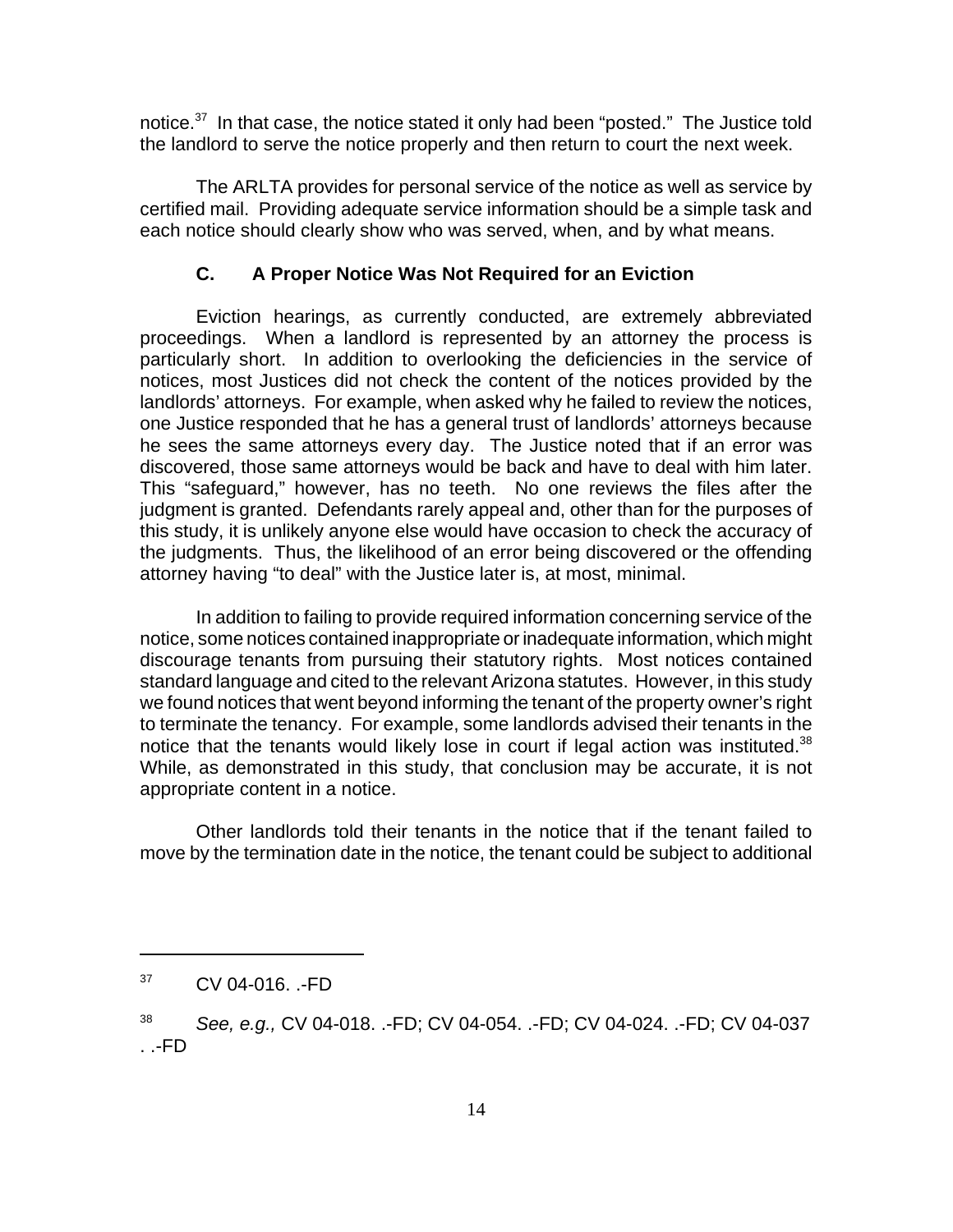notice.[37] In that case, the notice stated it only had been "posted." The Justice told the landlord to serve the notice properly and then return to court the next week.

The ARLTA provides for personal service of the notice as well as service by certified mail. Providing adequate service information should be a simple task and each notice should clearly show who was served, when, and by what means.

### C. A Proper Notice Was Not Required for an Eviction

Eviction hearings, as currently conducted, are extremely abbreviated proceedings. When a landlord is represented by an attorney the process is particularly short. In addition to overlooking the deficiencies in the service of notices, most Justices did not check the content of the notices provided by the landlords' attorneys. For example, when asked why he failed to review the notices, one Justice responded that he has a general trust of landlords' attorneys because he sees the same attorneys every day. The Justice noted that if an error was discovered, those same attorneys would be back and have to deal with him later. This "safeguard," however, has no teeth. No one reviews the files after the judgment is granted. Defendants rarely appeal and, other than for the purposes of this study, it is unlikely anyone else would have occasion to check the accuracy of the judgments. Thus, the likelihood of an error being discovered or the offending attorney having "to deal" with the Justice later is, at most, minimal.

In addition to failing to provide required information concerning service of the notice, some notices contained inappropriate or inadequate information, which might discourage tenants from pursuing their statutory rights. Most notices contained standard language and cited to the relevant Arizona statutes. However, in this study we found notices that went beyond informing the tenant of the property owner's right to terminate the tenancy. For example, some landlords advised their tenants in the notice that the tenants would likely lose in court if legal action was instituted.[38] While, as demonstrated in this study, that conclusion may be accurate, it is not appropriate content in a notice.

Other landlords told their tenants in the notice that if the tenant failed to move by the termination date in the notice, the tenant could be subject to additional

---

[37] CV 04-016. .-FD

[38] *See, e.g.,* CV 04-018. .-FD; CV 04-054. .-FD; CV 04-024. .-FD; CV 04-037 . .-FD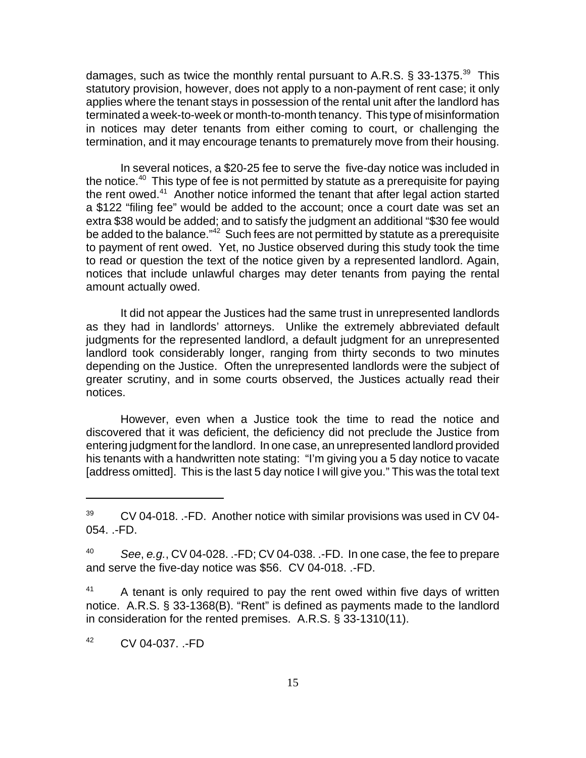damages, such as twice the monthly rental pursuant to A.R.S. § 33-1375.[39] This statutory provision, however, does not apply to a non-payment of rent case; it only applies where the tenant stays in possession of the rental unit after the landlord has terminated a week-to-week or month-to-month tenancy. This type of misinformation in notices may deter tenants from either coming to court, or challenging the termination, and it may encourage tenants to prematurely move from their housing.

In several notices, a $20-25 fee to serve the five-day notice was included in the notice.[40] This type of fee is not permitted by statute as a prerequisite for paying the rent owed.[41] Another notice informed the tenant that after legal action started a $122 "filing fee" would be added to the account; once a court date was set an extra $38 would be added; and to satisfy the judgment an additional "$30 fee would be added to the balance."[42] Such fees are not permitted by statute as a prerequisite to payment of rent owed. Yet, no Justice observed during this study took the time to read or question the text of the notice given by a represented landlord. Again, notices that include unlawful charges may deter tenants from paying the rental amount actually owed.

It did not appear the Justices had the same trust in unrepresented landlords as they had in landlords' attorneys. Unlike the extremely abbreviated default judgments for the represented landlord, a default judgment for an unrepresented landlord took considerably longer, ranging from thirty seconds to two minutes depending on the Justice. Often the unrepresented landlords were the subject of greater scrutiny, and in some courts observed, the Justices actually read their notices.

However, even when a Justice took the time to read the notice and discovered that it was deficient, the deficiency did not preclude the Justice from entering judgment for the landlord. In one case, an unrepresented landlord provided his tenants with a handwritten note stating: "I'm giving you a 5 day notice to vacate [address omitted]. This is the last 5 day notice I will give you." This was the total text

---

[39] CV 04-018. .-FD. Another notice with similar provisions was used in CV 04-054. .-FD.

[40] *See*, *e.g.*, CV 04-028. .-FD; CV 04-038. .-FD. In one case, the fee to prepare and serve the five-day notice was $56. CV 04-018. .-FD.

[41] A tenant is only required to pay the rent owed within five days of written notice. A.R.S. § 33-1368(B). "Rent" is defined as payments made to the landlord in consideration for the rented premises. A.R.S. § 33-1310(11).

[42] CV 04-037. .-FD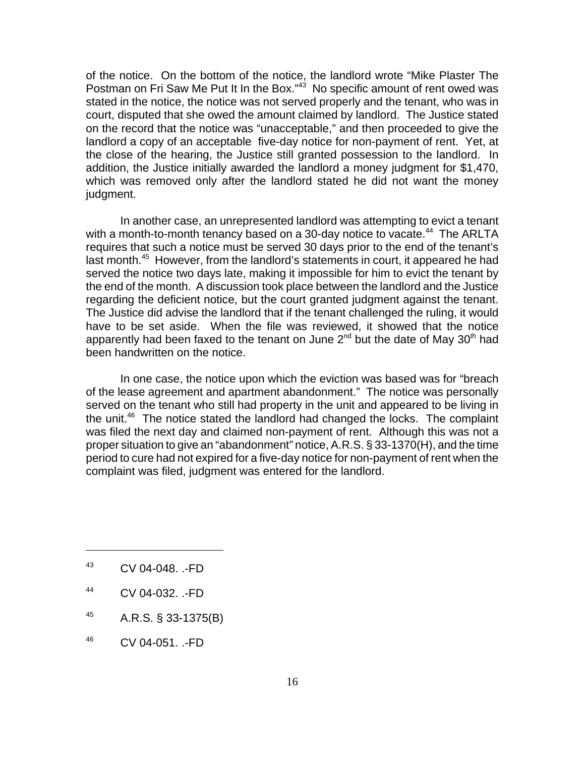of the notice. On the bottom of the notice, the landlord wrote "Mike Plaster The Postman on Fri Saw Me Put It In the Box."[43] No specific amount of rent owed was stated in the notice, the notice was not served properly and the tenant, who was in court, disputed that she owed the amount claimed by landlord. The Justice stated on the record that the notice was "unacceptable," and then proceeded to give the landlord a copy of an acceptable five-day notice for non-payment of rent. Yet, at the close of the hearing, the Justice still granted possession to the landlord. In addition, the Justice initially awarded the landlord a money judgment for $1,470, which was removed only after the landlord stated he did not want the money judgment.

In another case, an unrepresented landlord was attempting to evict a tenant with a month-to-month tenancy based on a 30-day notice to vacate.[44] The ARLTA requires that such a notice must be served 30 days prior to the end of the tenant's last month.[45] However, from the landlord's statements in court, it appeared he had served the notice two days late, making it impossible for him to evict the tenant by the end of the month. A discussion took place between the landlord and the Justice regarding the deficient notice, but the court granted judgment against the tenant. The Justice did advise the landlord that if the tenant challenged the ruling, it would have to be set aside. When the file was reviewed, it showed that the notice apparently had been faxed to the tenant on June 2nd but the date of May 30th had been handwritten on the notice.

In one case, the notice upon which the eviction was based was for "breach of the lease agreement and apartment abandonment." The notice was personally served on the tenant who still had property in the unit and appeared to be living in the unit.[46] The notice stated the landlord had changed the locks. The complaint was filed the next day and claimed non-payment of rent. Although this was not a proper situation to give an "abandonment" notice, A.R.S. § 33-1370(H), and the time period to cure had not expired for a five-day notice for non-payment of rent when the complaint was filed, judgment was entered for the landlord.

---

[43] CV 04-048. .-FD

[44] CV 04-032. .-FD

[45] A.R.S. § 33-1375(B)

[46] CV 04-051. .-FD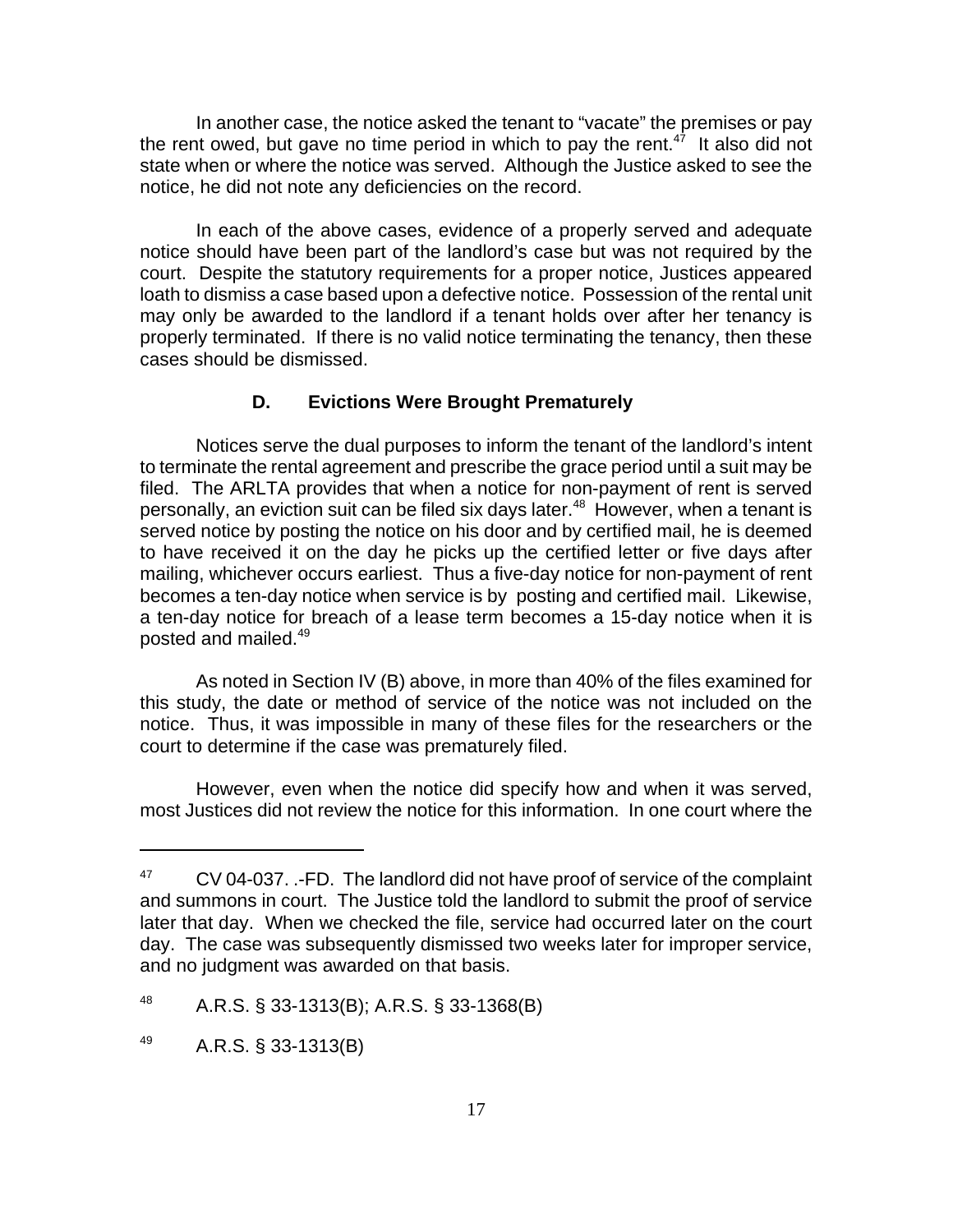In another case, the notice asked the tenant to "vacate" the premises or pay the rent owed, but gave no time period in which to pay the rent.[47] It also did not state when or where the notice was served. Although the Justice asked to see the notice, he did not note any deficiencies on the record.

In each of the above cases, evidence of a properly served and adequate notice should have been part of the landlord's case but was not required by the court. Despite the statutory requirements for a proper notice, Justices appeared loath to dismiss a case based upon a defective notice. Possession of the rental unit may only be awarded to the landlord if a tenant holds over after her tenancy is properly terminated. If there is no valid notice terminating the tenancy, then these cases should be dismissed.

### D. Evictions Were Brought Prematurely

Notices serve the dual purposes to inform the tenant of the landlord's intent to terminate the rental agreement and prescribe the grace period until a suit may be filed. The ARLTA provides that when a notice for non-payment of rent is served personally, an eviction suit can be filed six days later.[48] However, when a tenant is served notice by posting the notice on his door and by certified mail, he is deemed to have received it on the day he picks up the certified letter or five days after mailing, whichever occurs earliest. Thus a five-day notice for non-payment of rent becomes a ten-day notice when service is by posting and certified mail. Likewise, a ten-day notice for breach of a lease term becomes a 15-day notice when it is posted and mailed.[49]

As noted in Section IV (B) above, in more than 40% of the files examined for this study, the date or method of service of the notice was not included on the notice. Thus, it was impossible in many of these files for the researchers or the court to determine if the case was prematurely filed.

However, even when the notice did specify how and when it was served, most Justices did not review the notice for this information. In one court where the

---

[47] CV 04-037. .-FD. The landlord did not have proof of service of the complaint and summons in court. The Justice told the landlord to submit the proof of service later that day. When we checked the file, service had occurred later on the court day. The case was subsequently dismissed two weeks later for improper service, and no judgment was awarded on that basis.

[48] A.R.S. § 33-1313(B); A.R.S. § 33-1368(B)

[49] A.R.S. § 33-1313(B)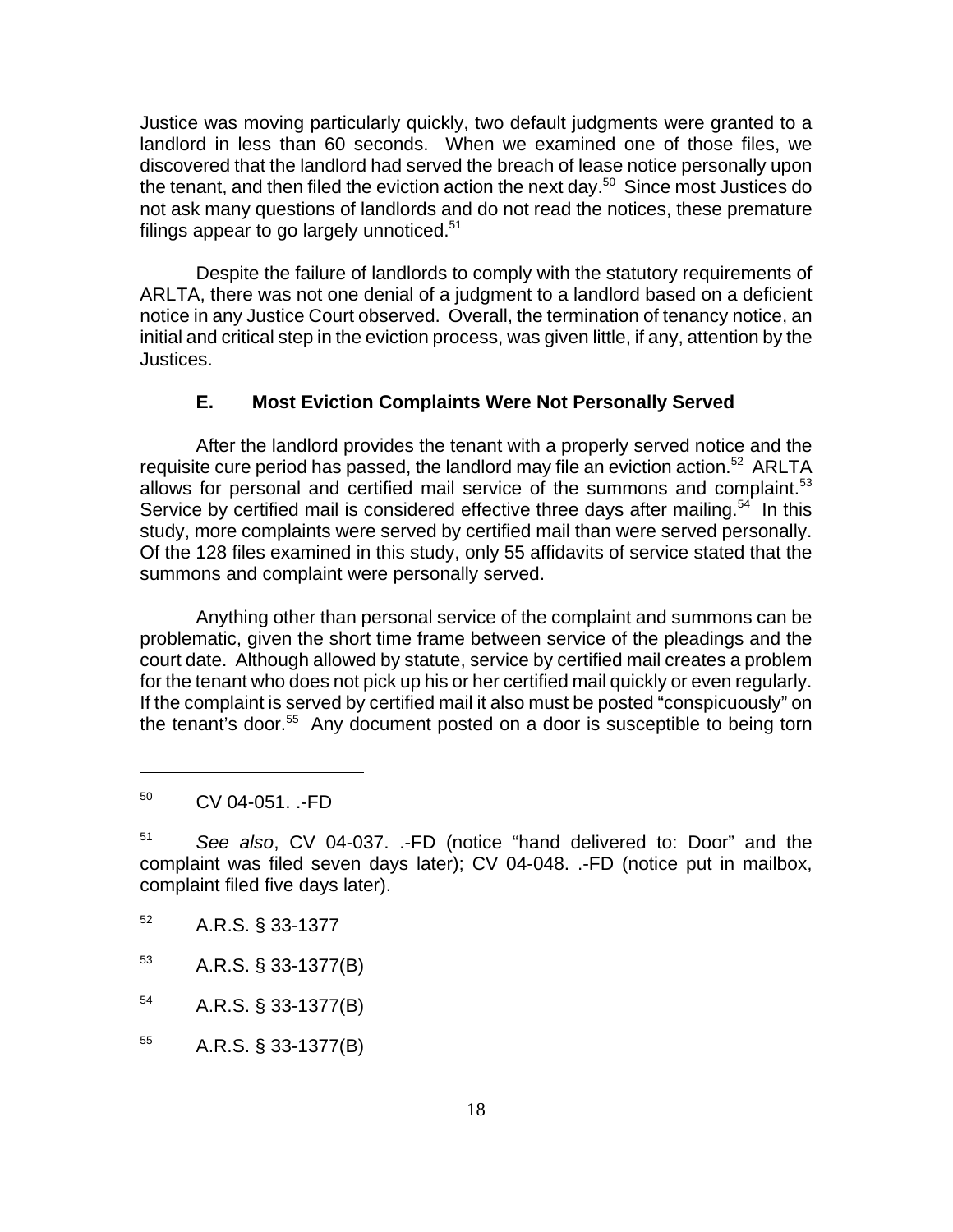Justice was moving particularly quickly, two default judgments were granted to a landlord in less than 60 seconds. When we examined one of those files, we discovered that the landlord had served the breach of lease notice personally upon the tenant, and then filed the eviction action the next day.[50] Since most Justices do not ask many questions of landlords and do not read the notices, these premature filings appear to go largely unnoticed.[51]

Despite the failure of landlords to comply with the statutory requirements of ARLTA, there was not one denial of a judgment to a landlord based on a deficient notice in any Justice Court observed. Overall, the termination of tenancy notice, an initial and critical step in the eviction process, was given little, if any, attention by the Justices.

### E. Most Eviction Complaints Were Not Personally Served

After the landlord provides the tenant with a properly served notice and the requisite cure period has passed, the landlord may file an eviction action.[52] ARLTA allows for personal and certified mail service of the summons and complaint.[53] Service by certified mail is considered effective three days after mailing.[54] In this study, more complaints were served by certified mail than were served personally. Of the 128 files examined in this study, only 55 affidavits of service stated that the summons and complaint were personally served.

Anything other than personal service of the complaint and summons can be problematic, given the short time frame between service of the pleadings and the court date. Although allowed by statute, service by certified mail creates a problem for the tenant who does not pick up his or her certified mail quickly or even regularly. If the complaint is served by certified mail it also must be posted "conspicuously" on the tenant's door.[55] Any document posted on a door is susceptible to being torn

---

[50] CV 04-051. .-FD

[51] *See also*, CV 04-037. .-FD (notice "hand delivered to: Door" and the complaint was filed seven days later); CV 04-048. .-FD (notice put in mailbox, complaint filed five days later).

[52] A.R.S. § 33-1377

[53] A.R.S. § 33-1377(B)

[54] A.R.S. § 33-1377(B)

[55] A.R.S. § 33-1377(B)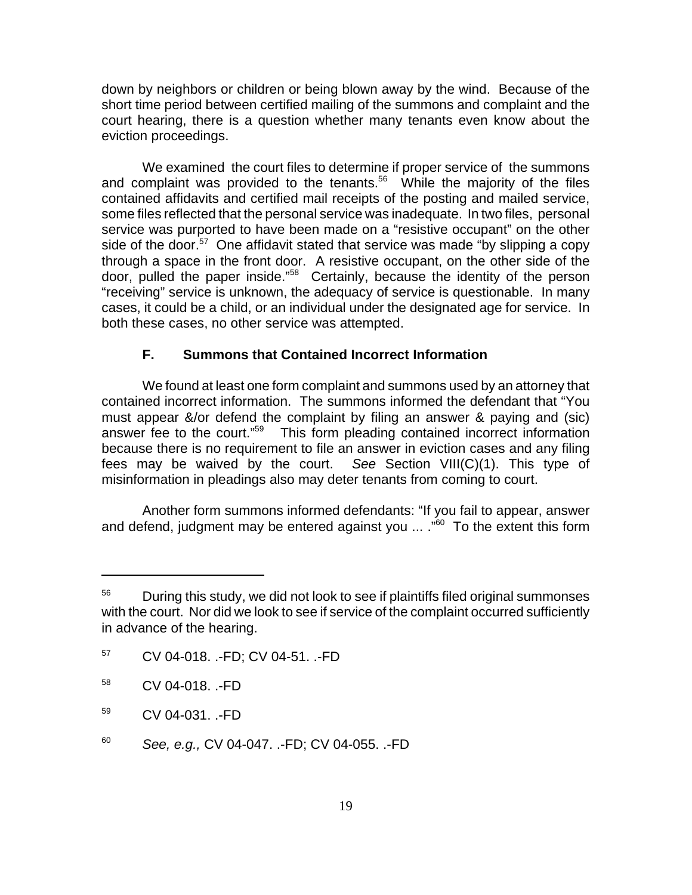down by neighbors or children or being blown away by the wind. Because of the short time period between certified mailing of the summons and complaint and the court hearing, there is a question whether many tenants even know about the eviction proceedings.

We examined the court files to determine if proper service of the summons and complaint was provided to the tenants.[56] While the majority of the files contained affidavits and certified mail receipts of the posting and mailed service, some files reflected that the personal service was inadequate. In two files, personal service was purported to have been made on a "resistive occupant" on the other side of the door.[57] One affidavit stated that service was made "by slipping a copy through a space in the front door. A resistive occupant, on the other side of the door, pulled the paper inside."[58] Certainly, because the identity of the person "receiving" service is unknown, the adequacy of service is questionable. In many cases, it could be a child, or an individual under the designated age for service. In both these cases, no other service was attempted.

### F. Summons that Contained Incorrect Information

We found at least one form complaint and summons used by an attorney that contained incorrect information. The summons informed the defendant that "You must appear &/or defend the complaint by filing an answer & paying and (sic) answer fee to the court."[59] This form pleading contained incorrect information because there is no requirement to file an answer in eviction cases and any filing fees may be waived by the court. *See* Section VIII(C)(1). This type of misinformation in pleadings also may deter tenants from coming to court.

Another form summons informed defendants: "If you fail to appear, answer and defend, judgment may be entered against you ... ."[60] To the extent this form

---

[56] During this study, we did not look to see if plaintiffs filed original summonses with the court. Nor did we look to see if service of the complaint occurred sufficiently in advance of the hearing.

[57] CV 04-018. .-FD; CV 04-51. .-FD

[58] CV 04-018. .-FD

[59] CV 04-031. .-FD

[60] *See, e.g.,* CV 04-047. .-FD; CV 04-055. .-FD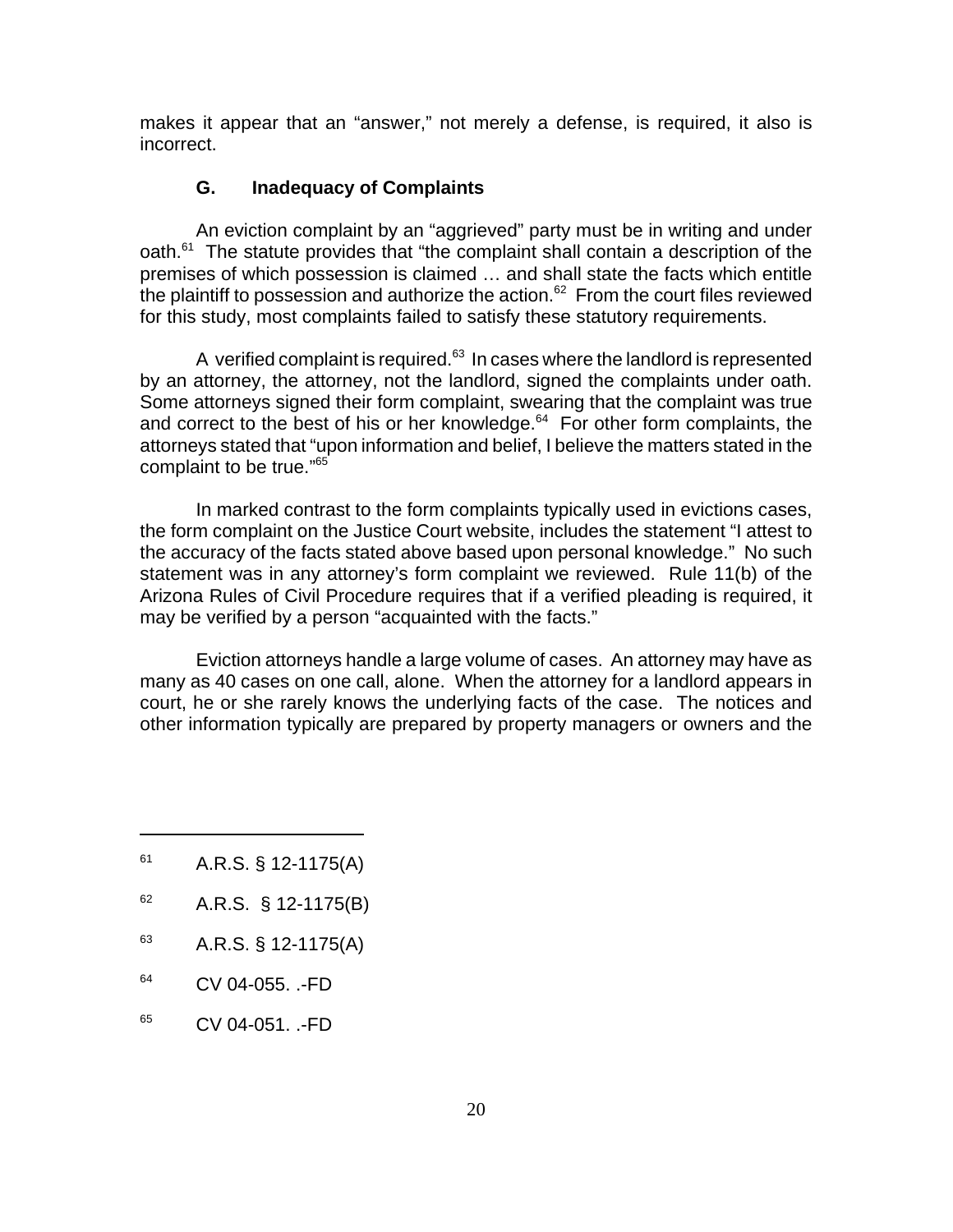makes it appear that an "answer," not merely a defense, is required, it also is incorrect.

### G. Inadequacy of Complaints

An eviction complaint by an "aggrieved" party must be in writing and under oath.[61] The statute provides that "the complaint shall contain a description of the premises of which possession is claimed … and shall state the facts which entitle the plaintiff to possession and authorize the action.[62] From the court files reviewed for this study, most complaints failed to satisfy these statutory requirements.

A verified complaint is required.[63] In cases where the landlord is represented by an attorney, the attorney, not the landlord, signed the complaints under oath. Some attorneys signed their form complaint, swearing that the complaint was true and correct to the best of his or her knowledge.[64] For other form complaints, the attorneys stated that "upon information and belief, I believe the matters stated in the complaint to be true."[65]

In marked contrast to the form complaints typically used in evictions cases, the form complaint on the Justice Court website, includes the statement "I attest to the accuracy of the facts stated above based upon personal knowledge." No such statement was in any attorney's form complaint we reviewed. Rule 11(b) of the Arizona Rules of Civil Procedure requires that if a verified pleading is required, it may be verified by a person "acquainted with the facts."

Eviction attorneys handle a large volume of cases. An attorney may have as many as 40 cases on one call, alone. When the attorney for a landlord appears in court, he or she rarely knows the underlying facts of the case. The notices and other information typically are prepared by property managers or owners and the

---

[61] A.R.S. § 12-1175(A)

[62] A.R.S. § 12-1175(B)

[63] A.R.S. § 12-1175(A)

[64] CV 04-055. .-FD

[65] CV 04-051. .-FD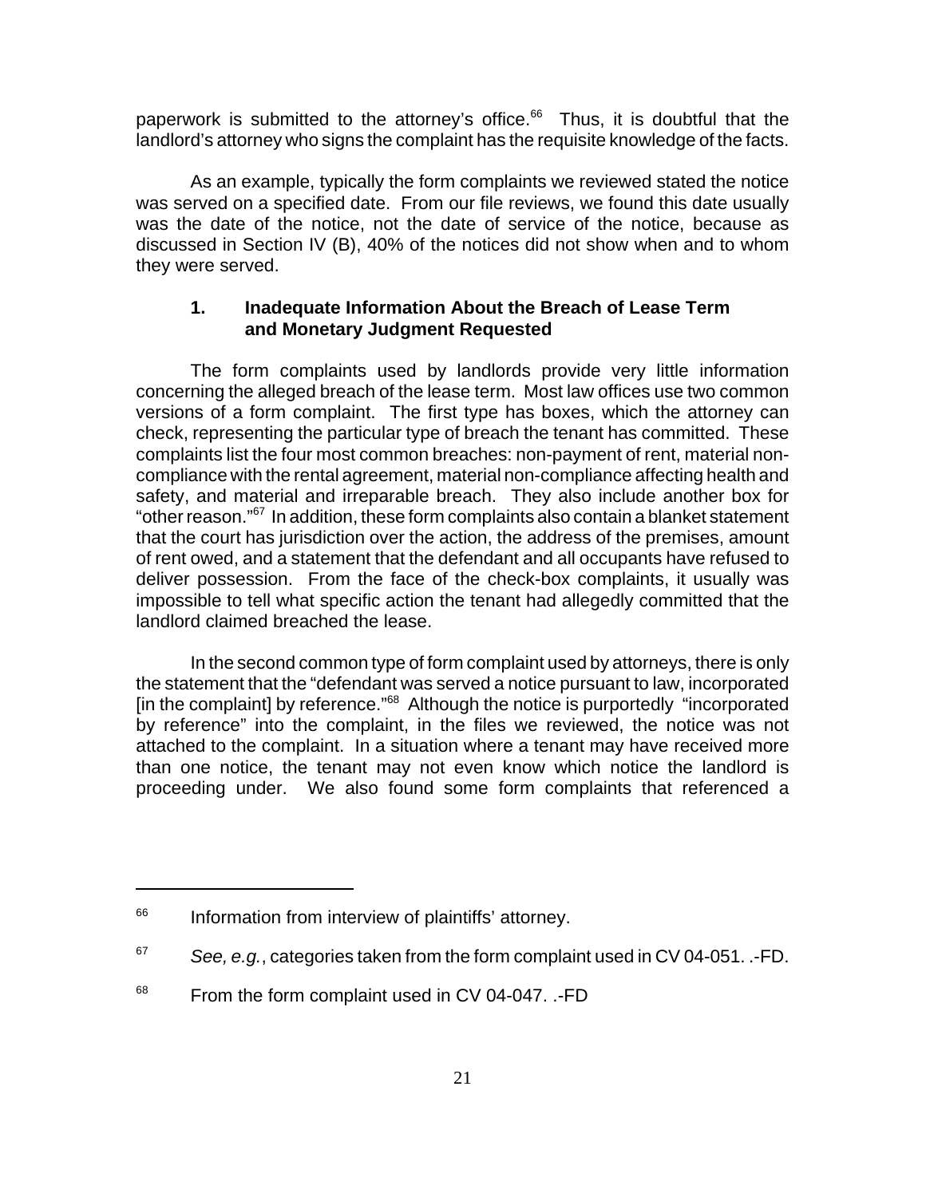paperwork is submitted to the attorney's office.[66] Thus, it is doubtful that the landlord's attorney who signs the complaint has the requisite knowledge of the facts.

As an example, typically the form complaints we reviewed stated the notice was served on a specified date. From our file reviews, we found this date usually was the date of the notice, not the date of service of the notice, because as discussed in Section IV (B), 40% of the notices did not show when and to whom they were served.

### 1. Inadequate Information About the Breach of Lease Term and Monetary Judgment Requested

The form complaints used by landlords provide very little information concerning the alleged breach of the lease term. Most law offices use two common versions of a form complaint. The first type has boxes, which the attorney can check, representing the particular type of breach the tenant has committed. These complaints list the four most common breaches: non-payment of rent, material non-compliance with the rental agreement, material non-compliance affecting health and safety, and material and irreparable breach. They also include another box for "other reason."[67] In addition, these form complaints also contain a blanket statement that the court has jurisdiction over the action, the address of the premises, amount of rent owed, and a statement that the defendant and all occupants have refused to deliver possession. From the face of the check-box complaints, it usually was impossible to tell what specific action the tenant had allegedly committed that the landlord claimed breached the lease.

In the second common type of form complaint used by attorneys, there is only the statement that the "defendant was served a notice pursuant to law, incorporated [in the complaint] by reference."[68] Although the notice is purportedly "incorporated by reference" into the complaint, in the files we reviewed, the notice was not attached to the complaint. In a situation where a tenant may have received more than one notice, the tenant may not even know which notice the landlord is proceeding under. We also found some form complaints that referenced a

---

[66] Information from interview of plaintiffs' attorney.

[67] *See, e.g.*, categories taken from the form complaint used in CV 04-051. .-FD.

[68] From the form complaint used in CV 04-047. .-FD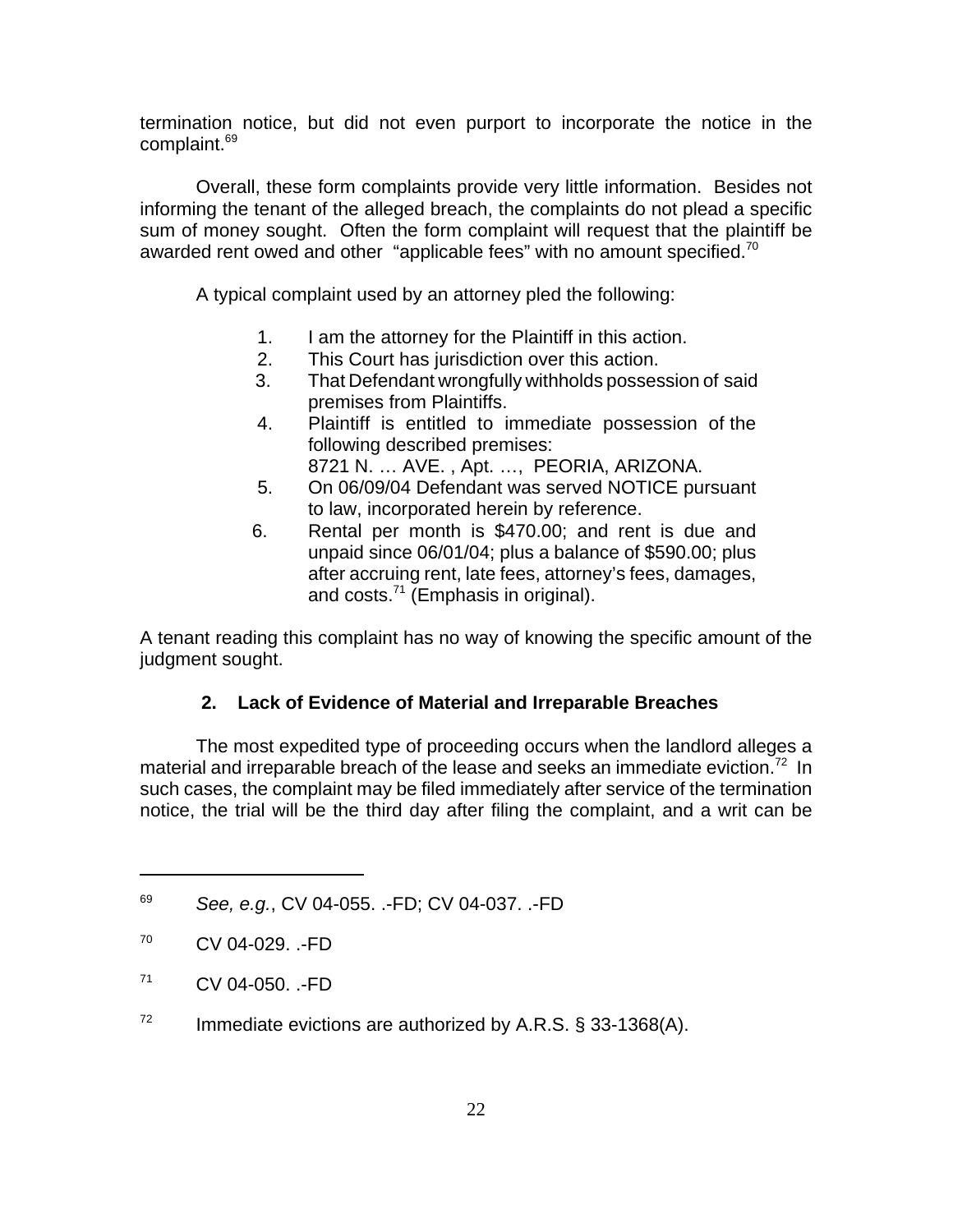termination notice, but did not even purport to incorporate the notice in the complaint.[69]

Overall, these form complaints provide very little information. Besides not informing the tenant of the alleged breach, the complaints do not plead a specific sum of money sought. Often the form complaint will request that the plaintiff be awarded rent owed and other "applicable fees" with no amount specified.[70]

A typical complaint used by an attorney pled the following:

> 1. I am the attorney for the Plaintiff in this action.
> 2. This Court has jurisdiction over this action.
> 3. That Defendant wrongfully withholds possession of said premises from Plaintiffs.
> 4. Plaintiff is entitled to immediate possession of the following described premises:
>    8721 N. … AVE. , Apt. …, PEORIA, ARIZONA.
> 5. On 06/09/04 Defendant was served NOTICE pursuant to law, incorporated herein by reference.
> 6. Rental per month is $470.00; and rent is due and unpaid since 06/01/04; plus a balance of $590.00; plus after accruing rent, late fees, attorney's fees, damages, and costs.[71] (Emphasis in original).

A tenant reading this complaint has no way of knowing the specific amount of the judgment sought.

### 2. Lack of Evidence of Material and Irreparable Breaches

The most expedited type of proceeding occurs when the landlord alleges a material and irreparable breach of the lease and seeks an immediate eviction.[72] In such cases, the complaint may be filed immediately after service of the termination notice, the trial will be the third day after filing the complaint, and a writ can be

---

[69] *See, e.g.*, CV 04-055. .-FD; CV 04-037. .-FD

[70] CV 04-029. .-FD

[71] CV 04-050. .-FD

[72] Immediate evictions are authorized by A.R.S. § 33-1368(A).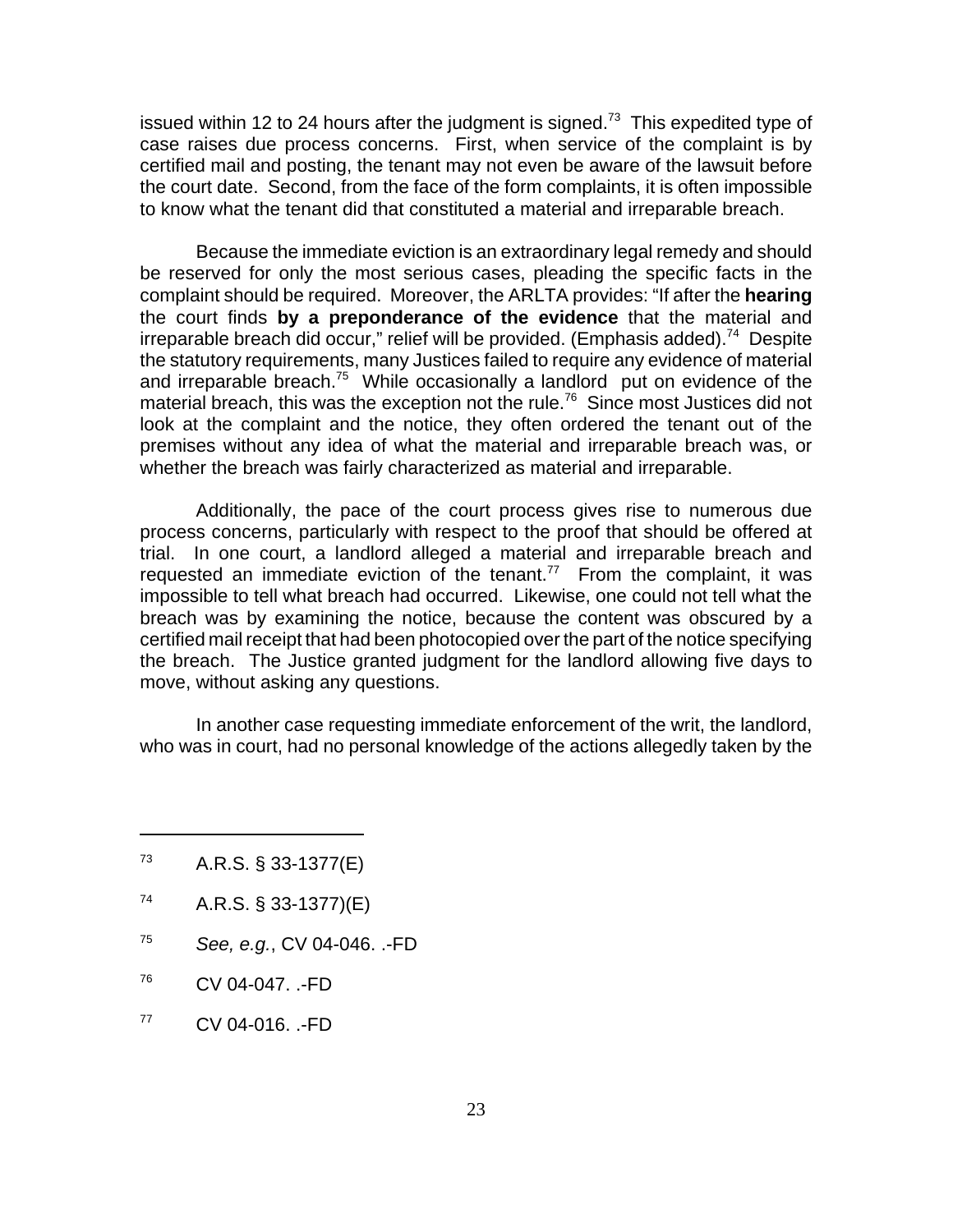issued within 12 to 24 hours after the judgment is signed.[73] This expedited type of case raises due process concerns. First, when service of the complaint is by certified mail and posting, the tenant may not even be aware of the lawsuit before the court date. Second, from the face of the form complaints, it is often impossible to know what the tenant did that constituted a material and irreparable breach.

Because the immediate eviction is an extraordinary legal remedy and should be reserved for only the most serious cases, pleading the specific facts in the complaint should be required. Moreover, the ARLTA provides: "If after the **hearing** the court finds **by a preponderance of the evidence** that the material and irreparable breach did occur," relief will be provided. (Emphasis added).[74] Despite the statutory requirements, many Justices failed to require any evidence of material and irreparable breach.[75] While occasionally a landlord put on evidence of the material breach, this was the exception not the rule.[76] Since most Justices did not look at the complaint and the notice, they often ordered the tenant out of the premises without any idea of what the material and irreparable breach was, or whether the breach was fairly characterized as material and irreparable.

Additionally, the pace of the court process gives rise to numerous due process concerns, particularly with respect to the proof that should be offered at trial. In one court, a landlord alleged a material and irreparable breach and requested an immediate eviction of the tenant.[77] From the complaint, it was impossible to tell what breach had occurred. Likewise, one could not tell what the breach was by examining the notice, because the content was obscured by a certified mail receipt that had been photocopied over the part of the notice specifying the breach. The Justice granted judgment for the landlord allowing five days to move, without asking any questions.

In another case requesting immediate enforcement of the writ, the landlord, who was in court, had no personal knowledge of the actions allegedly taken by the

---

[73] A.R.S. § 33-1377(E)

[74] A.R.S. § 33-1377)(E)

[75] *See, e.g.*, CV 04-046. .-FD

[76] CV 04-047. .-FD

[77] CV 04-016. .-FD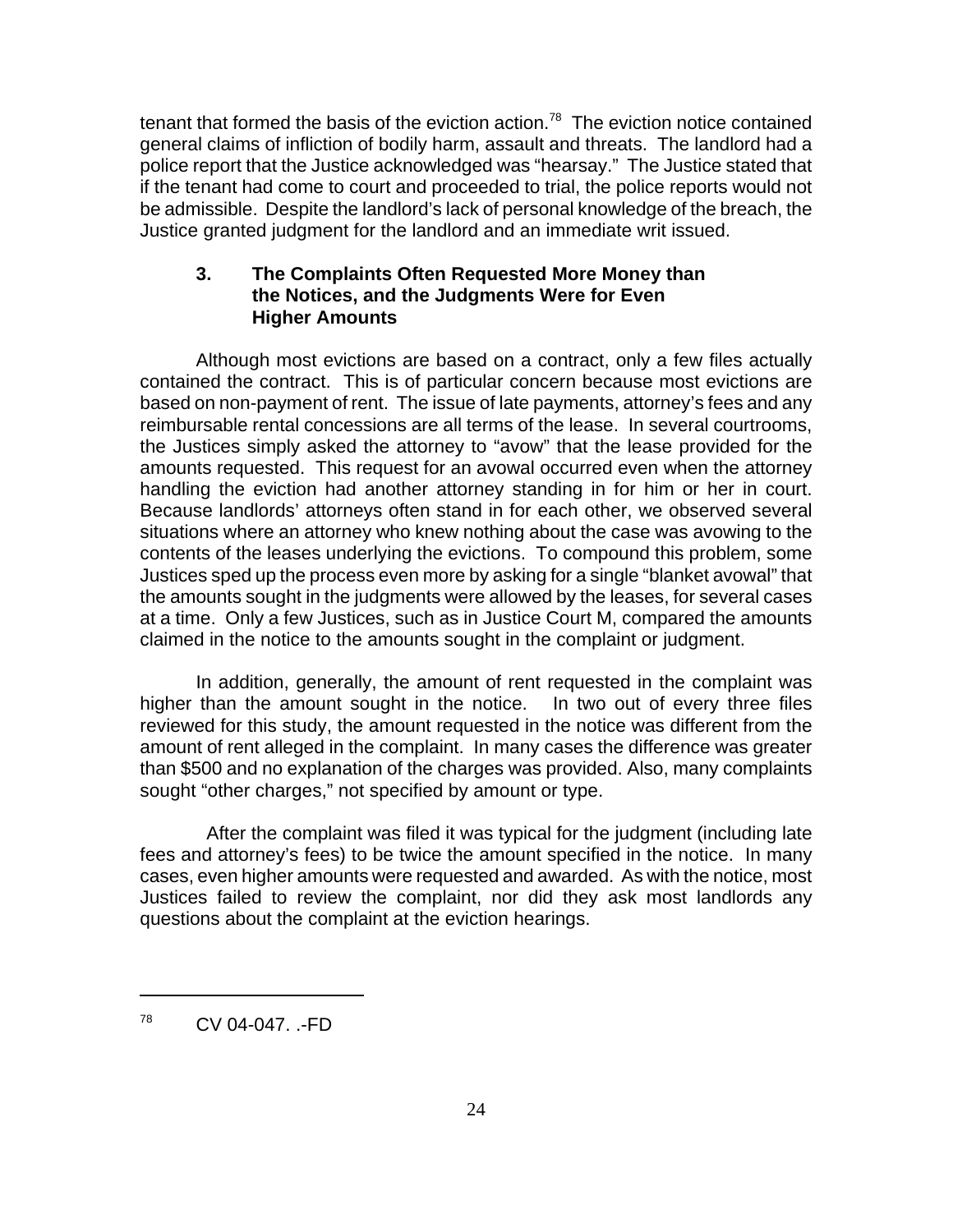tenant that formed the basis of the eviction action.[78] The eviction notice contained general claims of infliction of bodily harm, assault and threats. The landlord had a police report that the Justice acknowledged was "hearsay." The Justice stated that if the tenant had come to court and proceeded to trial, the police reports would not be admissible. Despite the landlord's lack of personal knowledge of the breach, the Justice granted judgment for the landlord and an immediate writ issued.

### 3. The Complaints Often Requested More Money than the Notices, and the Judgments Were for Even Higher Amounts

Although most evictions are based on a contract, only a few files actually contained the contract. This is of particular concern because most evictions are based on non-payment of rent. The issue of late payments, attorney's fees and any reimbursable rental concessions are all terms of the lease. In several courtrooms, the Justices simply asked the attorney to "avow" that the lease provided for the amounts requested. This request for an avowal occurred even when the attorney handling the eviction had another attorney standing in for him or her in court. Because landlords' attorneys often stand in for each other, we observed several situations where an attorney who knew nothing about the case was avowing to the contents of the leases underlying the evictions. To compound this problem, some Justices sped up the process even more by asking for a single "blanket avowal" that the amounts sought in the judgments were allowed by the leases, for several cases at a time. Only a few Justices, such as in Justice Court M, compared the amounts claimed in the notice to the amounts sought in the complaint or judgment.

In addition, generally, the amount of rent requested in the complaint was higher than the amount sought in the notice. In two out of every three files reviewed for this study, the amount requested in the notice was different from the amount of rent alleged in the complaint. In many cases the difference was greater than $500 and no explanation of the charges was provided. Also, many complaints sought "other charges," not specified by amount or type.

After the complaint was filed it was typical for the judgment (including late fees and attorney's fees) to be twice the amount specified in the notice. In many cases, even higher amounts were requested and awarded. As with the notice, most Justices failed to review the complaint, nor did they ask most landlords any questions about the complaint at the eviction hearings.

---

[78] CV 04-047. .-FD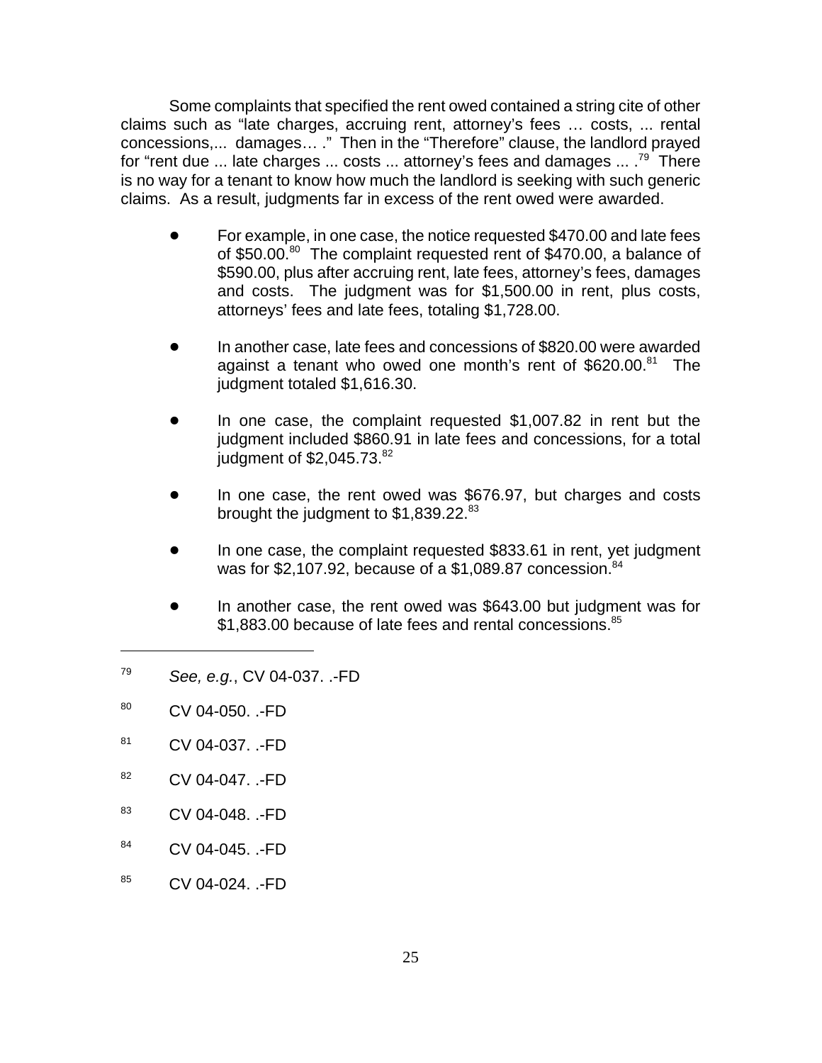Some complaints that specified the rent owed contained a string cite of other claims such as "late charges, accruing rent, attorney's fees … costs, ... rental concessions,... damages… ." Then in the "Therefore" clause, the landlord prayed for "rent due ... late charges ... costs ... attorney's fees and damages ... .[79] There is no way for a tenant to know how much the landlord is seeking with such generic claims. As a result, judgments far in excess of the rent owed were awarded.

- For example, in one case, the notice requested $470.00 and late fees of $50.00.[80] The complaint requested rent of $470.00, a balance of $590.00, plus after accruing rent, late fees, attorney's fees, damages and costs. The judgment was for $1,500.00 in rent, plus costs, attorneys' fees and late fees, totaling $1,728.00.

- In another case, late fees and concessions of $820.00 were awarded against a tenant who owed one month's rent of $620.00.[81] The judgment totaled $1,616.30.

- In one case, the complaint requested $1,007.82 in rent but the judgment included $860.91 in late fees and concessions, for a total judgment of $2,045.73.[82]

- In one case, the rent owed was $676.97, but charges and costs brought the judgment to $1,839.22.[83]

- In one case, the complaint requested $833.61 in rent, yet judgment was for $2,107.92, because of a $1,089.87 concession.[84]

- In another case, the rent owed was $643.00 but judgment was for $1,883.00 because of late fees and rental concessions.[85]

---

[79] *See, e.g.*, CV 04-037. .-FD

[80] CV 04-050. .-FD

[81] CV 04-037. .-FD

[82] CV 04-047. .-FD

[83] CV 04-048. .-FD

[84] CV 04-045. .-FD

[85] CV 04-024. .-FD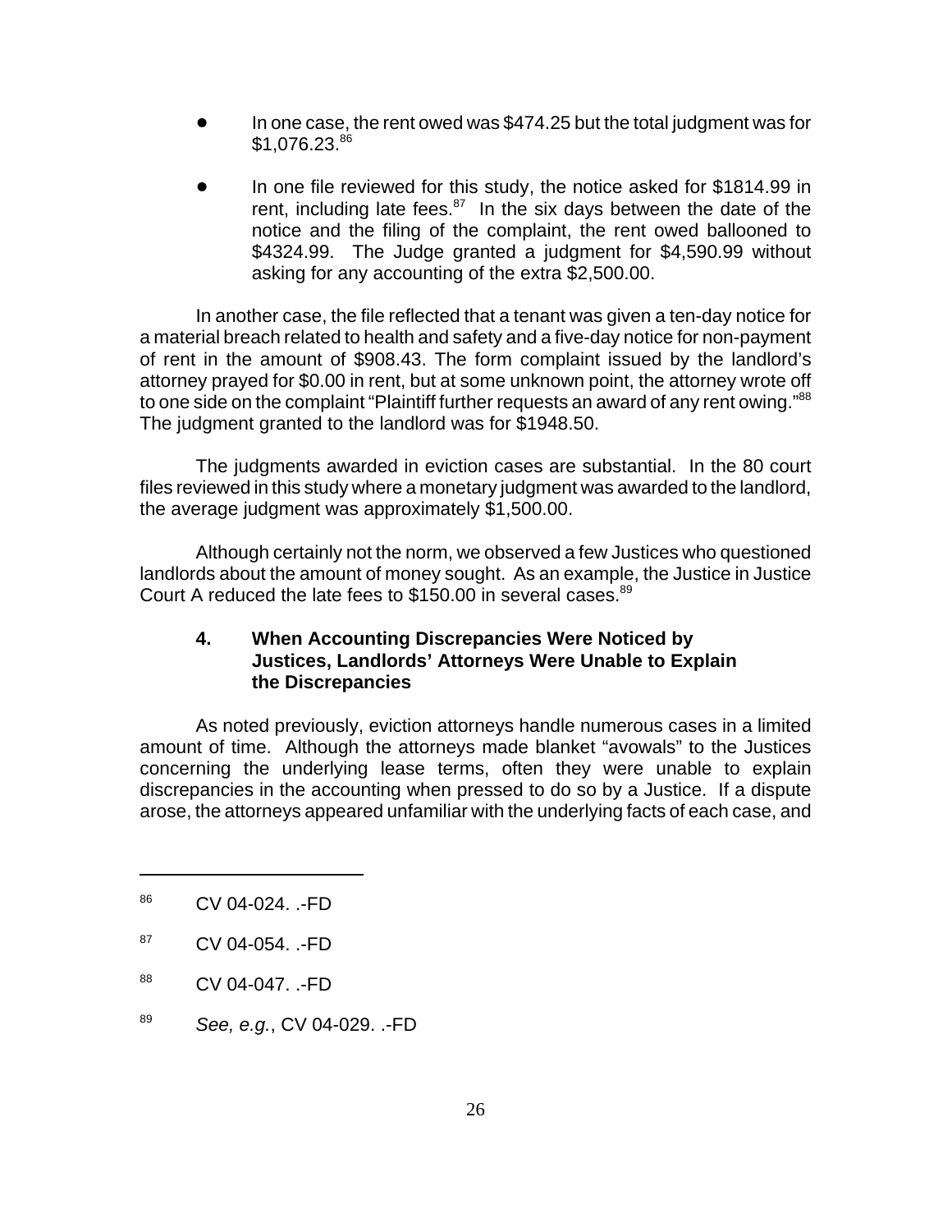- In one case, the rent owed was $474.25 but the total judgment was for $1,076.23.[86]

- In one file reviewed for this study, the notice asked for $1814.99 in rent, including late fees.[87] In the six days between the date of the notice and the filing of the complaint, the rent owed ballooned to $4324.99. The Judge granted a judgment for $4,590.99 without asking for any accounting of the extra $2,500.00.

In another case, the file reflected that a tenant was given a ten-day notice for a material breach related to health and safety and a five-day notice for non-payment of rent in the amount of $908.43. The form complaint issued by the landlord's attorney prayed for $0.00 in rent, but at some unknown point, the attorney wrote off to one side on the complaint "Plaintiff further requests an award of any rent owing."[88] The judgment granted to the landlord was for $1948.50.

The judgments awarded in eviction cases are substantial. In the 80 court files reviewed in this study where a monetary judgment was awarded to the landlord, the average judgment was approximately $1,500.00.

Although certainly not the norm, we observed a few Justices who questioned landlords about the amount of money sought. As an example, the Justice in Justice Court A reduced the late fees to $150.00 in several cases.[89]

#### 4. When Accounting Discrepancies Were Noticed by Justices, Landlords' Attorneys Were Unable to Explain the Discrepancies

As noted previously, eviction attorneys handle numerous cases in a limited amount of time. Although the attorneys made blanket "avowals" to the Justices concerning the underlying lease terms, often they were unable to explain discrepancies in the accounting when pressed to do so by a Justice. If a dispute arose, the attorneys appeared unfamiliar with the underlying facts of each case, and

---

[86] CV 04-024. .-FD

[87] CV 04-054. .-FD

[88] CV 04-047. .-FD

[89] *See, e.g.*, CV 04-029. .-FD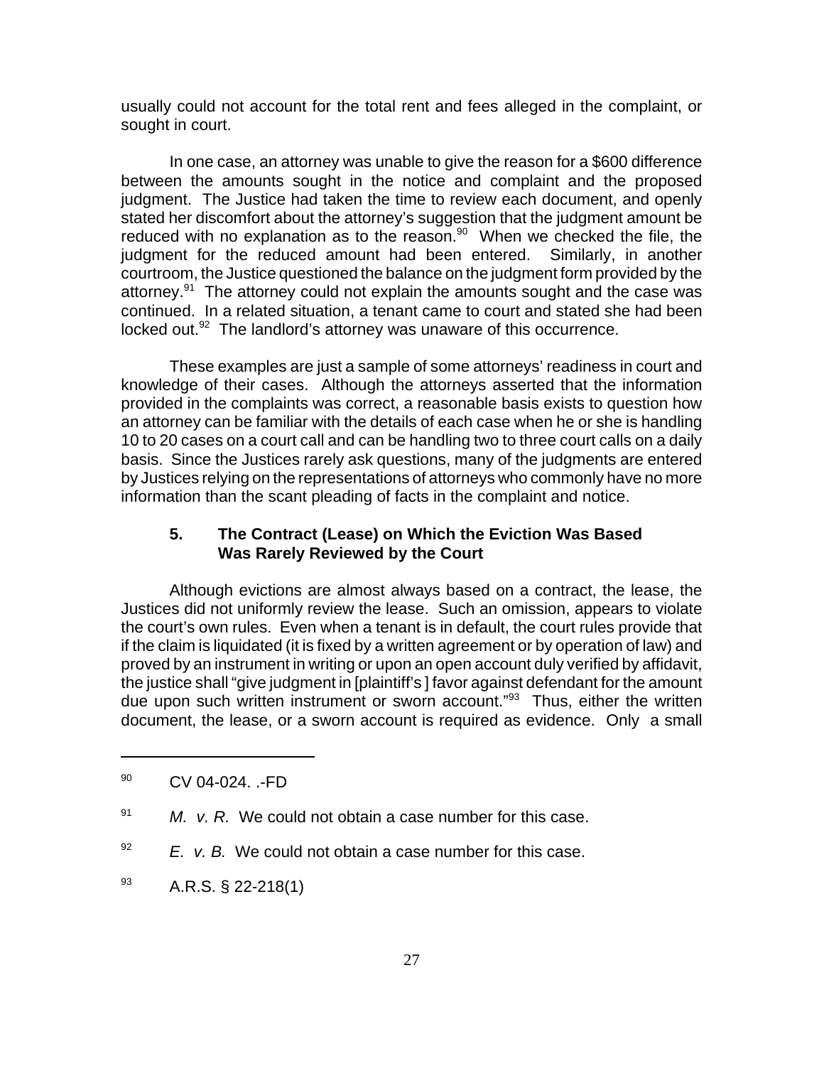usually could not account for the total rent and fees alleged in the complaint, or sought in court.

In one case, an attorney was unable to give the reason for a $600 difference between the amounts sought in the notice and complaint and the proposed judgment. The Justice had taken the time to review each document, and openly stated her discomfort about the attorney's suggestion that the judgment amount be reduced with no explanation as to the reason.[90] When we checked the file, the judgment for the reduced amount had been entered. Similarly, in another courtroom, the Justice questioned the balance on the judgment form provided by the attorney.[91] The attorney could not explain the amounts sought and the case was continued. In a related situation, a tenant came to court and stated she had been locked out.[92] The landlord's attorney was unaware of this occurrence.

These examples are just a sample of some attorneys' readiness in court and knowledge of their cases. Although the attorneys asserted that the information provided in the complaints was correct, a reasonable basis exists to question how an attorney can be familiar with the details of each case when he or she is handling 10 to 20 cases on a court call and can be handling two to three court calls on a daily basis. Since the Justices rarely ask questions, many of the judgments are entered by Justices relying on the representations of attorneys who commonly have no more information than the scant pleading of facts in the complaint and notice.

### 5. The Contract (Lease) on Which the Eviction Was Based Was Rarely Reviewed by the Court

Although evictions are almost always based on a contract, the lease, the Justices did not uniformly review the lease. Such an omission, appears to violate the court's own rules. Even when a tenant is in default, the court rules provide that if the claim is liquidated (it is fixed by a written agreement or by operation of law) and proved by an instrument in writing or upon an open account duly verified by affidavit, the justice shall "give judgment in [plaintiff's ] favor against defendant for the amount due upon such written instrument or sworn account."[93] Thus, either the written document, the lease, or a sworn account is required as evidence. Only a small

---

[90] CV 04-024. .-FD

[91] *M. v. R.* We could not obtain a case number for this case.

[92] *E. v. B.* We could not obtain a case number for this case.

[93] A.R.S. § 22-218(1)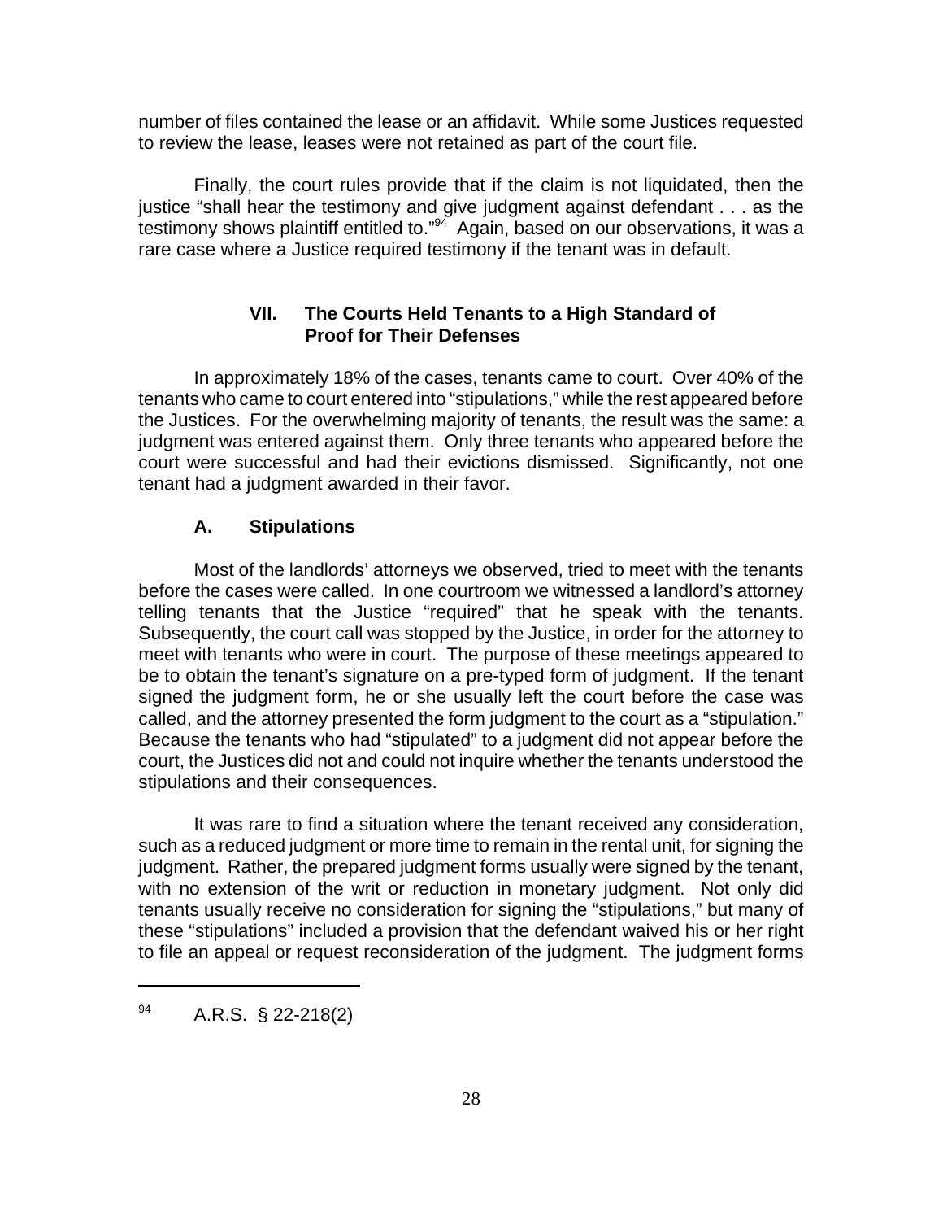number of files contained the lease or an affidavit. While some Justices requested to review the lease, leases were not retained as part of the court file.

Finally, the court rules provide that if the claim is not liquidated, then the justice "shall hear the testimony and give judgment against defendant . . . as the testimony shows plaintiff entitled to."[94] Again, based on our observations, it was a rare case where a Justice required testimony if the tenant was in default.

## VII. The Courts Held Tenants to a High Standard of Proof for Their Defenses

In approximately 18% of the cases, tenants came to court. Over 40% of the tenants who came to court entered into "stipulations," while the rest appeared before the Justices. For the overwhelming majority of tenants, the result was the same: a judgment was entered against them. Only three tenants who appeared before the court were successful and had their evictions dismissed. Significantly, not one tenant had a judgment awarded in their favor.

### A. Stipulations

Most of the landlords' attorneys we observed, tried to meet with the tenants before the cases were called. In one courtroom we witnessed a landlord's attorney telling tenants that the Justice "required" that he speak with the tenants. Subsequently, the court call was stopped by the Justice, in order for the attorney to meet with tenants who were in court. The purpose of these meetings appeared to be to obtain the tenant's signature on a pre-typed form of judgment. If the tenant signed the judgment form, he or she usually left the court before the case was called, and the attorney presented the form judgment to the court as a "stipulation." Because the tenants who had "stipulated" to a judgment did not appear before the court, the Justices did not and could not inquire whether the tenants understood the stipulations and their consequences.

It was rare to find a situation where the tenant received any consideration, such as a reduced judgment or more time to remain in the rental unit, for signing the judgment. Rather, the prepared judgment forms usually were signed by the tenant, with no extension of the writ or reduction in monetary judgment. Not only did tenants usually receive no consideration for signing the "stipulations," but many of these "stipulations" included a provision that the defendant waived his or her right to file an appeal or request reconsideration of the judgment. The judgment forms

---

[94] A.R.S. § 22-218(2)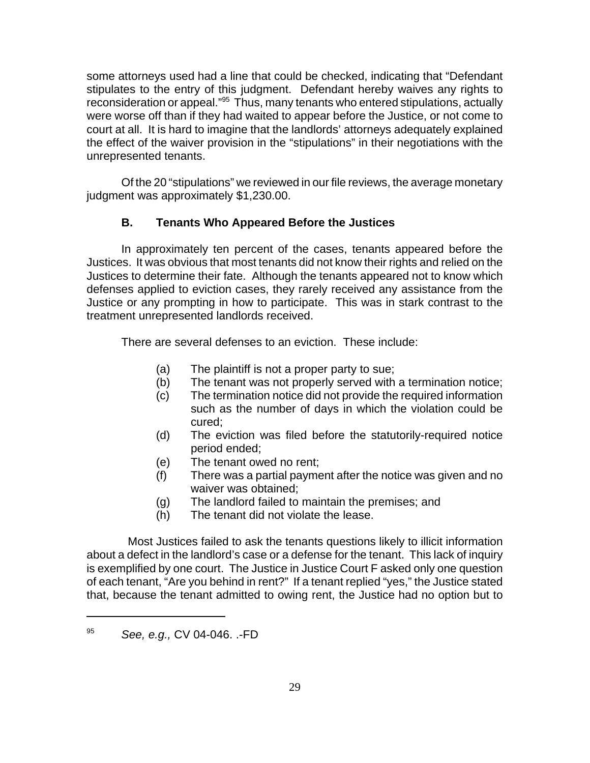some attorneys used had a line that could be checked, indicating that "Defendant stipulates to the entry of this judgment. Defendant hereby waives any rights to reconsideration or appeal."[95] Thus, many tenants who entered stipulations, actually were worse off than if they had waited to appear before the Justice, or not come to court at all. It is hard to imagine that the landlords' attorneys adequately explained the effect of the waiver provision in the "stipulations" in their negotiations with the unrepresented tenants.

Of the 20 "stipulations" we reviewed in our file reviews, the average monetary judgment was approximately $1,230.00.

### B. Tenants Who Appeared Before the Justices

In approximately ten percent of the cases, tenants appeared before the Justices. It was obvious that most tenants did not know their rights and relied on the Justices to determine their fate. Although the tenants appeared not to know which defenses applied to eviction cases, they rarely received any assistance from the Justice or any prompting in how to participate. This was in stark contrast to the treatment unrepresented landlords received.

There are several defenses to an eviction. These include:

- (a) The plaintiff is not a proper party to sue;
- (b) The tenant was not properly served with a termination notice;
- (c) The termination notice did not provide the required information such as the number of days in which the violation could be cured;
- (d) The eviction was filed before the statutorily-required notice period ended;
- (e) The tenant owed no rent;
- (f) There was a partial payment after the notice was given and no waiver was obtained;
- (g) The landlord failed to maintain the premises; and
- (h) The tenant did not violate the lease.

Most Justices failed to ask the tenants questions likely to illicit information about a defect in the landlord's case or a defense for the tenant. This lack of inquiry is exemplified by one court. The Justice in Justice Court F asked only one question of each tenant, "Are you behind in rent?" If a tenant replied "yes," the Justice stated that, because the tenant admitted to owing rent, the Justice had no option but to

---

[95] *See, e.g.,* CV 04-046. .-FD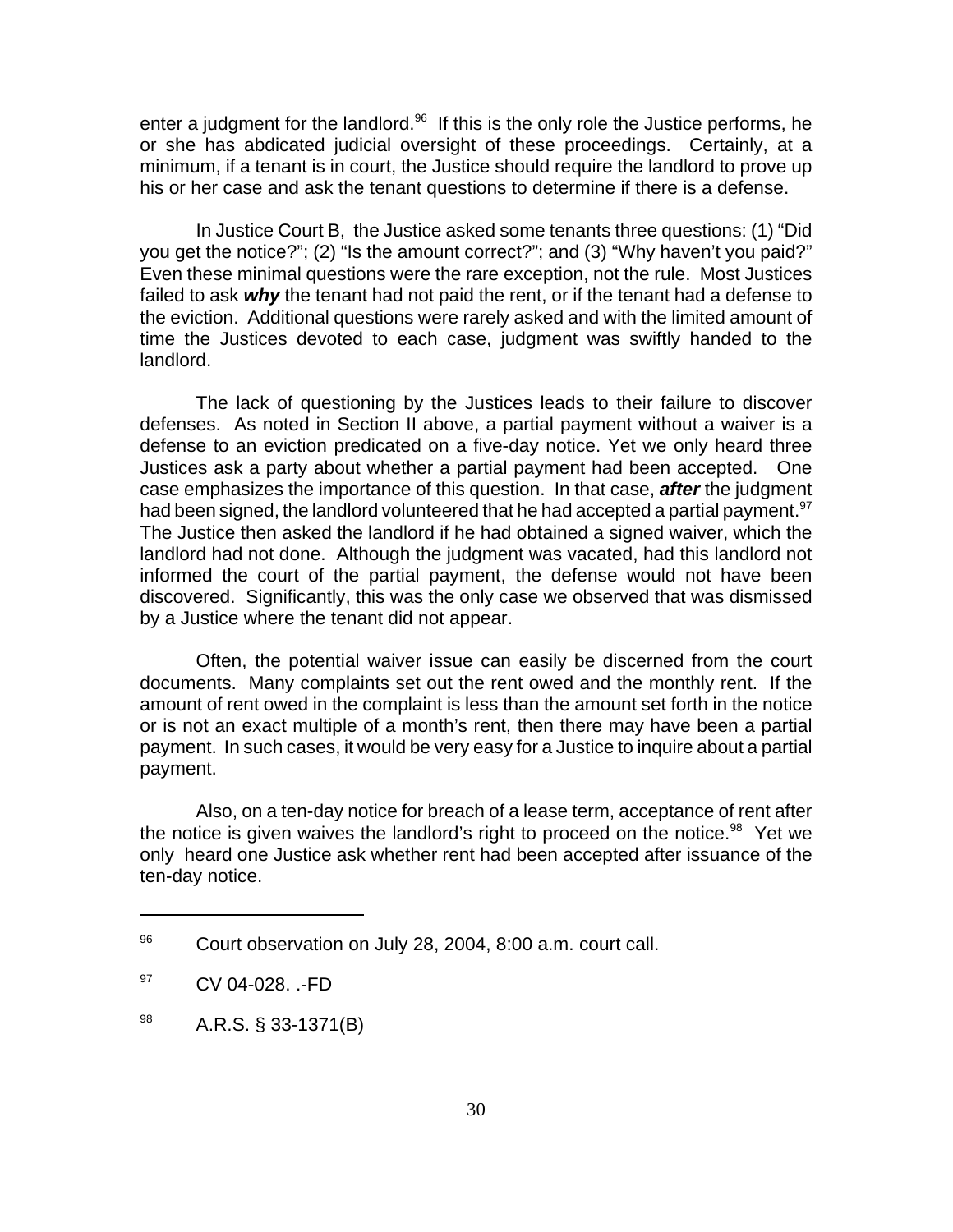enter a judgment for the landlord.[96] If this is the only role the Justice performs, he or she has abdicated judicial oversight of these proceedings. Certainly, at a minimum, if a tenant is in court, the Justice should require the landlord to prove up his or her case and ask the tenant questions to determine if there is a defense.

In Justice Court B, the Justice asked some tenants three questions: (1) "Did you get the notice?"; (2) "Is the amount correct?"; and (3) "Why haven't you paid?" Even these minimal questions were the rare exception, not the rule. Most Justices failed to ask ***why*** the tenant had not paid the rent, or if the tenant had a defense to the eviction. Additional questions were rarely asked and with the limited amount of time the Justices devoted to each case, judgment was swiftly handed to the landlord.

The lack of questioning by the Justices leads to their failure to discover defenses. As noted in Section II above, a partial payment without a waiver is a defense to an eviction predicated on a five-day notice. Yet we only heard three Justices ask a party about whether a partial payment had been accepted. One case emphasizes the importance of this question. In that case, ***after*** the judgment had been signed, the landlord volunteered that he had accepted a partial payment.[97] The Justice then asked the landlord if he had obtained a signed waiver, which the landlord had not done. Although the judgment was vacated, had this landlord not informed the court of the partial payment, the defense would not have been discovered. Significantly, this was the only case we observed that was dismissed by a Justice where the tenant did not appear.

Often, the potential waiver issue can easily be discerned from the court documents. Many complaints set out the rent owed and the monthly rent. If the amount of rent owed in the complaint is less than the amount set forth in the notice or is not an exact multiple of a month's rent, then there may have been a partial payment. In such cases, it would be very easy for a Justice to inquire about a partial payment.

Also, on a ten-day notice for breach of a lease term, acceptance of rent after the notice is given waives the landlord's right to proceed on the notice.[98] Yet we only heard one Justice ask whether rent had been accepted after issuance of the ten-day notice.

---

[96] Court observation on July 28, 2004, 8:00 a.m. court call.

[97] CV 04-028. .-FD

[98] A.R.S. § 33-1371(B)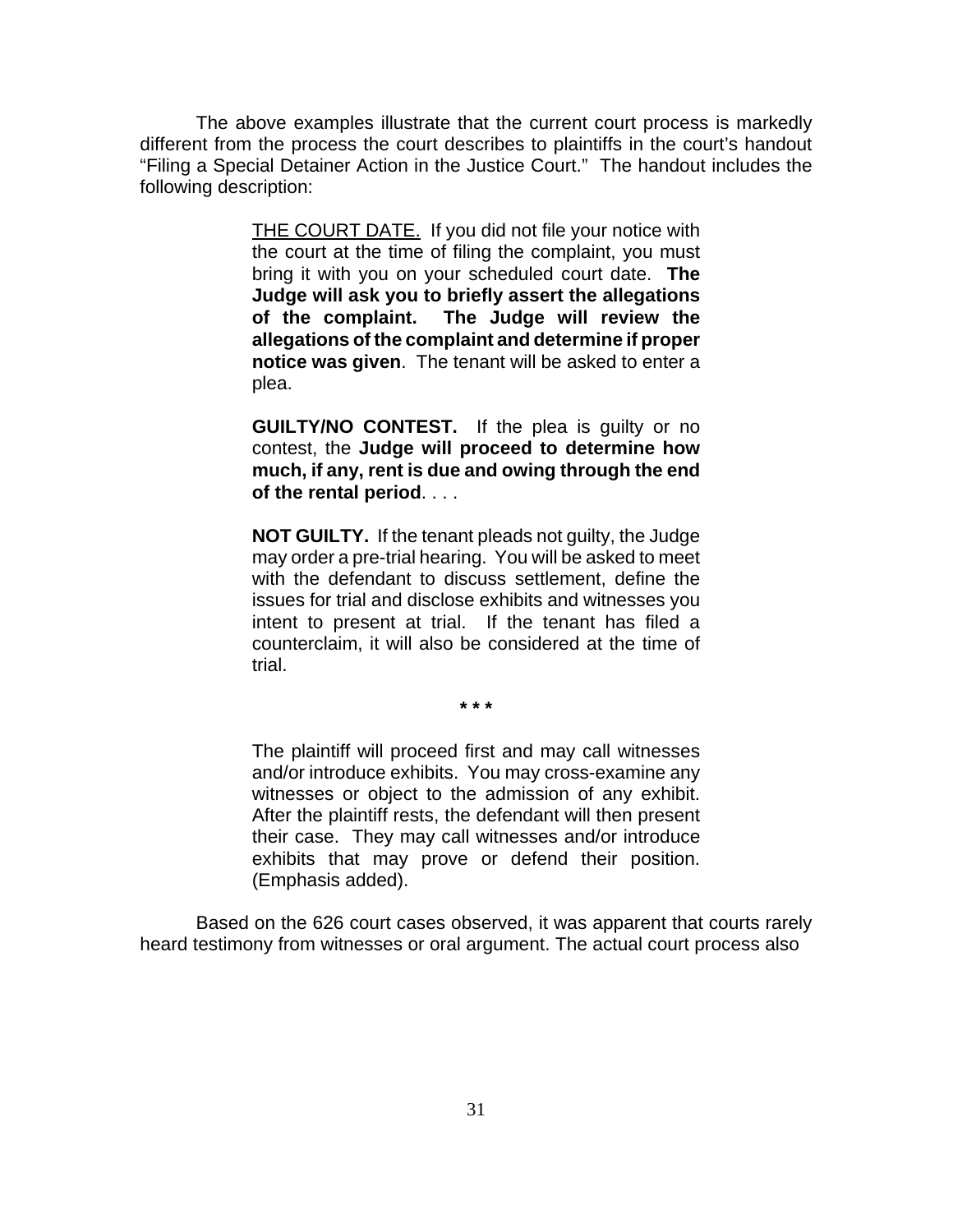The above examples illustrate that the current court process is markedly different from the process the court describes to plaintiffs in the court's handout "Filing a Special Detainer Action in the Justice Court." The handout includes the following description:

> <u>THE COURT DATE.</u> If you did not file your notice with the court at the time of filing the complaint, you must bring it with you on your scheduled court date. **The Judge will ask you to briefly assert the allegations of the complaint. The Judge will review the allegations of the complaint and determine if proper notice was given**. The tenant will be asked to enter a plea.
>
> **GUILTY/NO CONTEST.** If the plea is guilty or no contest, the **Judge will proceed to determine how much, if any, rent is due and owing through the end of the rental period**. . . .
>
> **NOT GUILTY.** If the tenant pleads not guilty, the Judge may order a pre-trial hearing. You will be asked to meet with the defendant to discuss settlement, define the issues for trial and disclose exhibits and witnesses you intent to present at trial. If the tenant has filed a counterclaim, it will also be considered at the time of trial.
>
> **\* \* \***
>
> The plaintiff will proceed first and may call witnesses and/or introduce exhibits. You may cross-examine any witnesses or object to the admission of any exhibit. After the plaintiff rests, the defendant will then present their case. They may call witnesses and/or introduce exhibits that may prove or defend their position. (Emphasis added).

Based on the 626 court cases observed, it was apparent that courts rarely heard testimony from witnesses or oral argument. The actual court process also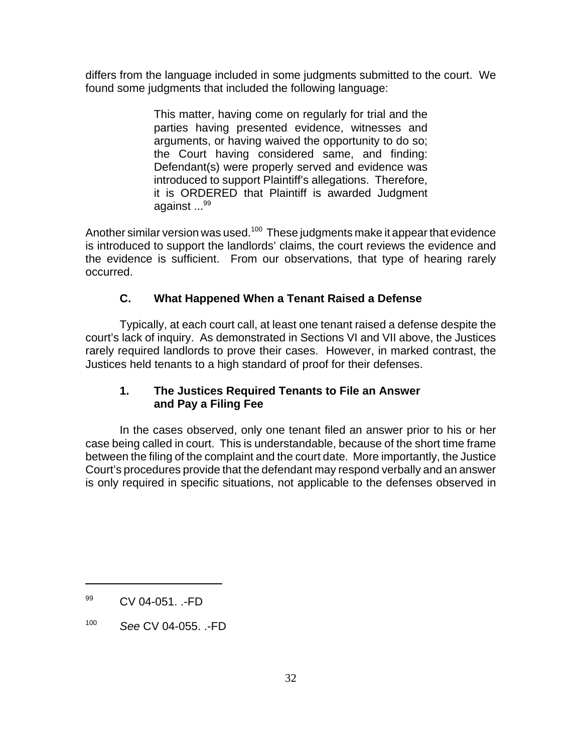differs from the language included in some judgments submitted to the court. We found some judgments that included the following language:

> This matter, having come on regularly for trial and the parties having presented evidence, witnesses and arguments, or having waived the opportunity to do so; the Court having considered same, and finding: Defendant(s) were properly served and evidence was introduced to support Plaintiff's allegations. Therefore, it is ORDERED that Plaintiff is awarded Judgment against ...[99]

Another similar version was used.[100] These judgments make it appear that evidence is introduced to support the landlords' claims, the court reviews the evidence and the evidence is sufficient. From our observations, that type of hearing rarely occurred.

### C. What Happened When a Tenant Raised a Defense

Typically, at each court call, at least one tenant raised a defense despite the court's lack of inquiry. As demonstrated in Sections VI and VII above, the Justices rarely required landlords to prove their cases. However, in marked contrast, the Justices held tenants to a high standard of proof for their defenses.

#### 1. The Justices Required Tenants to File an Answer and Pay a Filing Fee

In the cases observed, only one tenant filed an answer prior to his or her case being called in court. This is understandable, because of the short time frame between the filing of the complaint and the court date. More importantly, the Justice Court's procedures provide that the defendant may respond verbally and an answer is only required in specific situations, not applicable to the defenses observed in

---

[99] CV 04-051. .-FD

[100] *See* CV 04-055. .-FD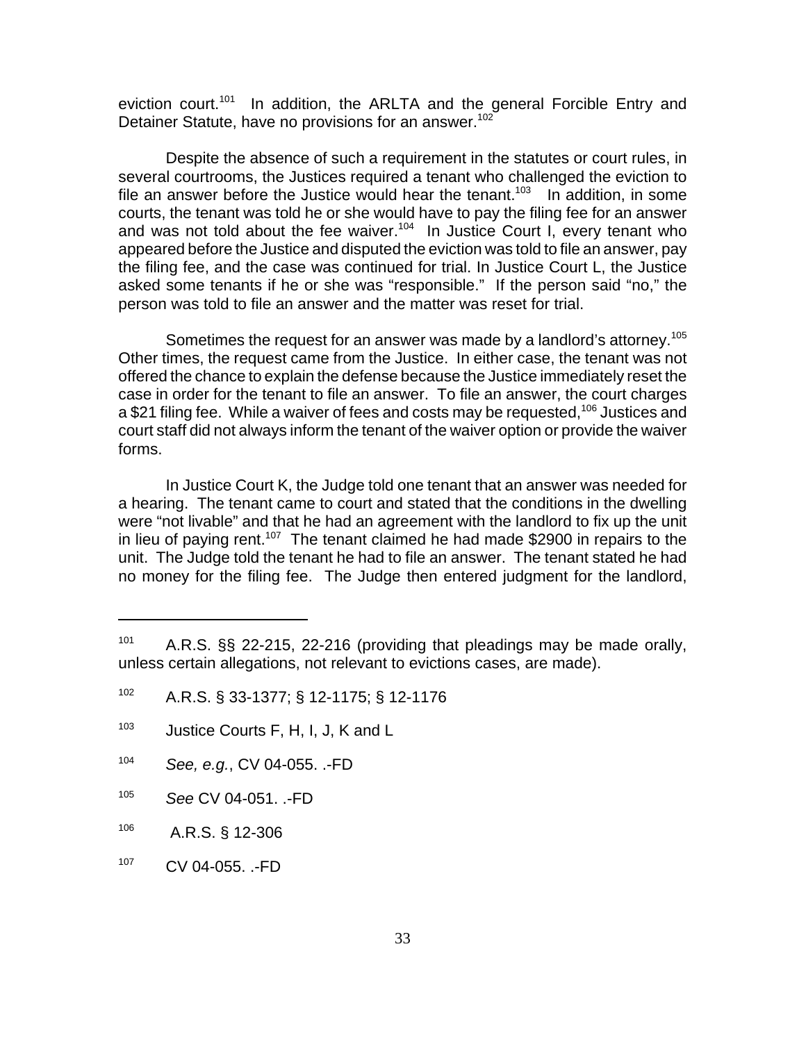eviction court.[101] In addition, the ARLTA and the general Forcible Entry and Detainer Statute, have no provisions for an answer.[102]

Despite the absence of such a requirement in the statutes or court rules, in several courtrooms, the Justices required a tenant who challenged the eviction to file an answer before the Justice would hear the tenant.[103] In addition, in some courts, the tenant was told he or she would have to pay the filing fee for an answer and was not told about the fee waiver.[104] In Justice Court I, every tenant who appeared before the Justice and disputed the eviction was told to file an answer, pay the filing fee, and the case was continued for trial. In Justice Court L, the Justice asked some tenants if he or she was "responsible." If the person said "no," the person was told to file an answer and the matter was reset for trial.

Sometimes the request for an answer was made by a landlord's attorney.[105] Other times, the request came from the Justice. In either case, the tenant was not offered the chance to explain the defense because the Justice immediately reset the case in order for the tenant to file an answer. To file an answer, the court charges a $21 filing fee. While a waiver of fees and costs may be requested,[106] Justices and court staff did not always inform the tenant of the waiver option or provide the waiver forms.

In Justice Court K, the Judge told one tenant that an answer was needed for a hearing. The tenant came to court and stated that the conditions in the dwelling were "not livable" and that he had an agreement with the landlord to fix up the unit in lieu of paying rent.[107] The tenant claimed he had made $2900 in repairs to the unit. The Judge told the tenant he had to file an answer. The tenant stated he had no money for the filing fee. The Judge then entered judgment for the landlord,

---

[101] A.R.S. §§ 22-215, 22-216 (providing that pleadings may be made orally, unless certain allegations, not relevant to evictions cases, are made).

[102] A.R.S. § 33-1377; § 12-1175; § 12-1176

[103] Justice Courts F, H, I, J, K and L

[104] *See, e.g.*, CV 04-055. .-FD

[105] *See* CV 04-051. .-FD

[106] A.R.S. § 12-306

[107] CV 04-055. .-FD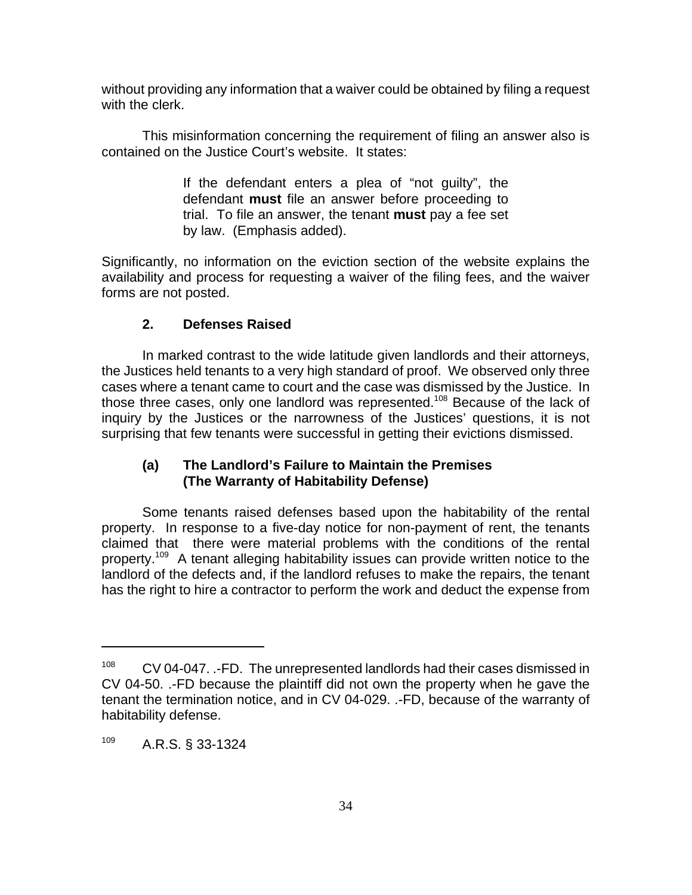without providing any information that a waiver could be obtained by filing a request with the clerk.

This misinformation concerning the requirement of filing an answer also is contained on the Justice Court's website. It states:

> If the defendant enters a plea of "not guilty", the defendant **must** file an answer before proceeding to trial. To file an answer, the tenant **must** pay a fee set by law. (Emphasis added).

Significantly, no information on the eviction section of the website explains the availability and process for requesting a waiver of the filing fees, and the waiver forms are not posted.

### 2. Defenses Raised

In marked contrast to the wide latitude given landlords and their attorneys, the Justices held tenants to a very high standard of proof. We observed only three cases where a tenant came to court and the case was dismissed by the Justice. In those three cases, only one landlord was represented.[108] Because of the lack of inquiry by the Justices or the narrowness of the Justices' questions, it is not surprising that few tenants were successful in getting their evictions dismissed.

#### (a) The Landlord's Failure to Maintain the Premises (The Warranty of Habitability Defense)

Some tenants raised defenses based upon the habitability of the rental property. In response to a five-day notice for non-payment of rent, the tenants claimed that there were material problems with the conditions of the rental property.[109] A tenant alleging habitability issues can provide written notice to the landlord of the defects and, if the landlord refuses to make the repairs, the tenant has the right to hire a contractor to perform the work and deduct the expense from

---

[108] CV 04-047. .-FD. The unrepresented landlords had their cases dismissed in CV 04-50. .-FD because the plaintiff did not own the property when he gave the tenant the termination notice, and in CV 04-029. .-FD, because of the warranty of habitability defense.

[109] A.R.S. § 33-1324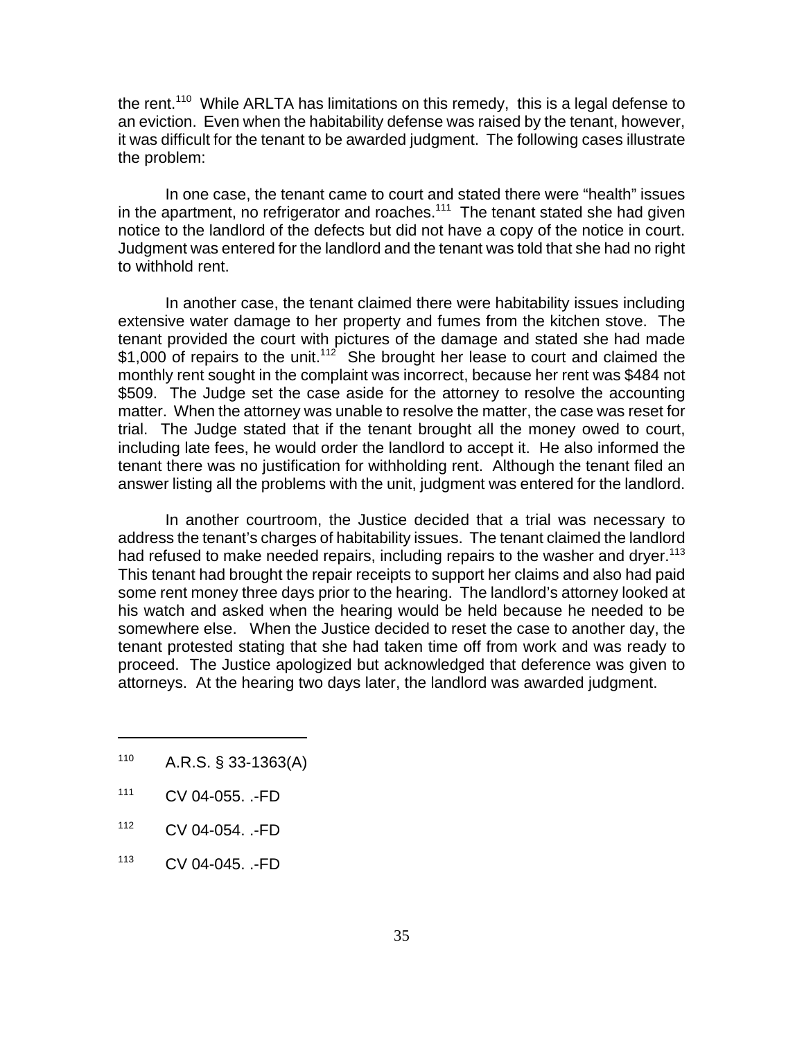the rent.[110] While ARLTA has limitations on this remedy, this is a legal defense to an eviction. Even when the habitability defense was raised by the tenant, however, it was difficult for the tenant to be awarded judgment. The following cases illustrate the problem:

In one case, the tenant came to court and stated there were "health" issues in the apartment, no refrigerator and roaches.[111] The tenant stated she had given notice to the landlord of the defects but did not have a copy of the notice in court. Judgment was entered for the landlord and the tenant was told that she had no right to withhold rent.

In another case, the tenant claimed there were habitability issues including extensive water damage to her property and fumes from the kitchen stove. The tenant provided the court with pictures of the damage and stated she had made $1,000 of repairs to the unit.[112] She brought her lease to court and claimed the monthly rent sought in the complaint was incorrect, because her rent was $484 not $509. The Judge set the case aside for the attorney to resolve the accounting matter. When the attorney was unable to resolve the matter, the case was reset for trial. The Judge stated that if the tenant brought all the money owed to court, including late fees, he would order the landlord to accept it. He also informed the tenant there was no justification for withholding rent. Although the tenant filed an answer listing all the problems with the unit, judgment was entered for the landlord.

In another courtroom, the Justice decided that a trial was necessary to address the tenant's charges of habitability issues. The tenant claimed the landlord had refused to make needed repairs, including repairs to the washer and dryer.[113] This tenant had brought the repair receipts to support her claims and also had paid some rent money three days prior to the hearing. The landlord's attorney looked at his watch and asked when the hearing would be held because he needed to be somewhere else. When the Justice decided to reset the case to another day, the tenant protested stating that she had taken time off from work and was ready to proceed. The Justice apologized but acknowledged that deference was given to attorneys. At the hearing two days later, the landlord was awarded judgment.

---

[110] A.R.S. § 33-1363(A)

[111] CV 04-055. .-FD

[112] CV 04-054. .-FD

[113] CV 04-045. .-FD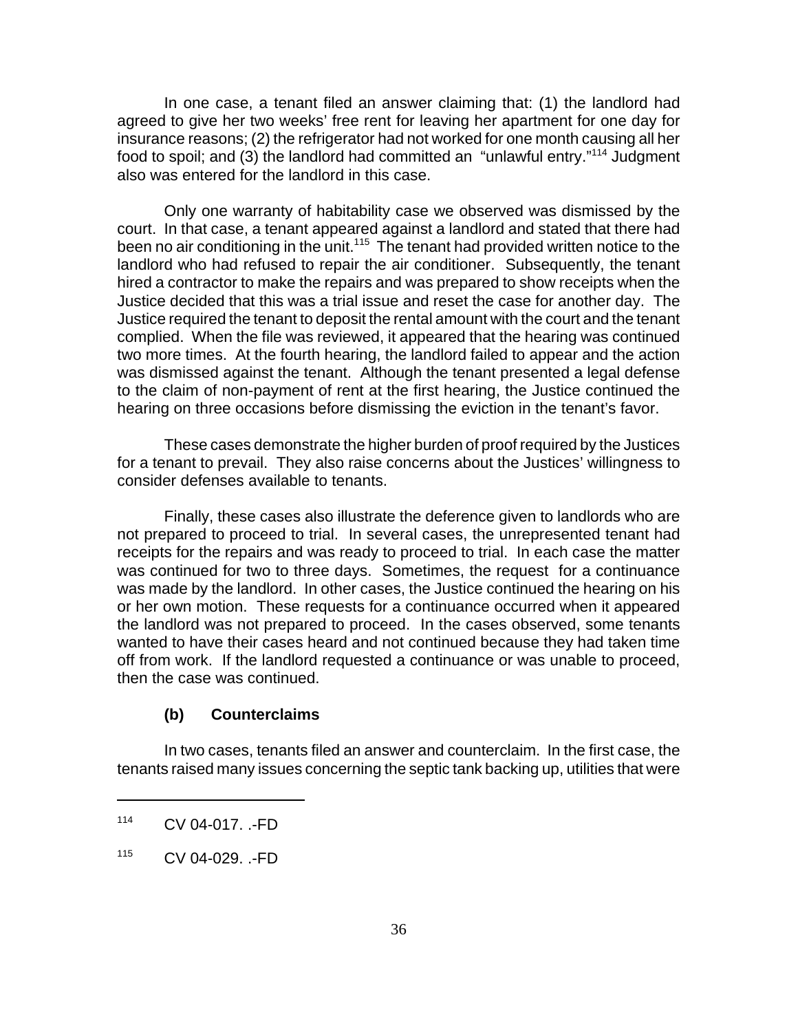In one case, a tenant filed an answer claiming that: (1) the landlord had agreed to give her two weeks' free rent for leaving her apartment for one day for insurance reasons; (2) the refrigerator had not worked for one month causing all her food to spoil; and (3) the landlord had committed an "unlawful entry."[114] Judgment also was entered for the landlord in this case.

Only one warranty of habitability case we observed was dismissed by the court. In that case, a tenant appeared against a landlord and stated that there had been no air conditioning in the unit.[115] The tenant had provided written notice to the landlord who had refused to repair the air conditioner. Subsequently, the tenant hired a contractor to make the repairs and was prepared to show receipts when the Justice decided that this was a trial issue and reset the case for another day. The Justice required the tenant to deposit the rental amount with the court and the tenant complied. When the file was reviewed, it appeared that the hearing was continued two more times. At the fourth hearing, the landlord failed to appear and the action was dismissed against the tenant. Although the tenant presented a legal defense to the claim of non-payment of rent at the first hearing, the Justice continued the hearing on three occasions before dismissing the eviction in the tenant's favor.

These cases demonstrate the higher burden of proof required by the Justices for a tenant to prevail. They also raise concerns about the Justices' willingness to consider defenses available to tenants.

Finally, these cases also illustrate the deference given to landlords who are not prepared to proceed to trial. In several cases, the unrepresented tenant had receipts for the repairs and was ready to proceed to trial. In each case the matter was continued for two to three days. Sometimes, the request for a continuance was made by the landlord. In other cases, the Justice continued the hearing on his or her own motion. These requests for a continuance occurred when it appeared the landlord was not prepared to proceed. In the cases observed, some tenants wanted to have their cases heard and not continued because they had taken time off from work. If the landlord requested a continuance or was unable to proceed, then the case was continued.

#### (b) Counterclaims

In two cases, tenants filed an answer and counterclaim. In the first case, the tenants raised many issues concerning the septic tank backing up, utilities that were

---

[114] CV 04-017. .-FD

[115] CV 04-029. .-FD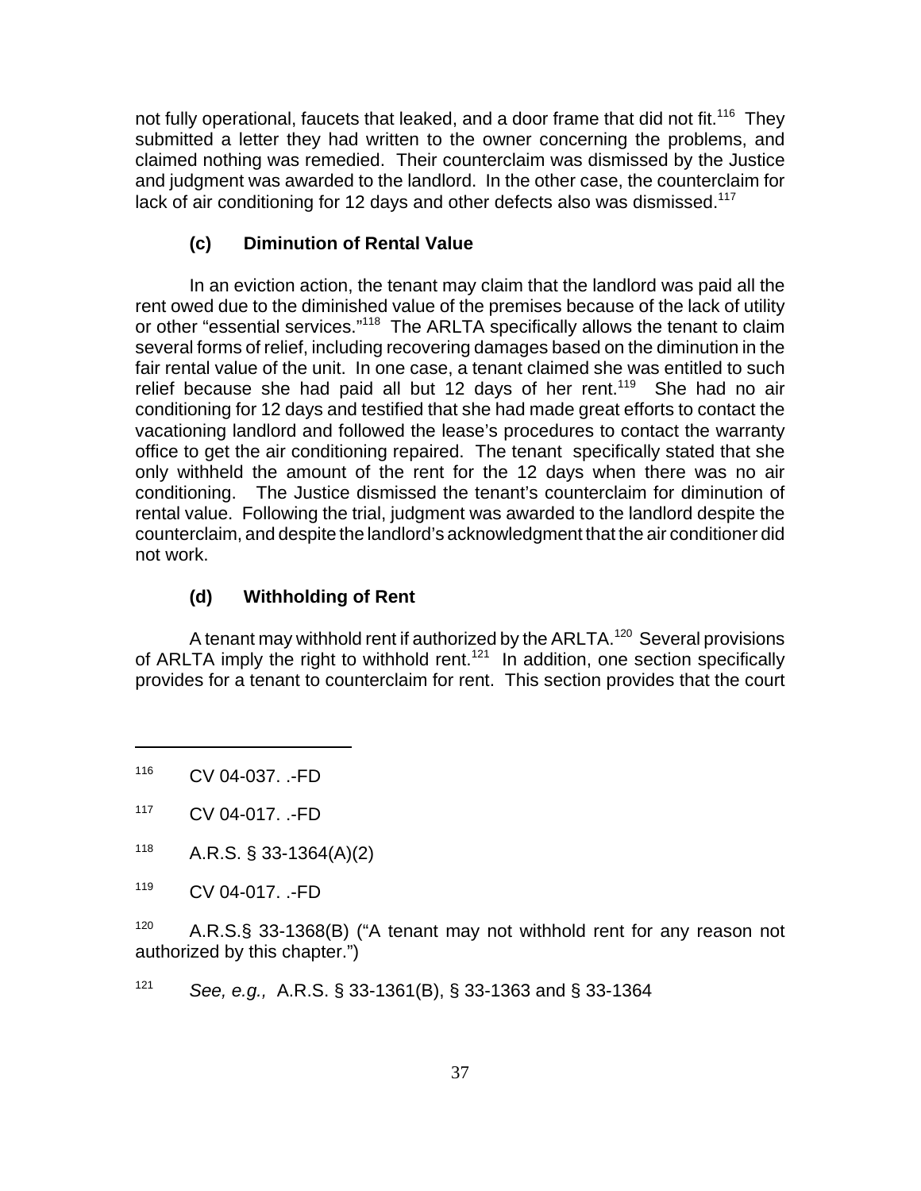not fully operational, faucets that leaked, and a door frame that did not fit.[116] They submitted a letter they had written to the owner concerning the problems, and claimed nothing was remedied. Their counterclaim was dismissed by the Justice and judgment was awarded to the landlord. In the other case, the counterclaim for lack of air conditioning for 12 days and other defects also was dismissed.[117]

### (c) Diminution of Rental Value

In an eviction action, the tenant may claim that the landlord was paid all the rent owed due to the diminished value of the premises because of the lack of utility or other "essential services."[118] The ARLTA specifically allows the tenant to claim several forms of relief, including recovering damages based on the diminution in the fair rental value of the unit. In one case, a tenant claimed she was entitled to such relief because she had paid all but 12 days of her rent.[119] She had no air conditioning for 12 days and testified that she had made great efforts to contact the vacationing landlord and followed the lease's procedures to contact the warranty office to get the air conditioning repaired. The tenant specifically stated that she only withheld the amount of the rent for the 12 days when there was no air conditioning. The Justice dismissed the tenant's counterclaim for diminution of rental value. Following the trial, judgment was awarded to the landlord despite the counterclaim, and despite the landlord's acknowledgment that the air conditioner did not work.

### (d) Withholding of Rent

A tenant may withhold rent if authorized by the ARLTA.[120] Several provisions of ARLTA imply the right to withhold rent.[121] In addition, one section specifically provides for a tenant to counterclaim for rent. This section provides that the court

---

[116] CV 04-037. .-FD

[117] CV 04-017. .-FD

[118] A.R.S. § 33-1364(A)(2)

[119] CV 04-017. .-FD

[120] A.R.S.§ 33-1368(B) ("A tenant may not withhold rent for any reason not authorized by this chapter.")

[121] *See, e.g.,* A.R.S. § 33-1361(B), § 33-1363 and § 33-1364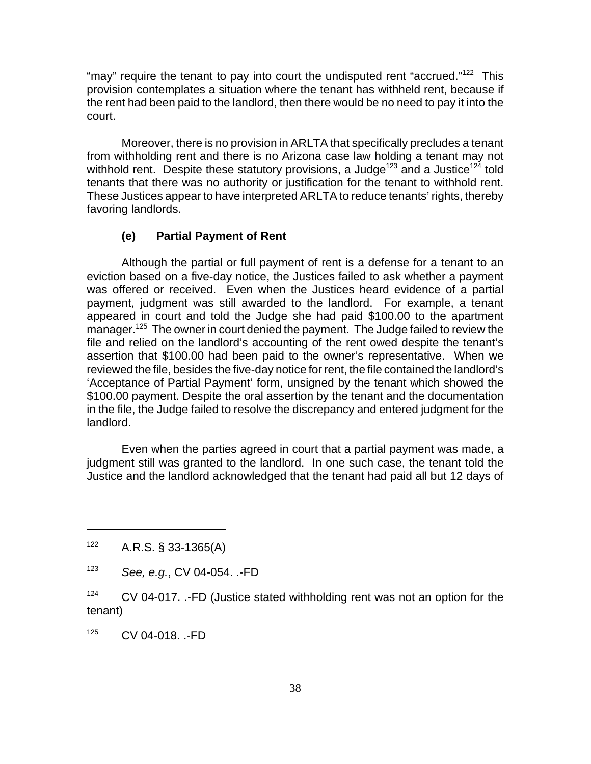"may" require the tenant to pay into court the undisputed rent "accrued."[122] This provision contemplates a situation where the tenant has withheld rent, because if the rent had been paid to the landlord, then there would be no need to pay it into the court.

Moreover, there is no provision in ARLTA that specifically precludes a tenant from withholding rent and there is no Arizona case law holding a tenant may not withhold rent. Despite these statutory provisions, a Judge[123] and a Justice[124] told tenants that there was no authority or justification for the tenant to withhold rent. These Justices appear to have interpreted ARLTA to reduce tenants' rights, thereby favoring landlords.

#### (e) Partial Payment of Rent

Although the partial or full payment of rent is a defense for a tenant to an eviction based on a five-day notice, the Justices failed to ask whether a payment was offered or received. Even when the Justices heard evidence of a partial payment, judgment was still awarded to the landlord. For example, a tenant appeared in court and told the Judge she had paid $100.00 to the apartment manager.[125] The owner in court denied the payment. The Judge failed to review the file and relied on the landlord's accounting of the rent owed despite the tenant's assertion that $100.00 had been paid to the owner's representative. When we reviewed the file, besides the five-day notice for rent, the file contained the landlord's 'Acceptance of Partial Payment' form, unsigned by the tenant which showed the $100.00 payment. Despite the oral assertion by the tenant and the documentation in the file, the Judge failed to resolve the discrepancy and entered judgment for the landlord.

Even when the parties agreed in court that a partial payment was made, a judgment still was granted to the landlord. In one such case, the tenant told the Justice and the landlord acknowledged that the tenant had paid all but 12 days of

---

[122] A.R.S. § 33-1365(A)

[123] *See, e.g.*, CV 04-054. .-FD

[124] CV 04-017. .-FD (Justice stated withholding rent was not an option for the tenant)

[125] CV 04-018. .-FD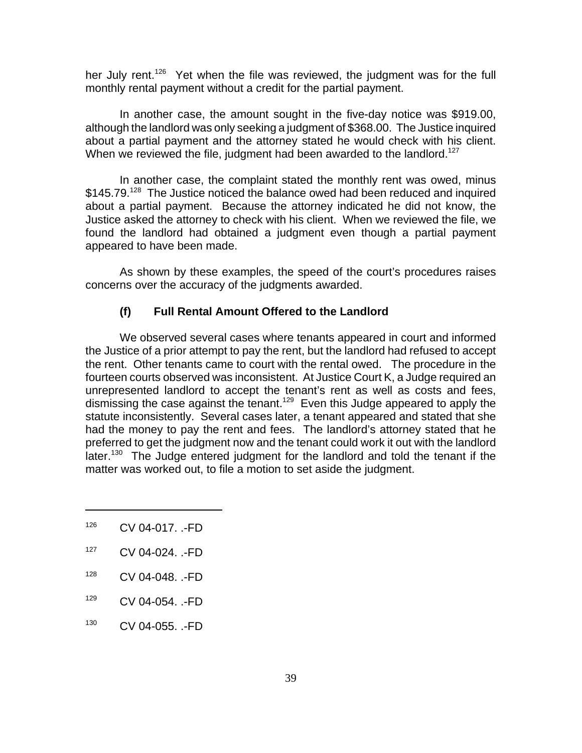her July rent.[126] Yet when the file was reviewed, the judgment was for the full monthly rental payment without a credit for the partial payment.

In another case, the amount sought in the five-day notice was $919.00, although the landlord was only seeking a judgment of $368.00. The Justice inquired about a partial payment and the attorney stated he would check with his client. When we reviewed the file, judgment had been awarded to the landlord.[127]

In another case, the complaint stated the monthly rent was owed, minus $145.79.[128] The Justice noticed the balance owed had been reduced and inquired about a partial payment. Because the attorney indicated he did not know, the Justice asked the attorney to check with his client. When we reviewed the file, we found the landlord had obtained a judgment even though a partial payment appeared to have been made.

As shown by these examples, the speed of the court's procedures raises concerns over the accuracy of the judgments awarded.

#### (f) Full Rental Amount Offered to the Landlord

We observed several cases where tenants appeared in court and informed the Justice of a prior attempt to pay the rent, but the landlord had refused to accept the rent. Other tenants came to court with the rental owed. The procedure in the fourteen courts observed was inconsistent. At Justice Court K, a Judge required an unrepresented landlord to accept the tenant's rent as well as costs and fees, dismissing the case against the tenant.[129] Even this Judge appeared to apply the statute inconsistently. Several cases later, a tenant appeared and stated that she had the money to pay the rent and fees. The landlord's attorney stated that he preferred to get the judgment now and the tenant could work it out with the landlord later.[130] The Judge entered judgment for the landlord and told the tenant if the matter was worked out, to file a motion to set aside the judgment.

---

[126] CV 04-017. .-FD

[127] CV 04-024. .-FD

[128] CV 04-048. .-FD

[129] CV 04-054. .-FD

[130] CV 04-055. .-FD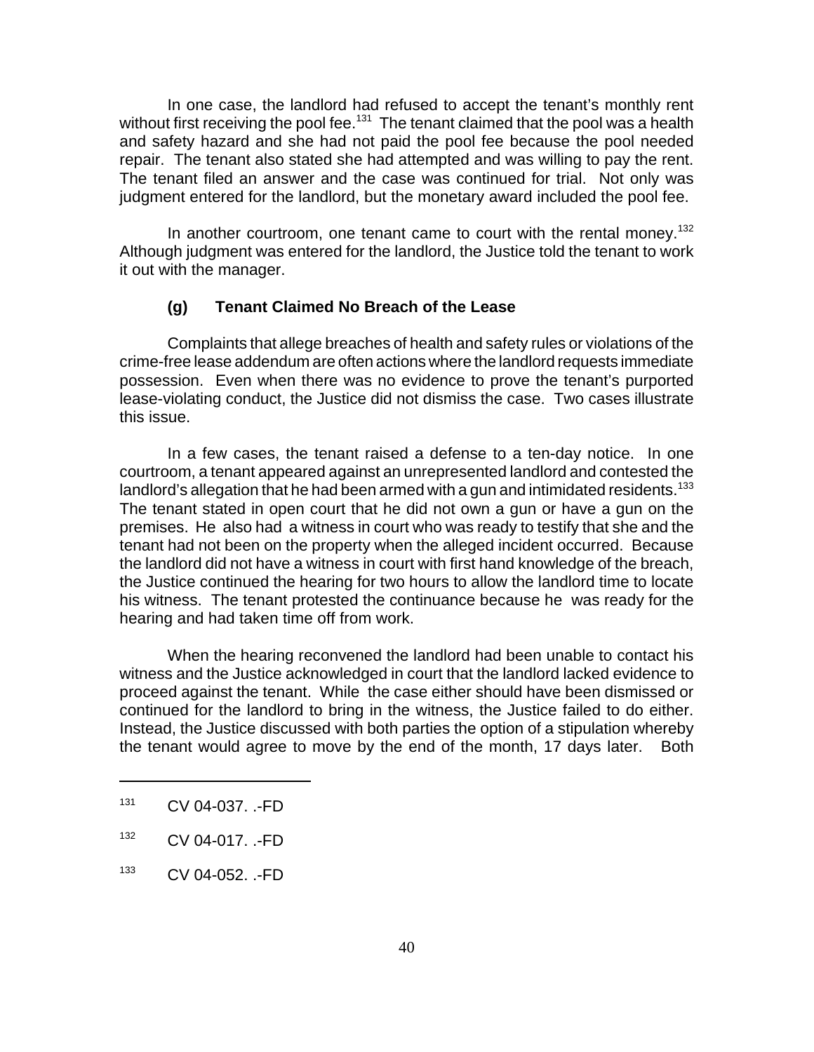In one case, the landlord had refused to accept the tenant's monthly rent without first receiving the pool fee.[131] The tenant claimed that the pool was a health and safety hazard and she had not paid the pool fee because the pool needed repair. The tenant also stated she had attempted and was willing to pay the rent. The tenant filed an answer and the case was continued for trial. Not only was judgment entered for the landlord, but the monetary award included the pool fee.

In another courtroom, one tenant came to court with the rental money.[132] Although judgment was entered for the landlord, the Justice told the tenant to work it out with the manager.

### (g) Tenant Claimed No Breach of the Lease

Complaints that allege breaches of health and safety rules or violations of the crime-free lease addendum are often actions where the landlord requests immediate possession. Even when there was no evidence to prove the tenant's purported lease-violating conduct, the Justice did not dismiss the case. Two cases illustrate this issue.

In a few cases, the tenant raised a defense to a ten-day notice. In one courtroom, a tenant appeared against an unrepresented landlord and contested the landlord's allegation that he had been armed with a gun and intimidated residents.[133] The tenant stated in open court that he did not own a gun or have a gun on the premises. He also had a witness in court who was ready to testify that she and the tenant had not been on the property when the alleged incident occurred. Because the landlord did not have a witness in court with first hand knowledge of the breach, the Justice continued the hearing for two hours to allow the landlord time to locate his witness. The tenant protested the continuance because he was ready for the hearing and had taken time off from work.

When the hearing reconvened the landlord had been unable to contact his witness and the Justice acknowledged in court that the landlord lacked evidence to proceed against the tenant. While the case either should have been dismissed or continued for the landlord to bring in the witness, the Justice failed to do either. Instead, the Justice discussed with both parties the option of a stipulation whereby the tenant would agree to move by the end of the month, 17 days later. Both

---

[131] CV 04-037. .-FD

[132] CV 04-017. .-FD

[133] CV 04-052. .-FD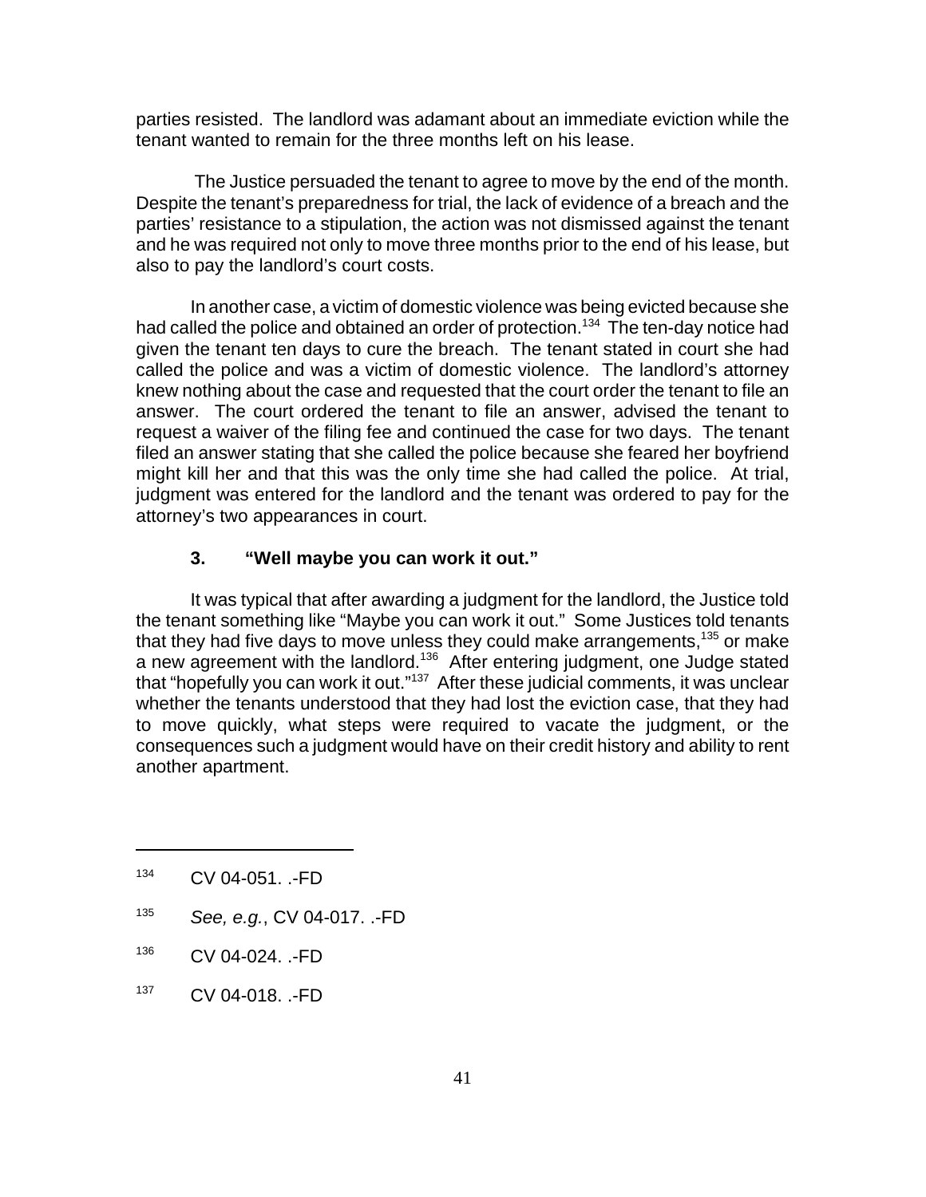parties resisted. The landlord was adamant about an immediate eviction while the tenant wanted to remain for the three months left on his lease.

The Justice persuaded the tenant to agree to move by the end of the month. Despite the tenant's preparedness for trial, the lack of evidence of a breach and the parties' resistance to a stipulation, the action was not dismissed against the tenant and he was required not only to move three months prior to the end of his lease, but also to pay the landlord's court costs.

In another case, a victim of domestic violence was being evicted because she had called the police and obtained an order of protection.[134] The ten-day notice had given the tenant ten days to cure the breach. The tenant stated in court she had called the police and was a victim of domestic violence. The landlord's attorney knew nothing about the case and requested that the court order the tenant to file an answer. The court ordered the tenant to file an answer, advised the tenant to request a waiver of the filing fee and continued the case for two days. The tenant filed an answer stating that she called the police because she feared her boyfriend might kill her and that this was the only time she had called the police. At trial, judgment was entered for the landlord and the tenant was ordered to pay for the attorney's two appearances in court.

### 3. "Well maybe you can work it out."

It was typical that after awarding a judgment for the landlord, the Justice told the tenant something like "Maybe you can work it out." Some Justices told tenants that they had five days to move unless they could make arrangements,[135] or make a new agreement with the landlord.[136] After entering judgment, one Judge stated that "hopefully you can work it out."[137] After these judicial comments, it was unclear whether the tenants understood that they had lost the eviction case, that they had to move quickly, what steps were required to vacate the judgment, or the consequences such a judgment would have on their credit history and ability to rent another apartment.

---

[134] CV 04-051. .-FD

[135] *See, e.g.*, CV 04-017. .-FD

[136] CV 04-024. .-FD

[137] CV 04-018. .-FD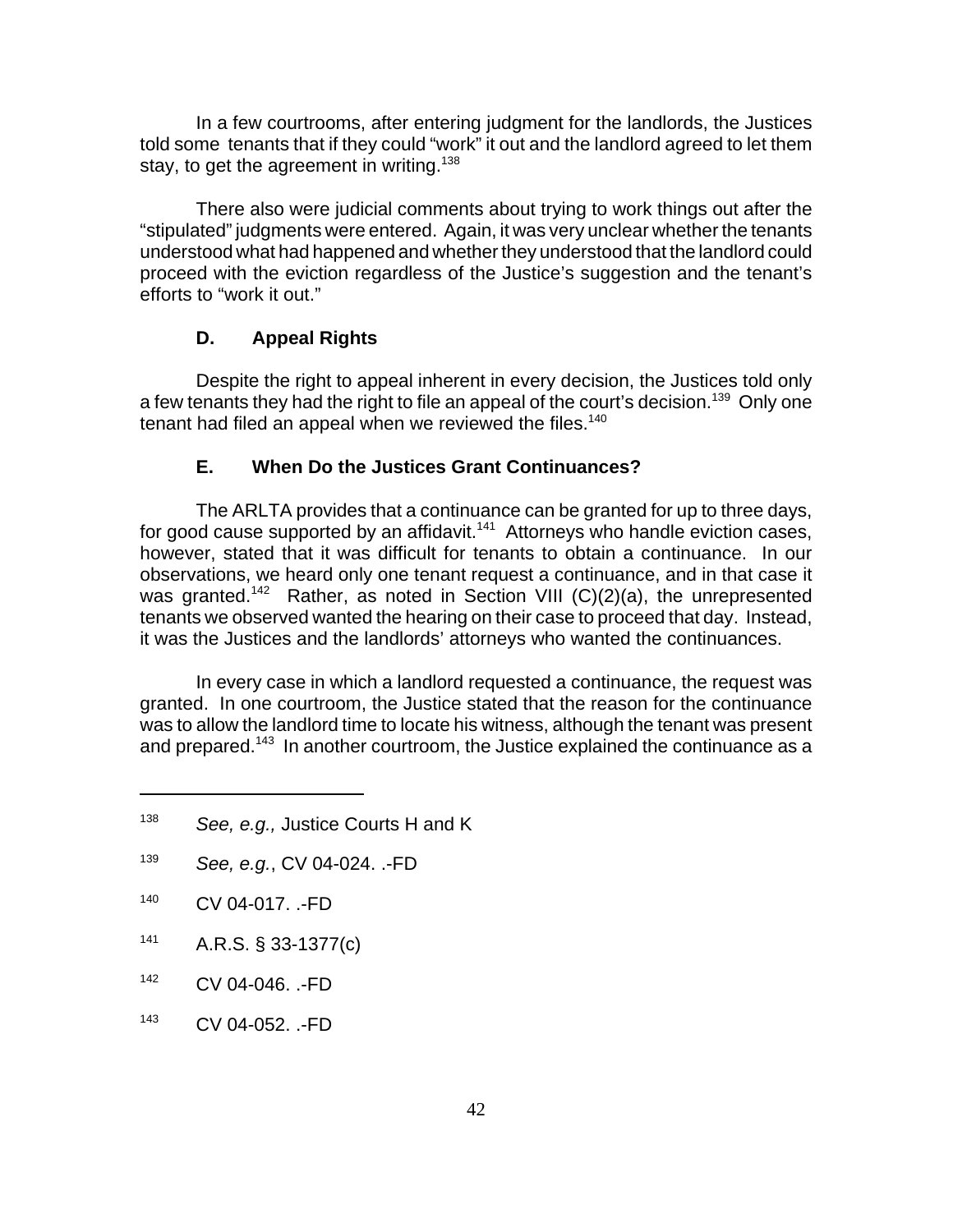In a few courtrooms, after entering judgment for the landlords, the Justices told some tenants that if they could "work" it out and the landlord agreed to let them stay, to get the agreement in writing.[138]

There also were judicial comments about trying to work things out after the "stipulated" judgments were entered. Again, it was very unclear whether the tenants understood what had happened and whether they understood that the landlord could proceed with the eviction regardless of the Justice's suggestion and the tenant's efforts to "work it out."

### D. Appeal Rights

Despite the right to appeal inherent in every decision, the Justices told only a few tenants they had the right to file an appeal of the court's decision.[139] Only one tenant had filed an appeal when we reviewed the files.[140]

### E. When Do the Justices Grant Continuances?

The ARLTA provides that a continuance can be granted for up to three days, for good cause supported by an affidavit.[141] Attorneys who handle eviction cases, however, stated that it was difficult for tenants to obtain a continuance. In our observations, we heard only one tenant request a continuance, and in that case it was granted.[142] Rather, as noted in Section VIII (C)(2)(a), the unrepresented tenants we observed wanted the hearing on their case to proceed that day. Instead, it was the Justices and the landlords' attorneys who wanted the continuances.

In every case in which a landlord requested a continuance, the request was granted. In one courtroom, the Justice stated that the reason for the continuance was to allow the landlord time to locate his witness, although the tenant was present and prepared.[143] In another courtroom, the Justice explained the continuance as a

---

[138] *See, e.g.,* Justice Courts H and K

[139] *See, e.g.*, CV 04-024. .-FD

[140] CV 04-017. .-FD

[141] A.R.S. § 33-1377(c)

[142] CV 04-046. .-FD

[143] CV 04-052. .-FD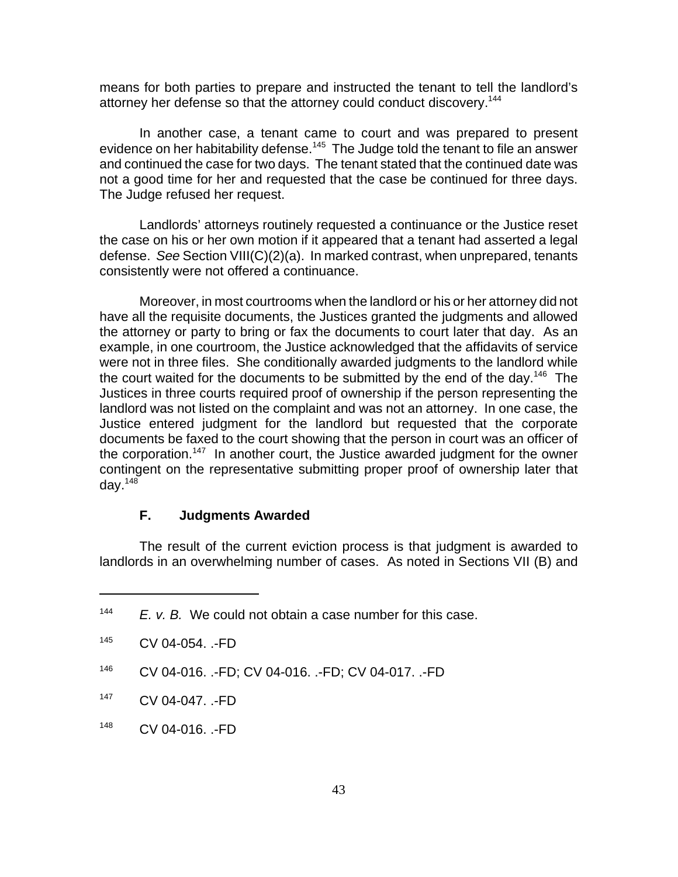means for both parties to prepare and instructed the tenant to tell the landlord's attorney her defense so that the attorney could conduct discovery.[144]

In another case, a tenant came to court and was prepared to present evidence on her habitability defense.[145] The Judge told the tenant to file an answer and continued the case for two days. The tenant stated that the continued date was not a good time for her and requested that the case be continued for three days. The Judge refused her request.

Landlords' attorneys routinely requested a continuance or the Justice reset the case on his or her own motion if it appeared that a tenant had asserted a legal defense. *See* Section VIII(C)(2)(a). In marked contrast, when unprepared, tenants consistently were not offered a continuance.

Moreover, in most courtrooms when the landlord or his or her attorney did not have all the requisite documents, the Justices granted the judgments and allowed the attorney or party to bring or fax the documents to court later that day. As an example, in one courtroom, the Justice acknowledged that the affidavits of service were not in three files. She conditionally awarded judgments to the landlord while the court waited for the documents to be submitted by the end of the day.[146] The Justices in three courts required proof of ownership if the person representing the landlord was not listed on the complaint and was not an attorney. In one case, the Justice entered judgment for the landlord but requested that the corporate documents be faxed to the court showing that the person in court was an officer of the corporation.[147] In another court, the Justice awarded judgment for the owner contingent on the representative submitting proper proof of ownership later that day.[148]

### F. Judgments Awarded

The result of the current eviction process is that judgment is awarded to landlords in an overwhelming number of cases. As noted in Sections VII (B) and

---

[144] *E. v. B.* We could not obtain a case number for this case.

[145] CV 04-054. .-FD

[146] CV 04-016. .-FD; CV 04-016. .-FD; CV 04-017. .-FD

[147] CV 04-047. .-FD

[148] CV 04-016. .-FD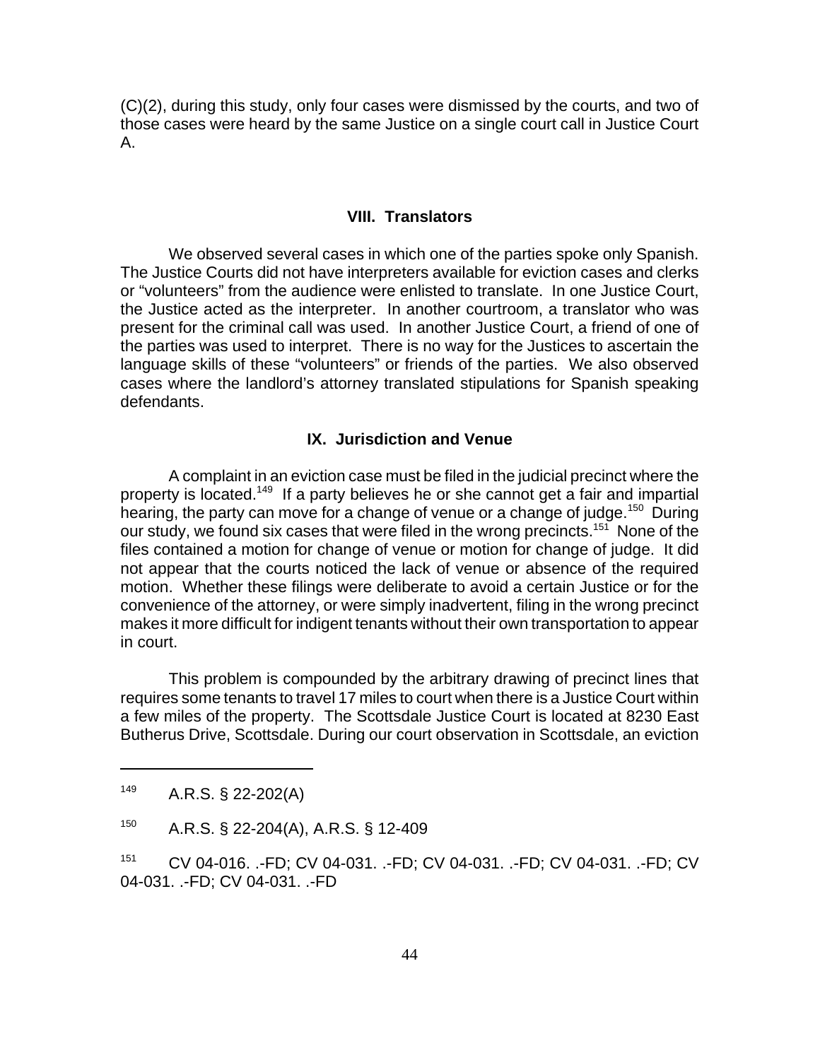(C)(2), during this study, only four cases were dismissed by the courts, and two of those cases were heard by the same Justice on a single court call in Justice Court A.

## VIII. Translators

We observed several cases in which one of the parties spoke only Spanish. The Justice Courts did not have interpreters available for eviction cases and clerks or "volunteers" from the audience were enlisted to translate. In one Justice Court, the Justice acted as the interpreter. In another courtroom, a translator who was present for the criminal call was used. In another Justice Court, a friend of one of the parties was used to interpret. There is no way for the Justices to ascertain the language skills of these "volunteers" or friends of the parties. We also observed cases where the landlord's attorney translated stipulations for Spanish speaking defendants.

## IX. Jurisdiction and Venue

A complaint in an eviction case must be filed in the judicial precinct where the property is located.[149] If a party believes he or she cannot get a fair and impartial hearing, the party can move for a change of venue or a change of judge.[150] During our study, we found six cases that were filed in the wrong precincts.[151] None of the files contained a motion for change of venue or motion for change of judge. It did not appear that the courts noticed the lack of venue or absence of the required motion. Whether these filings were deliberate to avoid a certain Justice or for the convenience of the attorney, or were simply inadvertent, filing in the wrong precinct makes it more difficult for indigent tenants without their own transportation to appear in court.

This problem is compounded by the arbitrary drawing of precinct lines that requires some tenants to travel 17 miles to court when there is a Justice Court within a few miles of the property. The Scottsdale Justice Court is located at 8230 East Butherus Drive, Scottsdale. During our court observation in Scottsdale, an eviction

---

[149] A.R.S. § 22-202(A)

[150] A.R.S. § 22-204(A), A.R.S. § 12-409

[151] CV 04-016. .-FD; CV 04-031. .-FD; CV 04-031. .-FD; CV 04-031. .-FD; CV 04-031. .-FD; CV 04-031. .-FD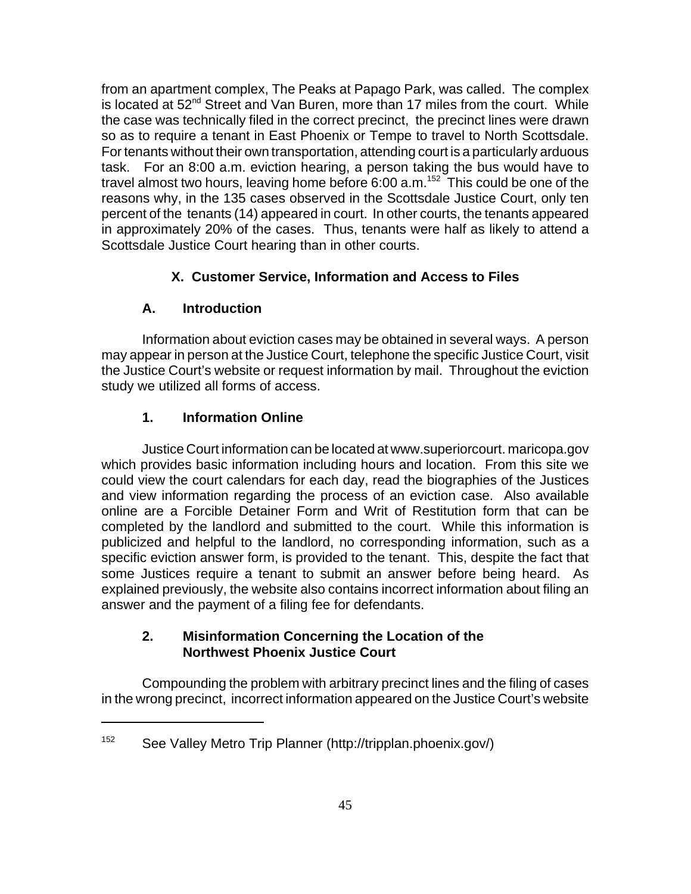from an apartment complex, The Peaks at Papago Park, was called. The complex is located at 52nd Street and Van Buren, more than 17 miles from the court. While the case was technically filed in the correct precinct, the precinct lines were drawn so as to require a tenant in East Phoenix or Tempe to travel to North Scottsdale. For tenants without their own transportation, attending court is a particularly arduous task. For an 8:00 a.m. eviction hearing, a person taking the bus would have to travel almost two hours, leaving home before 6:00 a.m.[152] This could be one of the reasons why, in the 135 cases observed in the Scottsdale Justice Court, only ten percent of the tenants (14) appeared in court. In other courts, the tenants appeared in approximately 20% of the cases. Thus, tenants were half as likely to attend a Scottsdale Justice Court hearing than in other courts.

## X. Customer Service, Information and Access to Files

### A. Introduction

Information about eviction cases may be obtained in several ways. A person may appear in person at the Justice Court, telephone the specific Justice Court, visit the Justice Court's website or request information by mail. Throughout the eviction study we utilized all forms of access.

#### 1. Information Online

Justice Court information can be located at www.superiorcourt. maricopa.gov which provides basic information including hours and location. From this site we could view the court calendars for each day, read the biographies of the Justices and view information regarding the process of an eviction case. Also available online are a Forcible Detainer Form and Writ of Restitution form that can be completed by the landlord and submitted to the court. While this information is publicized and helpful to the landlord, no corresponding information, such as a specific eviction answer form, is provided to the tenant. This, despite the fact that some Justices require a tenant to submit an answer before being heard. As explained previously, the website also contains incorrect information about filing an answer and the payment of a filing fee for defendants.

#### 2. Misinformation Concerning the Location of the Northwest Phoenix Justice Court

Compounding the problem with arbitrary precinct lines and the filing of cases in the wrong precinct, incorrect information appeared on the Justice Court's website

---

[152] See Valley Metro Trip Planner (http://tripplan.phoenix.gov/)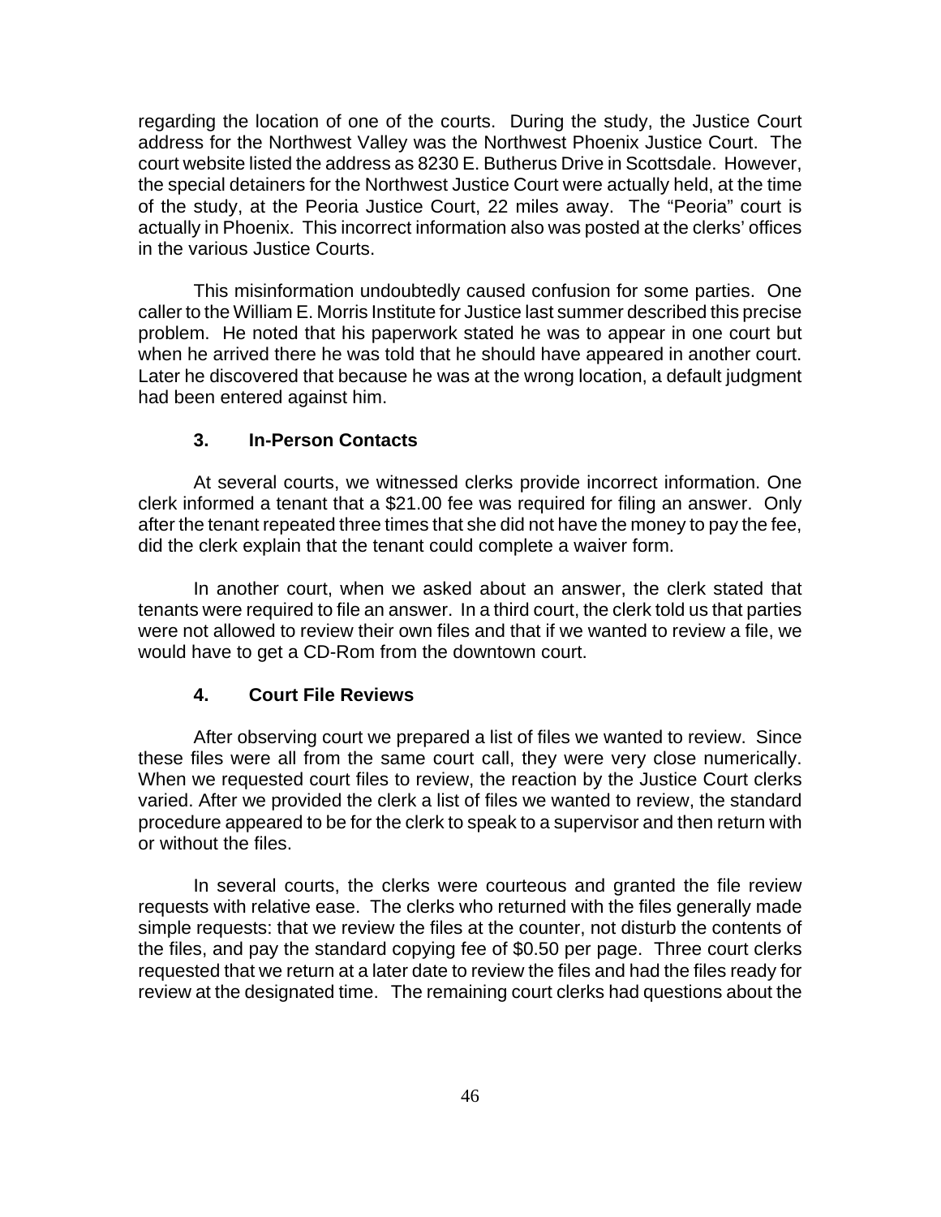regarding the location of one of the courts. During the study, the Justice Court address for the Northwest Valley was the Northwest Phoenix Justice Court. The court website listed the address as 8230 E. Butherus Drive in Scottsdale. However, the special detainers for the Northwest Justice Court were actually held, at the time of the study, at the Peoria Justice Court, 22 miles away. The "Peoria" court is actually in Phoenix. This incorrect information also was posted at the clerks' offices in the various Justice Courts.

This misinformation undoubtedly caused confusion for some parties. One caller to the William E. Morris Institute for Justice last summer described this precise problem. He noted that his paperwork stated he was to appear in one court but when he arrived there he was told that he should have appeared in another court. Later he discovered that because he was at the wrong location, a default judgment had been entered against him.

### 3. In-Person Contacts

At several courts, we witnessed clerks provide incorrect information. One clerk informed a tenant that a $21.00 fee was required for filing an answer. Only after the tenant repeated three times that she did not have the money to pay the fee, did the clerk explain that the tenant could complete a waiver form.

In another court, when we asked about an answer, the clerk stated that tenants were required to file an answer. In a third court, the clerk told us that parties were not allowed to review their own files and that if we wanted to review a file, we would have to get a CD-Rom from the downtown court.

### 4. Court File Reviews

After observing court we prepared a list of files we wanted to review. Since these files were all from the same court call, they were very close numerically. When we requested court files to review, the reaction by the Justice Court clerks varied. After we provided the clerk a list of files we wanted to review, the standard procedure appeared to be for the clerk to speak to a supervisor and then return with or without the files.

In several courts, the clerks were courteous and granted the file review requests with relative ease. The clerks who returned with the files generally made simple requests: that we review the files at the counter, not disturb the contents of the files, and pay the standard copying fee of $0.50 per page. Three court clerks requested that we return at a later date to review the files and had the files ready for review at the designated time. The remaining court clerks had questions about the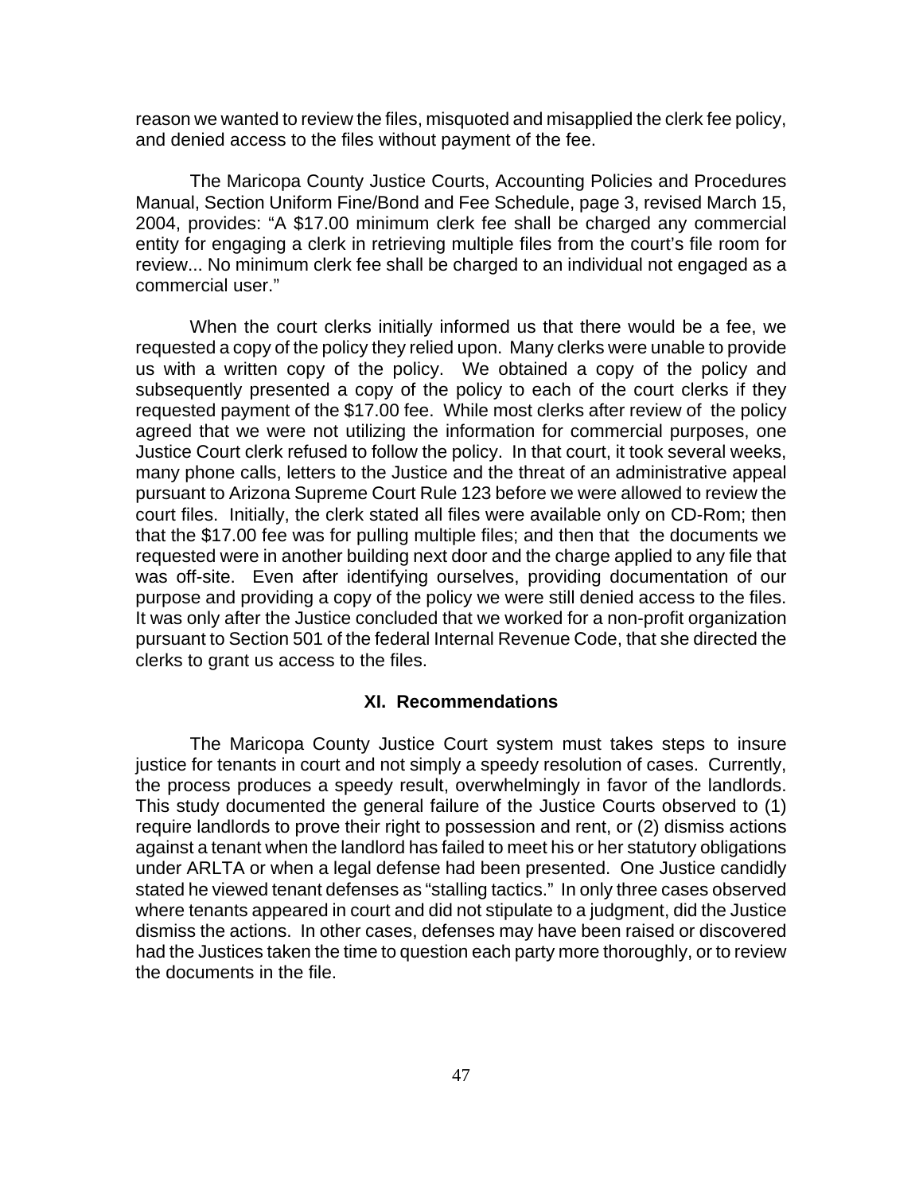reason we wanted to review the files, misquoted and misapplied the clerk fee policy, and denied access to the files without payment of the fee.

The Maricopa County Justice Courts, Accounting Policies and Procedures Manual, Section Uniform Fine/Bond and Fee Schedule, page 3, revised March 15, 2004, provides: "A $17.00 minimum clerk fee shall be charged any commercial entity for engaging a clerk in retrieving multiple files from the court's file room for review... No minimum clerk fee shall be charged to an individual not engaged as a commercial user."

When the court clerks initially informed us that there would be a fee, we requested a copy of the policy they relied upon. Many clerks were unable to provide us with a written copy of the policy. We obtained a copy of the policy and subsequently presented a copy of the policy to each of the court clerks if they requested payment of the $17.00 fee. While most clerks after review of the policy agreed that we were not utilizing the information for commercial purposes, one Justice Court clerk refused to follow the policy. In that court, it took several weeks, many phone calls, letters to the Justice and the threat of an administrative appeal pursuant to Arizona Supreme Court Rule 123 before we were allowed to review the court files. Initially, the clerk stated all files were available only on CD-Rom; then that the $17.00 fee was for pulling multiple files; and then that the documents we requested were in another building next door and the charge applied to any file that was off-site. Even after identifying ourselves, providing documentation of our purpose and providing a copy of the policy we were still denied access to the files. It was only after the Justice concluded that we worked for a non-profit organization pursuant to Section 501 of the federal Internal Revenue Code, that she directed the clerks to grant us access to the files.

## XI. Recommendations

The Maricopa County Justice Court system must takes steps to insure justice for tenants in court and not simply a speedy resolution of cases. Currently, the process produces a speedy result, overwhelmingly in favor of the landlords. This study documented the general failure of the Justice Courts observed to (1) require landlords to prove their right to possession and rent, or (2) dismiss actions against a tenant when the landlord has failed to meet his or her statutory obligations under ARLTA or when a legal defense had been presented. One Justice candidly stated he viewed tenant defenses as "stalling tactics." In only three cases observed where tenants appeared in court and did not stipulate to a judgment, did the Justice dismiss the actions. In other cases, defenses may have been raised or discovered had the Justices taken the time to question each party more thoroughly, or to review the documents in the file.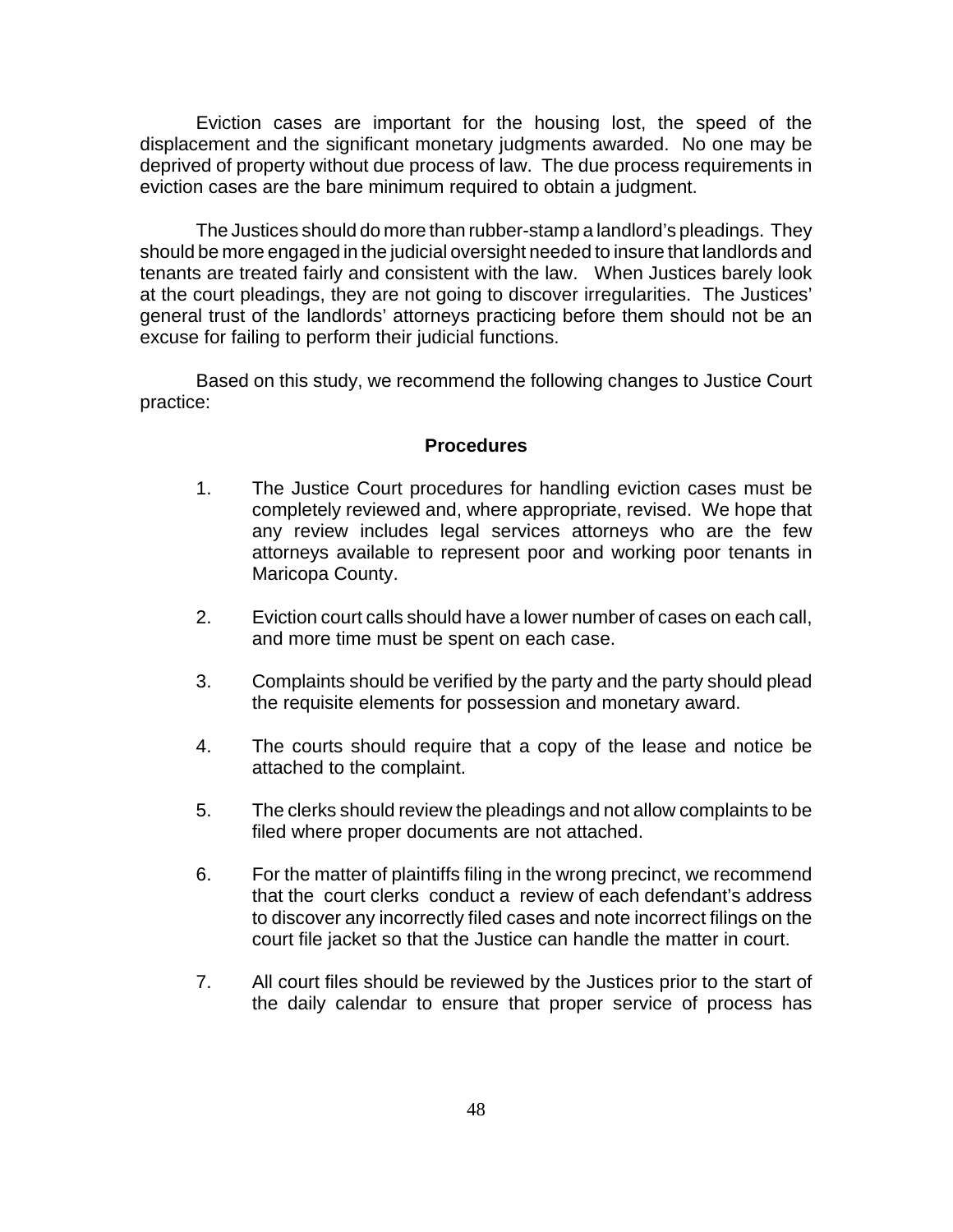Eviction cases are important for the housing lost, the speed of the displacement and the significant monetary judgments awarded. No one may be deprived of property without due process of law. The due process requirements in eviction cases are the bare minimum required to obtain a judgment.

The Justices should do more than rubber-stamp a landlord's pleadings. They should be more engaged in the judicial oversight needed to insure that landlords and tenants are treated fairly and consistent with the law. When Justices barely look at the court pleadings, they are not going to discover irregularities. The Justices' general trust of the landlords' attorneys practicing before them should not be an excuse for failing to perform their judicial functions.

Based on this study, we recommend the following changes to Justice Court practice:

**Procedures**

1. The Justice Court procedures for handling eviction cases must be completely reviewed and, where appropriate, revised. We hope that any review includes legal services attorneys who are the few attorneys available to represent poor and working poor tenants in Maricopa County.

2. Eviction court calls should have a lower number of cases on each call, and more time must be spent on each case.

3. Complaints should be verified by the party and the party should plead the requisite elements for possession and monetary award.

4. The courts should require that a copy of the lease and notice be attached to the complaint.

5. The clerks should review the pleadings and not allow complaints to be filed where proper documents are not attached.

6. For the matter of plaintiffs filing in the wrong precinct, we recommend that the court clerks conduct a review of each defendant's address to discover any incorrectly filed cases and note incorrect filings on the court file jacket so that the Justice can handle the matter in court.

7. All court files should be reviewed by the Justices prior to the start of the daily calendar to ensure that proper service of process has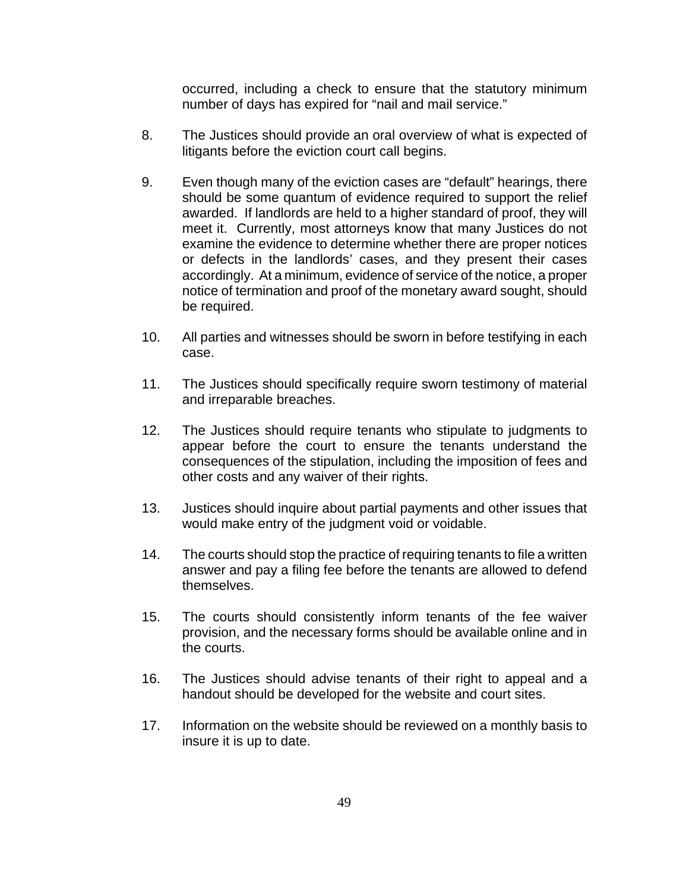occurred, including a check to ensure that the statutory minimum number of days has expired for "nail and mail service."

8. The Justices should provide an oral overview of what is expected of litigants before the eviction court call begins.

9. Even though many of the eviction cases are "default" hearings, there should be some quantum of evidence required to support the relief awarded. If landlords are held to a higher standard of proof, they will meet it. Currently, most attorneys know that many Justices do not examine the evidence to determine whether there are proper notices or defects in the landlords' cases, and they present their cases accordingly. At a minimum, evidence of service of the notice, a proper notice of termination and proof of the monetary award sought, should be required.

10. All parties and witnesses should be sworn in before testifying in each case.

11. The Justices should specifically require sworn testimony of material and irreparable breaches.

12. The Justices should require tenants who stipulate to judgments to appear before the court to ensure the tenants understand the consequences of the stipulation, including the imposition of fees and other costs and any waiver of their rights.

13. Justices should inquire about partial payments and other issues that would make entry of the judgment void or voidable.

14. The courts should stop the practice of requiring tenants to file a written answer and pay a filing fee before the tenants are allowed to defend themselves.

15. The courts should consistently inform tenants of the fee waiver provision, and the necessary forms should be available online and in the courts.

16. The Justices should advise tenants of their right to appeal and a handout should be developed for the website and court sites.

17. Information on the website should be reviewed on a monthly basis to insure it is up to date.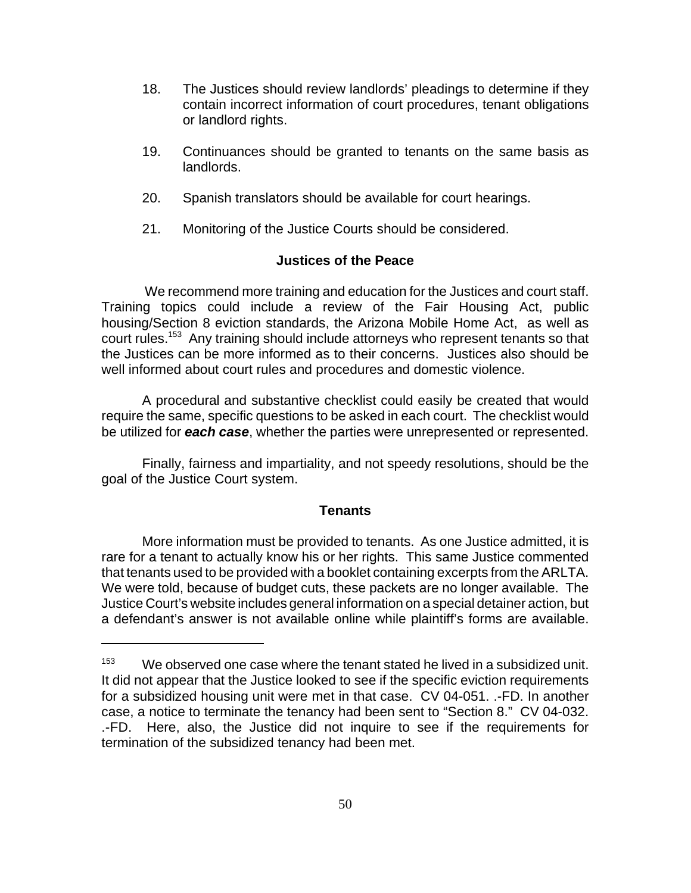18. The Justices should review landlords' pleadings to determine if they contain incorrect information of court procedures, tenant obligations or landlord rights.

19. Continuances should be granted to tenants on the same basis as landlords.

20. Spanish translators should be available for court hearings.

21. Monitoring of the Justice Courts should be considered.

### Justices of the Peace

We recommend more training and education for the Justices and court staff. Training topics could include a review of the Fair Housing Act, public housing/Section 8 eviction standards, the Arizona Mobile Home Act, as well as court rules.[153] Any training should include attorneys who represent tenants so that the Justices can be more informed as to their concerns. Justices also should be well informed about court rules and procedures and domestic violence.

A procedural and substantive checklist could easily be created that would require the same, specific questions to be asked in each court. The checklist would be utilized for ***each case***, whether the parties were unrepresented or represented.

Finally, fairness and impartiality, and not speedy resolutions, should be the goal of the Justice Court system.

### Tenants

More information must be provided to tenants. As one Justice admitted, it is rare for a tenant to actually know his or her rights. This same Justice commented that tenants used to be provided with a booklet containing excerpts from the ARLTA. We were told, because of budget cuts, these packets are no longer available. The Justice Court's website includes general information on a special detainer action, but a defendant's answer is not available online while plaintiff's forms are available.

---

[153] We observed one case where the tenant stated he lived in a subsidized unit. It did not appear that the Justice looked to see if the specific eviction requirements for a subsidized housing unit were met in that case. CV 04-051. .-FD. In another case, a notice to terminate the tenancy had been sent to "Section 8." CV 04-032. .-FD. Here, also, the Justice did not inquire to see if the requirements for termination of the subsidized tenancy had been met.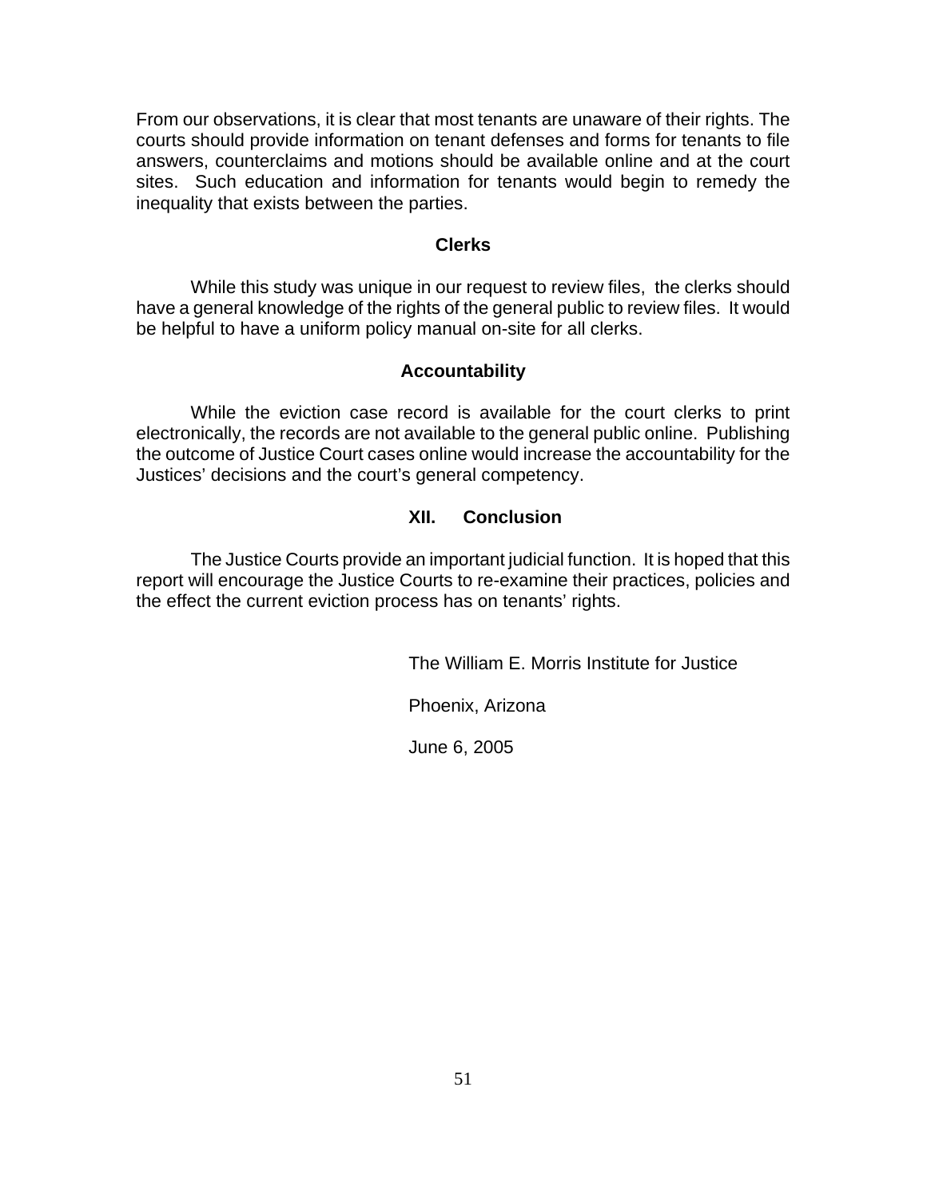From our observations, it is clear that most tenants are unaware of their rights. The courts should provide information on tenant defenses and forms for tenants to file answers, counterclaims and motions should be available online and at the court sites. Such education and information for tenants would begin to remedy the inequality that exists between the parties.

### Clerks

While this study was unique in our request to review files, the clerks should have a general knowledge of the rights of the general public to review files. It would be helpful to have a uniform policy manual on-site for all clerks.

### Accountability

While the eviction case record is available for the court clerks to print electronically, the records are not available to the general public online. Publishing the outcome of Justice Court cases online would increase the accountability for the Justices' decisions and the court's general competency.

## XII. Conclusion

The Justice Courts provide an important judicial function. It is hoped that this report will encourage the Justice Courts to re-examine their practices, policies and the effect the current eviction process has on tenants' rights.

The William E. Morris Institute for Justice

Phoenix, Arizona

June 6, 2005